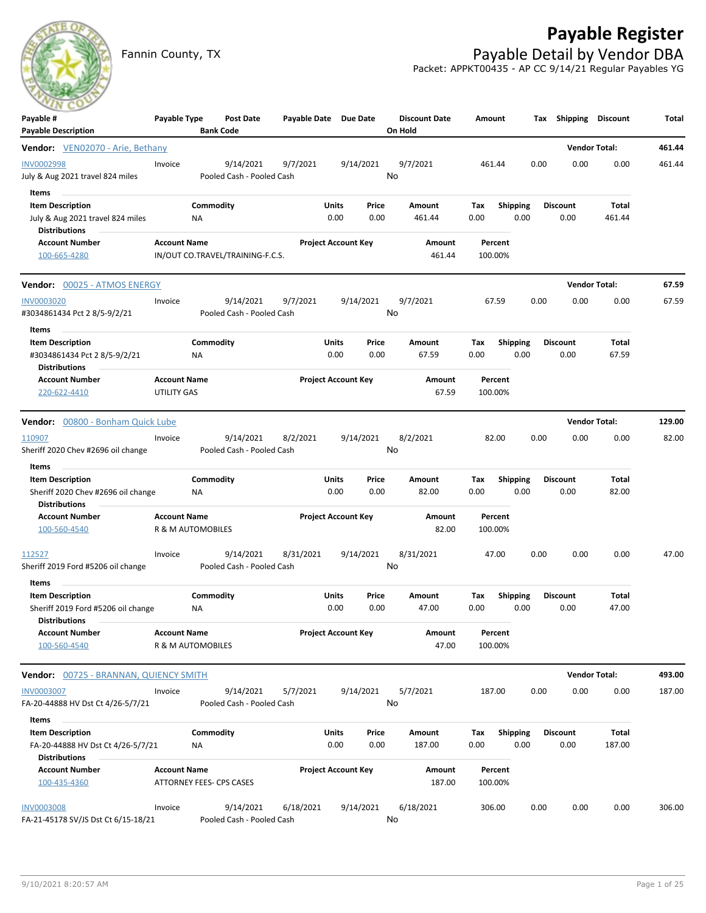# Payable Register

Fannin County, TX

## Payable Detail by Vendor DBA

Packet: APPKT00435 - AP CC 9/14/21 Regular Payables YG

| Payable # / Payable Description | Payable Type | Post Date / Bank Code | Payable Date | Due Date | Discount Date / On Hold | Amount | Tax | Shipping | Discount | Total |
|---|---|---|---|---|---|---|---|---|---|---|

### Vendor: VEN02070 - Arie, Bethany — Vendor Total: 461.44

| Payable # | Payable Type | Post Date | Payable Date | Due Date | Discount Date | Amount | Tax | Shipping | Discount | Total |
|---|---|---|---|---|---|---|---|---|---|---|
| INV0002998 | Invoice | 9/14/2021 | 9/7/2021 | 9/14/2021 | 9/7/2021 | 461.44 | 0.00 | 0.00 | 0.00 | 461.44 |

July & Aug 2021 travel 824 miles — Pooled Cash - Pooled Cash — On Hold: No

**Items**

| Item Description | Commodity | Units | Price | Amount | Tax | Shipping | Discount | Total |
|---|---|---|---|---|---|---|---|---|
| July & Aug 2021 travel 824 miles | NA | 0.00 | 0.00 | 461.44 | 0.00 | 0.00 | 0.00 | 461.44 |

**Distributions**

| Account Number | Account Name | Project Account Key | Amount | Percent |
|---|---|---|---|---|
| 100-665-4280 | IN/OUT CO.TRAVEL/TRAINING-F.C.S. | | 461.44 | 100.00% |

### Vendor: 00025 - ATMOS ENERGY — Vendor Total: 67.59

| Payable # | Payable Type | Post Date | Payable Date | Due Date | Discount Date | Amount | Tax | Shipping | Discount | Total |
|---|---|---|---|---|---|---|---|---|---|---|
| INV0003020 | Invoice | 9/14/2021 | 9/7/2021 | 9/14/2021 | 9/7/2021 | 67.59 | 0.00 | 0.00 | 0.00 | 67.59 |

#3034861434 Pct 2 8/5-9/2/21 — Pooled Cash - Pooled Cash — On Hold: No

**Items**

| Item Description | Commodity | Units | Price | Amount | Tax | Shipping | Discount | Total |
|---|---|---|---|---|---|---|---|---|
| #3034861434 Pct 2 8/5-9/2/21 | NA | 0.00 | 0.00 | 67.59 | 0.00 | 0.00 | 0.00 | 67.59 |

**Distributions**

| Account Number | Account Name | Project Account Key | Amount | Percent |
|---|---|---|---|---|
| 220-622-4410 | UTILITY GAS | | 67.59 | 100.00% |

### Vendor: 00800 - Bonham Quick Lube — Vendor Total: 129.00

| Payable # | Payable Type | Post Date | Payable Date | Due Date | Discount Date | Amount | Tax | Shipping | Discount | Total |
|---|---|---|---|---|---|---|---|---|---|---|
| 110907 | Invoice | 9/14/2021 | 8/2/2021 | 9/14/2021 | 8/2/2021 | 82.00 | 0.00 | 0.00 | 0.00 | 82.00 |

Sheriff 2020 Chev #2696 oil change — Pooled Cash - Pooled Cash — On Hold: No

**Items**

| Item Description | Commodity | Units | Price | Amount | Tax | Shipping | Discount | Total |
|---|---|---|---|---|---|---|---|---|
| Sheriff 2020 Chev #2696 oil change | NA | 0.00 | 0.00 | 82.00 | 0.00 | 0.00 | 0.00 | 82.00 |

**Distributions**

| Account Number | Account Name | Project Account Key | Amount | Percent |
|---|---|---|---|---|
| 100-560-4540 | R & M AUTOMOBILES | | 82.00 | 100.00% |

| Payable # | Payable Type | Post Date | Payable Date | Due Date | Discount Date | Amount | Tax | Shipping | Discount | Total |
|---|---|---|---|---|---|---|---|---|---|---|
| 112527 | Invoice | 9/14/2021 | 8/31/2021 | 9/14/2021 | 8/31/2021 | 47.00 | 0.00 | 0.00 | 0.00 | 47.00 |

Sheriff 2019 Ford #5206 oil change — Pooled Cash - Pooled Cash — On Hold: No

**Items**

| Item Description | Commodity | Units | Price | Amount | Tax | Shipping | Discount | Total |
|---|---|---|---|---|---|---|---|---|
| Sheriff 2019 Ford #5206 oil change | NA | 0.00 | 0.00 | 47.00 | 0.00 | 0.00 | 0.00 | 47.00 |

**Distributions**

| Account Number | Account Name | Project Account Key | Amount | Percent |
|---|---|---|---|---|
| 100-560-4540 | R & M AUTOMOBILES | | 47.00 | 100.00% |

### Vendor: 00725 - BRANNAN, QUIENCY SMITH — Vendor Total: 493.00

| Payable # | Payable Type | Post Date | Payable Date | Due Date | Discount Date | Amount | Tax | Shipping | Discount | Total |
|---|---|---|---|---|---|---|---|---|---|---|
| INV0003007 | Invoice | 9/14/2021 | 5/7/2021 | 9/14/2021 | 5/7/2021 | 187.00 | 0.00 | 0.00 | 0.00 | 187.00 |

FA-20-44888 HV Dst Ct 4/26-5/7/21 — Pooled Cash - Pooled Cash — On Hold: No

**Items**

| Item Description | Commodity | Units | Price | Amount | Tax | Shipping | Discount | Total |
|---|---|---|---|---|---|---|---|---|
| FA-20-44888 HV Dst Ct 4/26-5/7/21 | NA | 0.00 | 0.00 | 187.00 | 0.00 | 0.00 | 0.00 | 187.00 |

**Distributions**

| Account Number | Account Name | Project Account Key | Amount | Percent |
|---|---|---|---|---|
| 100-435-4360 | ATTORNEY FEES- CPS CASES | | 187.00 | 100.00% |

| Payable # | Payable Type | Post Date | Payable Date | Due Date | Discount Date | Amount | Tax | Shipping | Discount | Total |
|---|---|---|---|---|---|---|---|---|---|---|
| INV0003008 | Invoice | 9/14/2021 | 6/18/2021 | 9/14/2021 | 6/18/2021 | 306.00 | 0.00 | 0.00 | 0.00 | 306.00 |

FA-21-45178 SV/JS Dst Ct 6/15-18/21 — Pooled Cash - Pooled Cash — On Hold: No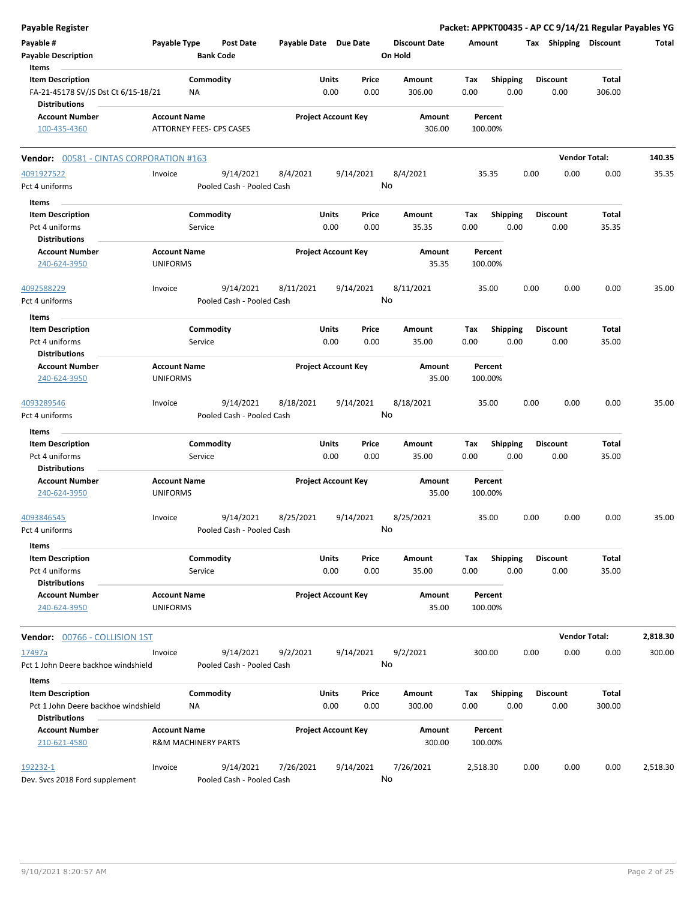**Payable Register** — **Packet: APPKT00435 - AP CC 9/14/21 Regular Payables YG**

| Payable # | Payable Type | Post Date | Payable Date | Due Date | Discount Date | Amount | Tax | Shipping | Discount | Total |
|---|---|---|---|---|---|---|---|---|---|---|
| Payable Description | | Bank Code | | | On Hold | | | | | |

| Item Description | Commodity | Units | Price | Amount | Tax | Shipping | Discount | Total |
|---|---|---|---|---|---|---|---|---|
| FA-21-45178 SV/JS Dst Ct 6/15-18/21 | NA | 0.00 | 0.00 | 306.00 | 0.00 | 0.00 | 0.00 | 306.00 |

Distributions

| Account Number | Account Name | Project Account Key | Amount | Percent |
|---|---|---|---|---|
| 100-435-4360 | ATTORNEY FEES- CPS CASES | | 306.00 | 100.00% |

## Vendor: 00581 - CINTAS CORPORATION #163 — Vendor Total: 140.35

| Payable # | Payable Type | Post Date | Payable Date | Due Date | Discount Date | Amount | Tax | Shipping | Discount | Total |
|---|---|---|---|---|---|---|---|---|---|---|
| 4091927522 | Invoice | 9/14/2021 | 8/4/2021 | 9/14/2021 | 8/4/2021 | 35.35 | 0.00 | 0.00 | 0.00 | 35.35 |
| Pct 4 uniforms | | Pooled Cash - Pooled Cash | | | No | | | | | |

| Item Description | Commodity | Units | Price | Amount | Tax | Shipping | Discount | Total |
|---|---|---|---|---|---|---|---|---|
| Pct 4 uniforms | Service | 0.00 | 0.00 | 35.35 | 0.00 | 0.00 | 0.00 | 35.35 |

Distributions

| Account Number | Account Name | Project Account Key | Amount | Percent |
|---|---|---|---|---|
| 240-624-3950 | UNIFORMS | | 35.35 | 100.00% |

| Payable # | Payable Type | Post Date | Payable Date | Due Date | Discount Date | Amount | Tax | Shipping | Discount | Total |
|---|---|---|---|---|---|---|---|---|---|---|
| 4092588229 | Invoice | 9/14/2021 | 8/11/2021 | 9/14/2021 | 8/11/2021 | 35.00 | 0.00 | 0.00 | 0.00 | 35.00 |
| Pct 4 uniforms | | Pooled Cash - Pooled Cash | | | No | | | | | |

| Item Description | Commodity | Units | Price | Amount | Tax | Shipping | Discount | Total |
|---|---|---|---|---|---|---|---|---|
| Pct 4 uniforms | Service | 0.00 | 0.00 | 35.00 | 0.00 | 0.00 | 0.00 | 35.00 |

Distributions

| Account Number | Account Name | Project Account Key | Amount | Percent |
|---|---|---|---|---|
| 240-624-3950 | UNIFORMS | | 35.00 | 100.00% |

| Payable # | Payable Type | Post Date | Payable Date | Due Date | Discount Date | Amount | Tax | Shipping | Discount | Total |
|---|---|---|---|---|---|---|---|---|---|---|
| 4093289546 | Invoice | 9/14/2021 | 8/18/2021 | 9/14/2021 | 8/18/2021 | 35.00 | 0.00 | 0.00 | 0.00 | 35.00 |
| Pct 4 uniforms | | Pooled Cash - Pooled Cash | | | No | | | | | |

| Item Description | Commodity | Units | Price | Amount | Tax | Shipping | Discount | Total |
|---|---|---|---|---|---|---|---|---|
| Pct 4 uniforms | Service | 0.00 | 0.00 | 35.00 | 0.00 | 0.00 | 0.00 | 35.00 |

Distributions

| Account Number | Account Name | Project Account Key | Amount | Percent |
|---|---|---|---|---|
| 240-624-3950 | UNIFORMS | | 35.00 | 100.00% |

| Payable # | Payable Type | Post Date | Payable Date | Due Date | Discount Date | Amount | Tax | Shipping | Discount | Total |
|---|---|---|---|---|---|---|---|---|---|---|
| 4093846545 | Invoice | 9/14/2021 | 8/25/2021 | 9/14/2021 | 8/25/2021 | 35.00 | 0.00 | 0.00 | 0.00 | 35.00 |
| Pct 4 uniforms | | Pooled Cash - Pooled Cash | | | No | | | | | |

| Item Description | Commodity | Units | Price | Amount | Tax | Shipping | Discount | Total |
|---|---|---|---|---|---|---|---|---|
| Pct 4 uniforms | Service | 0.00 | 0.00 | 35.00 | 0.00 | 0.00 | 0.00 | 35.00 |

Distributions

| Account Number | Account Name | Project Account Key | Amount | Percent |
|---|---|---|---|---|
| 240-624-3950 | UNIFORMS | | 35.00 | 100.00% |

## Vendor: 00766 - COLLISION 1ST — Vendor Total: 2,818.30

| Payable # | Payable Type | Post Date | Payable Date | Due Date | Discount Date | Amount | Tax | Shipping | Discount | Total |
|---|---|---|---|---|---|---|---|---|---|---|
| 17497a | Invoice | 9/14/2021 | 9/2/2021 | 9/14/2021 | 9/2/2021 | 300.00 | 0.00 | 0.00 | 0.00 | 300.00 |
| Pct 1 John Deere backhoe windshield | | Pooled Cash - Pooled Cash | | | No | | | | | |

| Item Description | Commodity | Units | Price | Amount | Tax | Shipping | Discount | Total |
|---|---|---|---|---|---|---|---|---|
| Pct 1 John Deere backhoe windshield | NA | 0.00 | 0.00 | 300.00 | 0.00 | 0.00 | 0.00 | 300.00 |

Distributions

| Account Number | Account Name | Project Account Key | Amount | Percent |
|---|---|---|---|---|
| 210-621-4580 | R&M MACHINERY PARTS | | 300.00 | 100.00% |

| Payable # | Payable Type | Post Date | Payable Date | Due Date | Discount Date | Amount | Tax | Shipping | Discount | Total |
|---|---|---|---|---|---|---|---|---|---|---|
| 192232-1 | Invoice | 9/14/2021 | 7/26/2021 | 9/14/2021 | 7/26/2021 | 2,518.30 | 0.00 | 0.00 | 0.00 | 2,518.30 |
| Dev. Svcs 2018 Ford supplement | | Pooled Cash - Pooled Cash | | | No | | | | | |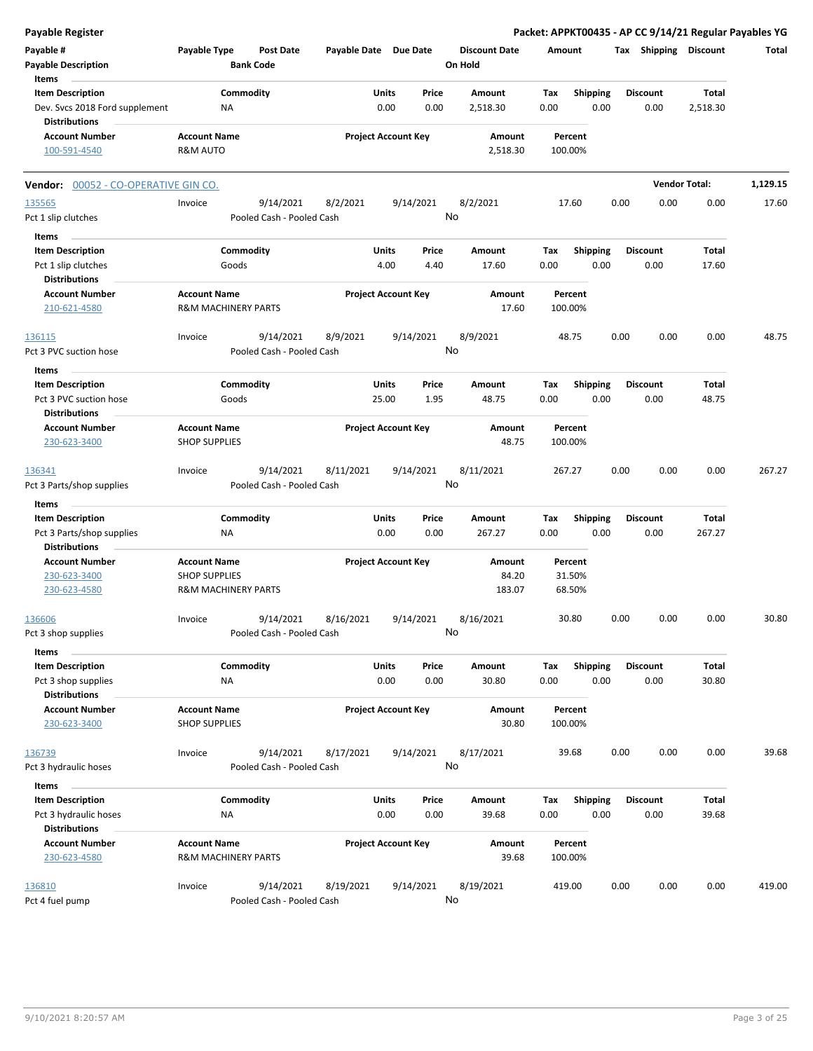# Payable Register

**Packet: APPKT00435 - AP CC 9/14/21 Regular Payables YG**

| Payable # | Payable Type | Post Date | Payable Date | Due Date | Discount Date | Amount | Tax | Shipping | Discount | Total |
|---|---|---|---|---|---|---|---|---|---|---|
| Payable Description | | Bank Code | | | On Hold | | | | | |

**Items**

| Item Description | Commodity | Units | Price | Amount | Tax | Shipping | Discount | Total |
|---|---|---|---|---|---|---|---|---|
| Dev. Svcs 2018 Ford supplement | NA | 0.00 | 0.00 | 2,518.30 | 0.00 | 0.00 | 0.00 | 2,518.30 |

**Distributions**

| Account Number | Account Name | Project Account Key | Amount | Percent |
|---|---|---|---|---|
| 100-591-4540 | R&M AUTO | | 2,518.30 | 100.00% |

---

**Vendor: 00052 - CO-OPERATIVE GIN CO.** — **Vendor Total: 1,129.15**

| Payable # | Payable Type | Post Date | Payable Date | Due Date | Discount Date | Amount | Tax | Shipping | Discount | Total |
|---|---|---|---|---|---|---|---|---|---|---|
| 135565 | Invoice | 9/14/2021 | 8/2/2021 | 9/14/2021 | 8/2/2021 | 17.60 | 0.00 | 0.00 | 0.00 | 17.60 |

Pct 1 slip clutches — Pooled Cash - Pooled Cash — On Hold: No

**Items**

| Item Description | Commodity | Units | Price | Amount | Tax | Shipping | Discount | Total |
|---|---|---|---|---|---|---|---|---|
| Pct 1 slip clutches | Goods | 4.00 | 4.40 | 17.60 | 0.00 | 0.00 | 0.00 | 17.60 |

**Distributions**

| Account Number | Account Name | Project Account Key | Amount | Percent |
|---|---|---|---|---|
| 210-621-4580 | R&M MACHINERY PARTS | | 17.60 | 100.00% |

| Payable # | Payable Type | Post Date | Payable Date | Due Date | Discount Date | Amount | Tax | Shipping | Discount | Total |
|---|---|---|---|---|---|---|---|---|---|---|
| 136115 | Invoice | 9/14/2021 | 8/9/2021 | 9/14/2021 | 8/9/2021 | 48.75 | 0.00 | 0.00 | 0.00 | 48.75 |

Pct 3 PVC suction hose — Pooled Cash - Pooled Cash — On Hold: No

**Items**

| Item Description | Commodity | Units | Price | Amount | Tax | Shipping | Discount | Total |
|---|---|---|---|---|---|---|---|---|
| Pct 3 PVC suction hose | Goods | 25.00 | 1.95 | 48.75 | 0.00 | 0.00 | 0.00 | 48.75 |

**Distributions**

| Account Number | Account Name | Project Account Key | Amount | Percent |
|---|---|---|---|---|
| 230-623-3400 | SHOP SUPPLIES | | 48.75 | 100.00% |

| Payable # | Payable Type | Post Date | Payable Date | Due Date | Discount Date | Amount | Tax | Shipping | Discount | Total |
|---|---|---|---|---|---|---|---|---|---|---|
| 136341 | Invoice | 9/14/2021 | 8/11/2021 | 9/14/2021 | 8/11/2021 | 267.27 | 0.00 | 0.00 | 0.00 | 267.27 |

Pct 3 Parts/shop supplies — Pooled Cash - Pooled Cash — On Hold: No

**Items**

| Item Description | Commodity | Units | Price | Amount | Tax | Shipping | Discount | Total |
|---|---|---|---|---|---|---|---|---|
| Pct 3 Parts/shop supplies | NA | 0.00 | 0.00 | 267.27 | 0.00 | 0.00 | 0.00 | 267.27 |

**Distributions**

| Account Number | Account Name | Project Account Key | Amount | Percent |
|---|---|---|---|---|
| 230-623-3400 | SHOP SUPPLIES | | 84.20 | 31.50% |
| 230-623-4580 | R&M MACHINERY PARTS | | 183.07 | 68.50% |

| Payable # | Payable Type | Post Date | Payable Date | Due Date | Discount Date | Amount | Tax | Shipping | Discount | Total |
|---|---|---|---|---|---|---|---|---|---|---|
| 136606 | Invoice | 9/14/2021 | 8/16/2021 | 9/14/2021 | 8/16/2021 | 30.80 | 0.00 | 0.00 | 0.00 | 30.80 |

Pct 3 shop supplies — Pooled Cash - Pooled Cash — On Hold: No

**Items**

| Item Description | Commodity | Units | Price | Amount | Tax | Shipping | Discount | Total |
|---|---|---|---|---|---|---|---|---|
| Pct 3 shop supplies | NA | 0.00 | 0.00 | 30.80 | 0.00 | 0.00 | 0.00 | 30.80 |

**Distributions**

| Account Number | Account Name | Project Account Key | Amount | Percent |
|---|---|---|---|---|
| 230-623-3400 | SHOP SUPPLIES | | 30.80 | 100.00% |

| Payable # | Payable Type | Post Date | Payable Date | Due Date | Discount Date | Amount | Tax | Shipping | Discount | Total |
|---|---|---|---|---|---|---|---|---|---|---|
| 136739 | Invoice | 9/14/2021 | 8/17/2021 | 9/14/2021 | 8/17/2021 | 39.68 | 0.00 | 0.00 | 0.00 | 39.68 |

Pct 3 hydraulic hoses — Pooled Cash - Pooled Cash — On Hold: No

**Items**

| Item Description | Commodity | Units | Price | Amount | Tax | Shipping | Discount | Total |
|---|---|---|---|---|---|---|---|---|
| Pct 3 hydraulic hoses | NA | 0.00 | 0.00 | 39.68 | 0.00 | 0.00 | 0.00 | 39.68 |

**Distributions**

| Account Number | Account Name | Project Account Key | Amount | Percent |
|---|---|---|---|---|
| 230-623-4580 | R&M MACHINERY PARTS | | 39.68 | 100.00% |

| Payable # | Payable Type | Post Date | Payable Date | Due Date | Discount Date | Amount | Tax | Shipping | Discount | Total |
|---|---|---|---|---|---|---|---|---|---|---|
| 136810 | Invoice | 9/14/2021 | 8/19/2021 | 9/14/2021 | 8/19/2021 | 419.00 | 0.00 | 0.00 | 0.00 | 419.00 |

Pct 4 fuel pump — Pooled Cash - Pooled Cash — On Hold: No

9/10/2021 8:20:57 AM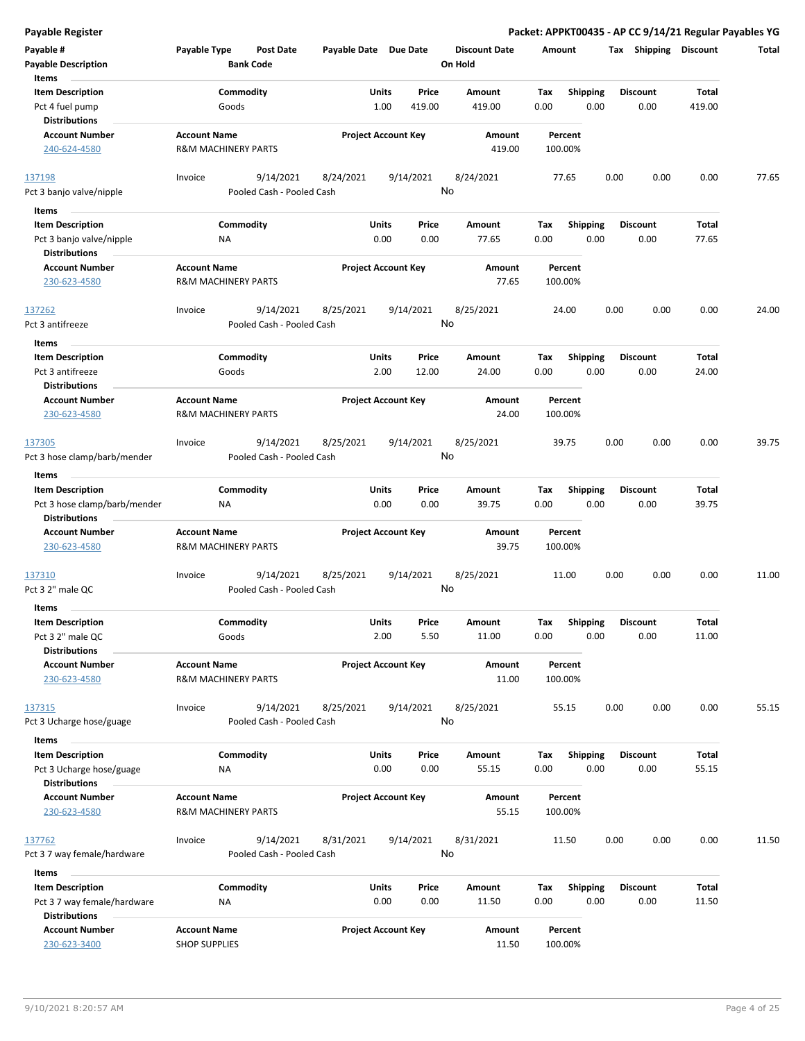**Payable Register** **Packet: APPKT00435 - AP CC 9/14/21 Regular Payables YG**

| Payable # | Payable Type | Post Date | Payable Date | Due Date | Discount Date | Amount | Tax | Shipping | Discount | Total |
|---|---|---|---|---|---|---|---|---|---|---|
| Payable Description | | Bank Code | | | On Hold | | | | | |

**Items**

| Item Description | Commodity | Units | Price | Amount | Tax | Shipping | Discount | Total |
|---|---|---|---|---|---|---|---|---|
| Pct 4 fuel pump | Goods | 1.00 | 419.00 | 419.00 | 0.00 | 0.00 | 0.00 | 419.00 |

**Distributions**

| Account Number | Account Name | Project Account Key | Amount | Percent |
|---|---|---|---|---|
| 240-624-4580 | R&M MACHINERY PARTS | | 419.00 | 100.00% |

| Payable # | Payable Type | Post Date | Payable Date | Due Date | Discount Date | Amount | Tax | Shipping | Discount | Total |
|---|---|---|---|---|---|---|---|---|---|---|
| 137198 | Invoice | 9/14/2021 | 8/24/2021 | 9/14/2021 | 8/24/2021 | 77.65 | 0.00 | 0.00 | 0.00 | 77.65 |
| Pct 3 banjo valve/nipple | | Pooled Cash - Pooled Cash | | | No | | | | | |

**Items**

| Item Description | Commodity | Units | Price | Amount | Tax | Shipping | Discount | Total |
|---|---|---|---|---|---|---|---|---|
| Pct 3 banjo valve/nipple | NA | 0.00 | 0.00 | 77.65 | 0.00 | 0.00 | 0.00 | 77.65 |

**Distributions**

| Account Number | Account Name | Project Account Key | Amount | Percent |
|---|---|---|---|---|
| 230-623-4580 | R&M MACHINERY PARTS | | 77.65 | 100.00% |

| Payable # | Payable Type | Post Date | Payable Date | Due Date | Discount Date | Amount | Tax | Shipping | Discount | Total |
|---|---|---|---|---|---|---|---|---|---|---|
| 137262 | Invoice | 9/14/2021 | 8/25/2021 | 9/14/2021 | 8/25/2021 | 24.00 | 0.00 | 0.00 | 0.00 | 24.00 |
| Pct 3 antifreeze | | Pooled Cash - Pooled Cash | | | No | | | | | |

**Items**

| Item Description | Commodity | Units | Price | Amount | Tax | Shipping | Discount | Total |
|---|---|---|---|---|---|---|---|---|
| Pct 3 antifreeze | Goods | 2.00 | 12.00 | 24.00 | 0.00 | 0.00 | 0.00 | 24.00 |

**Distributions**

| Account Number | Account Name | Project Account Key | Amount | Percent |
|---|---|---|---|---|
| 230-623-4580 | R&M MACHINERY PARTS | | 24.00 | 100.00% |

| Payable # | Payable Type | Post Date | Payable Date | Due Date | Discount Date | Amount | Tax | Shipping | Discount | Total |
|---|---|---|---|---|---|---|---|---|---|---|
| 137305 | Invoice | 9/14/2021 | 8/25/2021 | 9/14/2021 | 8/25/2021 | 39.75 | 0.00 | 0.00 | 0.00 | 39.75 |
| Pct 3 hose clamp/barb/mender | | Pooled Cash - Pooled Cash | | | No | | | | | |

**Items**

| Item Description | Commodity | Units | Price | Amount | Tax | Shipping | Discount | Total |
|---|---|---|---|---|---|---|---|---|
| Pct 3 hose clamp/barb/mender | NA | 0.00 | 0.00 | 39.75 | 0.00 | 0.00 | 0.00 | 39.75 |

**Distributions**

| Account Number | Account Name | Project Account Key | Amount | Percent |
|---|---|---|---|---|
| 230-623-4580 | R&M MACHINERY PARTS | | 39.75 | 100.00% |

| Payable # | Payable Type | Post Date | Payable Date | Due Date | Discount Date | Amount | Tax | Shipping | Discount | Total |
|---|---|---|---|---|---|---|---|---|---|---|
| 137310 | Invoice | 9/14/2021 | 8/25/2021 | 9/14/2021 | 8/25/2021 | 11.00 | 0.00 | 0.00 | 0.00 | 11.00 |
| Pct 3 2" male QC | | Pooled Cash - Pooled Cash | | | No | | | | | |

**Items**

| Item Description | Commodity | Units | Price | Amount | Tax | Shipping | Discount | Total |
|---|---|---|---|---|---|---|---|---|
| Pct 3 2" male QC | Goods | 2.00 | 5.50 | 11.00 | 0.00 | 0.00 | 0.00 | 11.00 |

**Distributions**

| Account Number | Account Name | Project Account Key | Amount | Percent |
|---|---|---|---|---|
| 230-623-4580 | R&M MACHINERY PARTS | | 11.00 | 100.00% |

| Payable # | Payable Type | Post Date | Payable Date | Due Date | Discount Date | Amount | Tax | Shipping | Discount | Total |
|---|---|---|---|---|---|---|---|---|---|---|
| 137315 | Invoice | 9/14/2021 | 8/25/2021 | 9/14/2021 | 8/25/2021 | 55.15 | 0.00 | 0.00 | 0.00 | 55.15 |
| Pct 3 Ucharge hose/guage | | Pooled Cash - Pooled Cash | | | No | | | | | |

**Items**

| Item Description | Commodity | Units | Price | Amount | Tax | Shipping | Discount | Total |
|---|---|---|---|---|---|---|---|---|
| Pct 3 Ucharge hose/guage | NA | 0.00 | 0.00 | 55.15 | 0.00 | 0.00 | 0.00 | 55.15 |

**Distributions**

| Account Number | Account Name | Project Account Key | Amount | Percent |
|---|---|---|---|---|
| 230-623-4580 | R&M MACHINERY PARTS | | 55.15 | 100.00% |

| Payable # | Payable Type | Post Date | Payable Date | Due Date | Discount Date | Amount | Tax | Shipping | Discount | Total |
|---|---|---|---|---|---|---|---|---|---|---|
| 137762 | Invoice | 9/14/2021 | 8/31/2021 | 9/14/2021 | 8/31/2021 | 11.50 | 0.00 | 0.00 | 0.00 | 11.50 |
| Pct 3 7 way female/hardware | | Pooled Cash - Pooled Cash | | | No | | | | | |

**Items**

| Item Description | Commodity | Units | Price | Amount | Tax | Shipping | Discount | Total |
|---|---|---|---|---|---|---|---|---|
| Pct 3 7 way female/hardware | NA | 0.00 | 0.00 | 11.50 | 0.00 | 0.00 | 0.00 | 11.50 |

**Distributions**

| Account Number | Account Name | Project Account Key | Amount | Percent |
|---|---|---|---|---|
| 230-623-3400 | SHOP SUPPLIES | | 11.50 | 100.00% |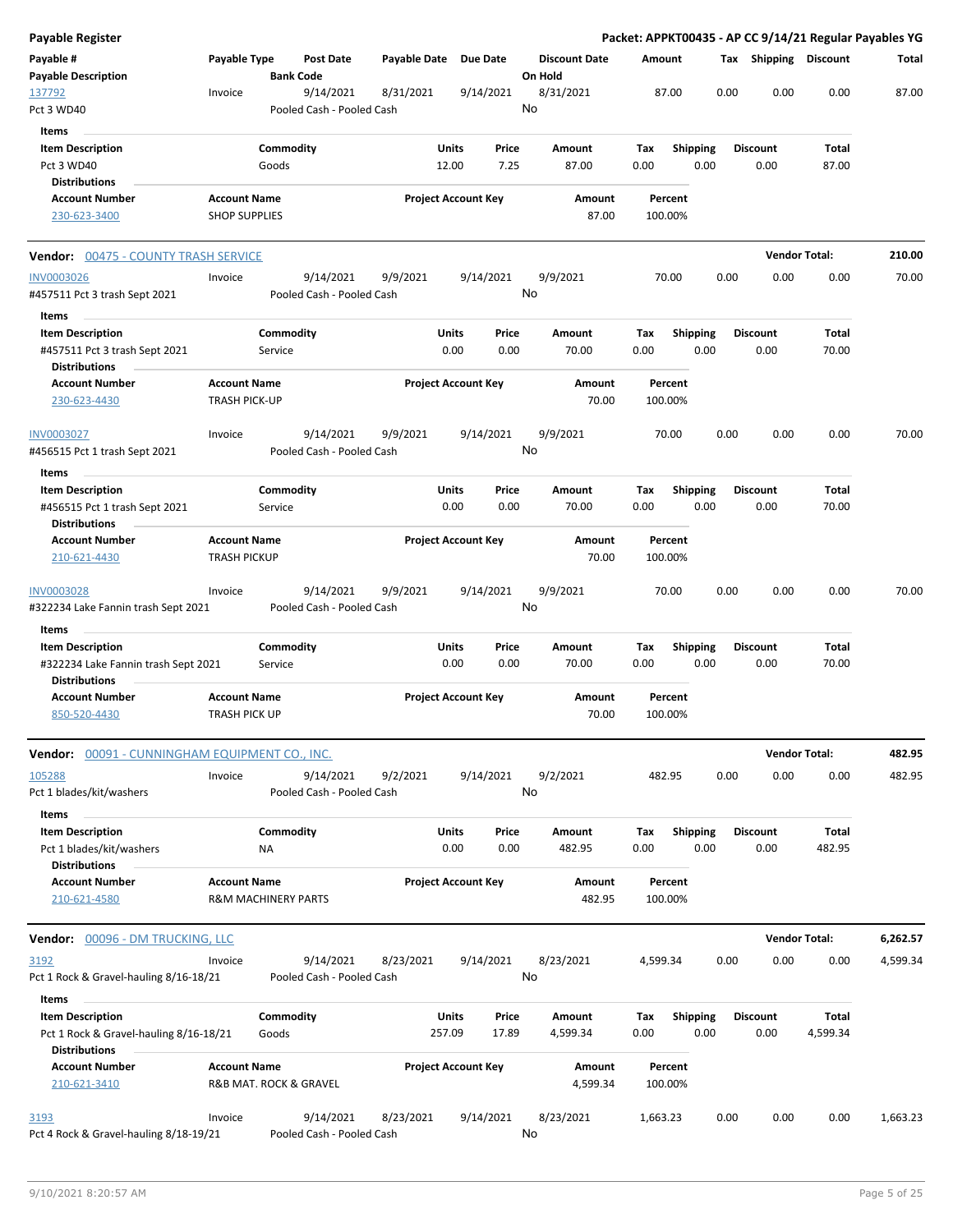| Payable # | Payable Type | Post Date | Payable Date | Due Date | Discount Date | Amount | Tax | Shipping | Discount | Total |
|---|---|---|---|---|---|---|---|---|---|---|
| **Payable Description** | | **Bank Code** | | | **On Hold** | | | | | |
| 137792 | Invoice | 9/14/2021 | 8/31/2021 | 9/14/2021 | 8/31/2021 | 87.00 | 0.00 | 0.00 | 0.00 | 87.00 |
| Pct 3 WD40 | | Pooled Cash - Pooled Cash | | | No | | | | | |

**Items**

| Item Description | Commodity | Units | Price | Amount | Tax | Shipping | Discount | Total |
|---|---|---|---|---|---|---|---|---|
| Pct 3 WD40 | Goods | 12.00 | 7.25 | 87.00 | 0.00 | 0.00 | 0.00 | 87.00 |

**Distributions**

| Account Number | Account Name | Project Account Key | Amount | Percent |
|---|---|---|---|---|
| 230-623-3400 | SHOP SUPPLIES | | 87.00 | 100.00% |

**Vendor: 00475 - COUNTY TRASH SERVICE** — **Vendor Total: 210.00**

| Payable # | Payable Type | Post Date | Payable Date | Due Date | Discount Date | Amount | Tax | Shipping | Discount | Total |
|---|---|---|---|---|---|---|---|---|---|---|
| INV0003026 | Invoice | 9/14/2021 | 9/9/2021 | 9/14/2021 | 9/9/2021 | 70.00 | 0.00 | 0.00 | 0.00 | 70.00 |
| #457511 Pct 3 trash Sept 2021 | | Pooled Cash - Pooled Cash | | | No | | | | | |

**Items**

| Item Description | Commodity | Units | Price | Amount | Tax | Shipping | Discount | Total |
|---|---|---|---|---|---|---|---|---|
| #457511 Pct 3 trash Sept 2021 | Service | 0.00 | 0.00 | 70.00 | 0.00 | 0.00 | 0.00 | 70.00 |

**Distributions**

| Account Number | Account Name | Project Account Key | Amount | Percent |
|---|---|---|---|---|
| 230-623-4430 | TRASH PICK-UP | | 70.00 | 100.00% |

| Payable # | Payable Type | Post Date | Payable Date | Due Date | Discount Date | Amount | Tax | Shipping | Discount | Total |
|---|---|---|---|---|---|---|---|---|---|---|
| INV0003027 | Invoice | 9/14/2021 | 9/9/2021 | 9/14/2021 | 9/9/2021 | 70.00 | 0.00 | 0.00 | 0.00 | 70.00 |
| #456515 Pct 1 trash Sept 2021 | | Pooled Cash - Pooled Cash | | | No | | | | | |

**Items**

| Item Description | Commodity | Units | Price | Amount | Tax | Shipping | Discount | Total |
|---|---|---|---|---|---|---|---|---|
| #456515 Pct 1 trash Sept 2021 | Service | 0.00 | 0.00 | 70.00 | 0.00 | 0.00 | 0.00 | 70.00 |

**Distributions**

| Account Number | Account Name | Project Account Key | Amount | Percent |
|---|---|---|---|---|
| 210-621-4430 | TRASH PICKUP | | 70.00 | 100.00% |

| Payable # | Payable Type | Post Date | Payable Date | Due Date | Discount Date | Amount | Tax | Shipping | Discount | Total |
|---|---|---|---|---|---|---|---|---|---|---|
| INV0003028 | Invoice | 9/14/2021 | 9/9/2021 | 9/14/2021 | 9/9/2021 | 70.00 | 0.00 | 0.00 | 0.00 | 70.00 |
| #322234 Lake Fannin trash Sept 2021 | | Pooled Cash - Pooled Cash | | | No | | | | | |

**Items**

| Item Description | Commodity | Units | Price | Amount | Tax | Shipping | Discount | Total |
|---|---|---|---|---|---|---|---|---|
| #322234 Lake Fannin trash Sept 2021 | Service | 0.00 | 0.00 | 70.00 | 0.00 | 0.00 | 0.00 | 70.00 |

**Distributions**

| Account Number | Account Name | Project Account Key | Amount | Percent |
|---|---|---|---|---|
| 850-520-4430 | TRASH PICK UP | | 70.00 | 100.00% |

**Vendor: 00091 - CUNNINGHAM EQUIPMENT CO., INC.** — **Vendor Total: 482.95**

| Payable # | Payable Type | Post Date | Payable Date | Due Date | Discount Date | Amount | Tax | Shipping | Discount | Total |
|---|---|---|---|---|---|---|---|---|---|---|
| 105288 | Invoice | 9/14/2021 | 9/2/2021 | 9/14/2021 | 9/2/2021 | 482.95 | 0.00 | 0.00 | 0.00 | 482.95 |
| Pct 1 blades/kit/washers | | Pooled Cash - Pooled Cash | | | No | | | | | |

**Items**

| Item Description | Commodity | Units | Price | Amount | Tax | Shipping | Discount | Total |
|---|---|---|---|---|---|---|---|---|
| Pct 1 blades/kit/washers | NA | 0.00 | 0.00 | 482.95 | 0.00 | 0.00 | 0.00 | 482.95 |

**Distributions**

| Account Number | Account Name | Project Account Key | Amount | Percent |
|---|---|---|---|---|
| 210-621-4580 | R&M MACHINERY PARTS | | 482.95 | 100.00% |

**Vendor: 00096 - DM TRUCKING, LLC** — **Vendor Total: 6,262.57**

| Payable # | Payable Type | Post Date | Payable Date | Due Date | Discount Date | Amount | Tax | Shipping | Discount | Total |
|---|---|---|---|---|---|---|---|---|---|---|
| 3192 | Invoice | 9/14/2021 | 8/23/2021 | 9/14/2021 | 8/23/2021 | 4,599.34 | 0.00 | 0.00 | 0.00 | 4,599.34 |
| Pct 1 Rock & Gravel-hauling 8/16-18/21 | | Pooled Cash - Pooled Cash | | | No | | | | | |

**Items**

| Item Description | Commodity | Units | Price | Amount | Tax | Shipping | Discount | Total |
|---|---|---|---|---|---|---|---|---|
| Pct 1 Rock & Gravel-hauling 8/16-18/21 | Goods | 257.09 | 17.89 | 4,599.34 | 0.00 | 0.00 | 0.00 | 4,599.34 |

**Distributions**

| Account Number | Account Name | Project Account Key | Amount | Percent |
|---|---|---|---|---|
| 210-621-3410 | R&B MAT. ROCK & GRAVEL | | 4,599.34 | 100.00% |

| Payable # | Payable Type | Post Date | Payable Date | Due Date | Discount Date | Amount | Tax | Shipping | Discount | Total |
|---|---|---|---|---|---|---|---|---|---|---|
| 3193 | Invoice | 9/14/2021 | 8/23/2021 | 9/14/2021 | 8/23/2021 | 1,663.23 | 0.00 | 0.00 | 0.00 | 1,663.23 |
| Pct 4 Rock & Gravel-hauling 8/18-19/21 | | Pooled Cash - Pooled Cash | | | No | | | | | |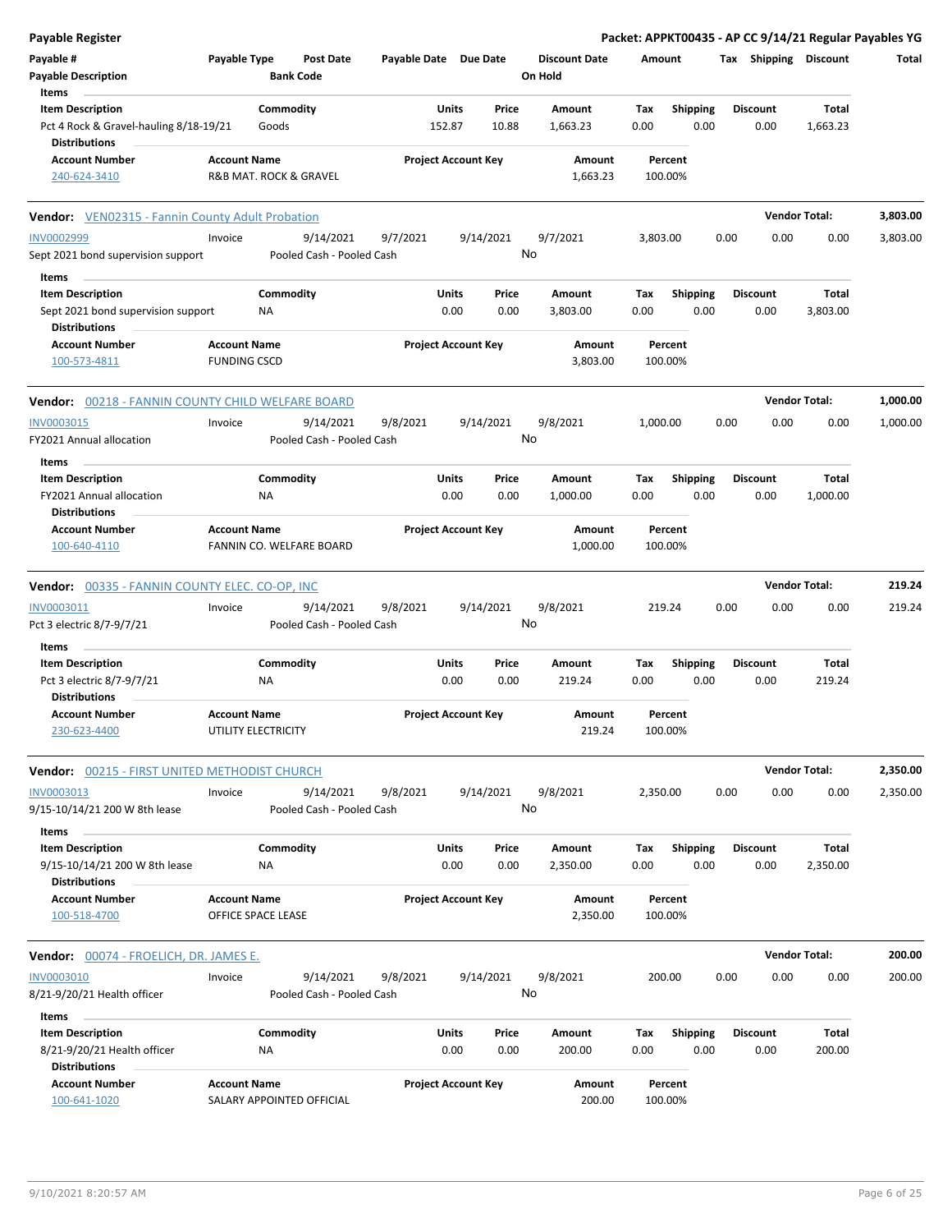# Payable Register

**Packet: APPKT00435 - AP CC 9/14/21 Regular Payables YG**

| Payable # | Payable Type | Post Date | Payable Date | Due Date | Discount Date | Amount | Tax | Shipping | Discount | Total |
|---|---|---|---|---|---|---|---|---|---|---|
| **Payable Description** | | **Bank Code** | | | **On Hold** | | | | | |

**Items**

| Item Description | Commodity | Units | Price | Amount | Tax | Shipping | Discount | Total |
|---|---|---|---|---|---|---|---|---|
| Pct 4 Rock & Gravel-hauling 8/18-19/21 | Goods | 152.87 | 10.88 | 1,663.23 | 0.00 | 0.00 | 0.00 | 1,663.23 |

**Distributions**

| Account Number | Account Name | Project Account Key | Amount | Percent |
|---|---|---|---|---|
| 240-624-3410 | R&B MAT. ROCK & GRAVEL | | 1,663.23 | 100.00% |

---

**Vendor:** VEN02315 - Fannin County Adult Probation — **Vendor Total: 3,803.00**

| Payable # | Payable Type | Post Date | Payable Date | Due Date | Discount Date | Amount | Tax | Shipping | Discount | Total |
|---|---|---|---|---|---|---|---|---|---|---|
| INV0002999 | Invoice | 9/14/2021 | 9/7/2021 | 9/14/2021 | 9/7/2021 | 3,803.00 | 0.00 | 0.00 | 0.00 | 3,803.00 |
| Sept 2021 bond supervision support | | Pooled Cash - Pooled Cash | | | No | | | | | |

**Items**

| Item Description | Commodity | Units | Price | Amount | Tax | Shipping | Discount | Total |
|---|---|---|---|---|---|---|---|---|
| Sept 2021 bond supervision support | NA | 0.00 | 0.00 | 3,803.00 | 0.00 | 0.00 | 0.00 | 3,803.00 |

**Distributions**

| Account Number | Account Name | Project Account Key | Amount | Percent |
|---|---|---|---|---|
| 100-573-4811 | FUNDING CSCD | | 3,803.00 | 100.00% |

---

**Vendor:** 00218 - FANNIN COUNTY CHILD WELFARE BOARD — **Vendor Total: 1,000.00**

| Payable # | Payable Type | Post Date | Payable Date | Due Date | Discount Date | Amount | Tax | Shipping | Discount | Total |
|---|---|---|---|---|---|---|---|---|---|---|
| INV0003015 | Invoice | 9/14/2021 | 9/8/2021 | 9/14/2021 | 9/8/2021 | 1,000.00 | 0.00 | 0.00 | 0.00 | 1,000.00 |
| FY2021 Annual allocation | | Pooled Cash - Pooled Cash | | | No | | | | | |

**Items**

| Item Description | Commodity | Units | Price | Amount | Tax | Shipping | Discount | Total |
|---|---|---|---|---|---|---|---|---|
| FY2021 Annual allocation | NA | 0.00 | 0.00 | 1,000.00 | 0.00 | 0.00 | 0.00 | 1,000.00 |

**Distributions**

| Account Number | Account Name | Project Account Key | Amount | Percent |
|---|---|---|---|---|
| 100-640-4110 | FANNIN CO. WELFARE BOARD | | 1,000.00 | 100.00% |

---

**Vendor:** 00335 - FANNIN COUNTY ELEC. CO-OP, INC — **Vendor Total: 219.24**

| Payable # | Payable Type | Post Date | Payable Date | Due Date | Discount Date | Amount | Tax | Shipping | Discount | Total |
|---|---|---|---|---|---|---|---|---|---|---|
| INV0003011 | Invoice | 9/14/2021 | 9/8/2021 | 9/14/2021 | 9/8/2021 | 219.24 | 0.00 | 0.00 | 0.00 | 219.24 |
| Pct 3 electric 8/7-9/7/21 | | Pooled Cash - Pooled Cash | | | No | | | | | |

**Items**

| Item Description | Commodity | Units | Price | Amount | Tax | Shipping | Discount | Total |
|---|---|---|---|---|---|---|---|---|
| Pct 3 electric 8/7-9/7/21 | NA | 0.00 | 0.00 | 219.24 | 0.00 | 0.00 | 0.00 | 219.24 |

**Distributions**

| Account Number | Account Name | Project Account Key | Amount | Percent |
|---|---|---|---|---|
| 230-623-4400 | UTILITY ELECTRICITY | | 219.24 | 100.00% |

---

**Vendor:** 00215 - FIRST UNITED METHODIST CHURCH — **Vendor Total: 2,350.00**

| Payable # | Payable Type | Post Date | Payable Date | Due Date | Discount Date | Amount | Tax | Shipping | Discount | Total |
|---|---|---|---|---|---|---|---|---|---|---|
| INV0003013 | Invoice | 9/14/2021 | 9/8/2021 | 9/14/2021 | 9/8/2021 | 2,350.00 | 0.00 | 0.00 | 0.00 | 2,350.00 |
| 9/15-10/14/21 200 W 8th lease | | Pooled Cash - Pooled Cash | | | No | | | | | |

**Items**

| Item Description | Commodity | Units | Price | Amount | Tax | Shipping | Discount | Total |
|---|---|---|---|---|---|---|---|---|
| 9/15-10/14/21 200 W 8th lease | NA | 0.00 | 0.00 | 2,350.00 | 0.00 | 0.00 | 0.00 | 2,350.00 |

**Distributions**

| Account Number | Account Name | Project Account Key | Amount | Percent |
|---|---|---|---|---|
| 100-518-4700 | OFFICE SPACE LEASE | | 2,350.00 | 100.00% |

---

**Vendor:** 00074 - FROELICH, DR. JAMES E. — **Vendor Total: 200.00**

| Payable # | Payable Type | Post Date | Payable Date | Due Date | Discount Date | Amount | Tax | Shipping | Discount | Total |
|---|---|---|---|---|---|---|---|---|---|---|
| INV0003010 | Invoice | 9/14/2021 | 9/8/2021 | 9/14/2021 | 9/8/2021 | 200.00 | 0.00 | 0.00 | 0.00 | 200.00 |
| 8/21-9/20/21 Health officer | | Pooled Cash - Pooled Cash | | | No | | | | | |

**Items**

| Item Description | Commodity | Units | Price | Amount | Tax | Shipping | Discount | Total |
|---|---|---|---|---|---|---|---|---|
| 8/21-9/20/21 Health officer | NA | 0.00 | 0.00 | 200.00 | 0.00 | 0.00 | 0.00 | 200.00 |

**Distributions**

| Account Number | Account Name | Project Account Key | Amount | Percent |
|---|---|---|---|---|
| 100-641-1020 | SALARY APPOINTED OFFICIAL | | 200.00 | 100.00% |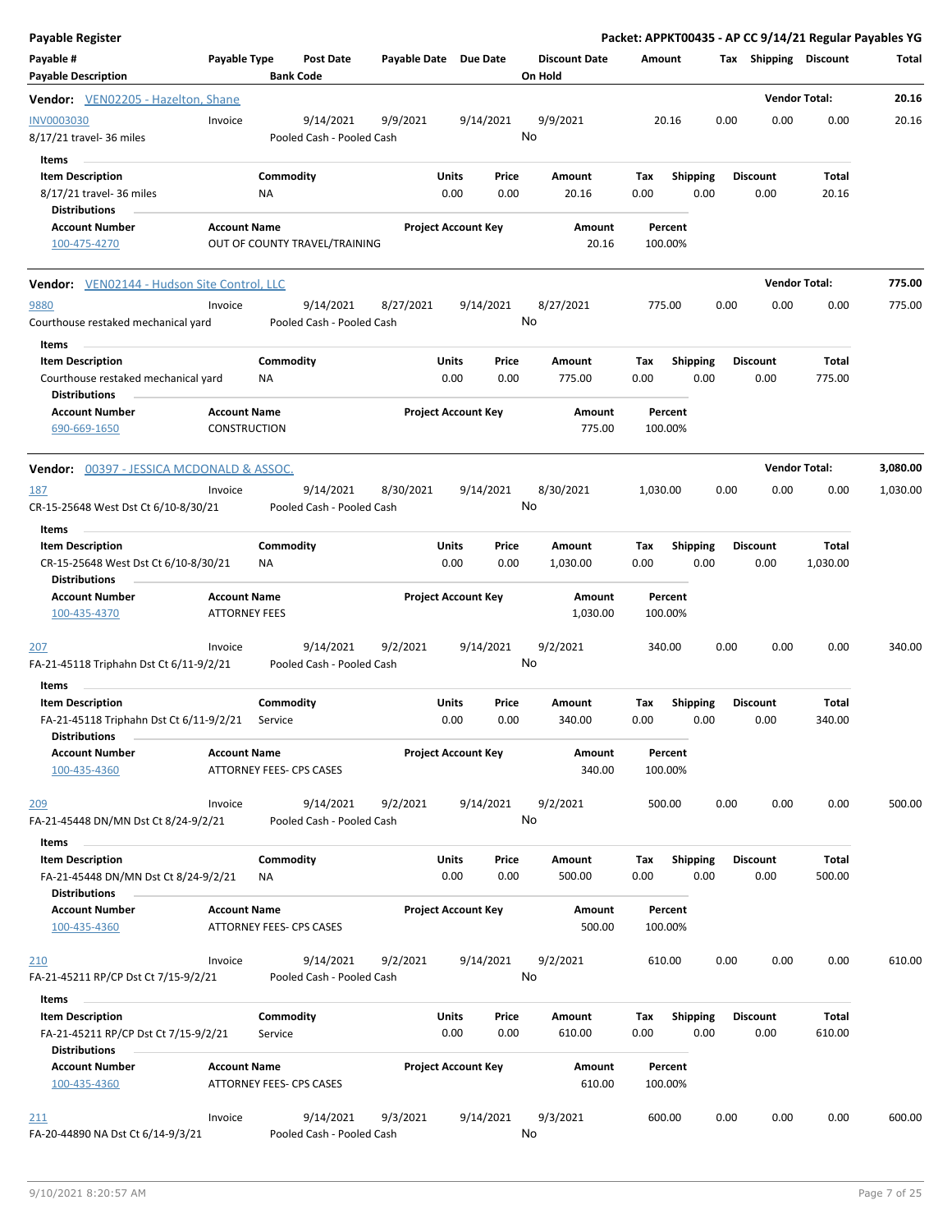**Payable Register** — **Packet: APPKT00435 - AP CC 9/14/21 Regular Payables YG**

| Payable # | Payable Type | Post Date | Payable Date | Due Date | Discount Date | Amount | Tax | Shipping | Discount | Total |
|---|---|---|---|---|---|---|---|---|---|---|
| **Payable Description** | | **Bank Code** | | | **On Hold** | | | | | |

**Vendor: VEN02205 - Hazelton, Shane** — **Vendor Total: 20.16**

| Payable # | Payable Type | Post Date | Payable Date | Due Date | Discount Date | Amount | Tax | Shipping | Discount | Total |
|---|---|---|---|---|---|---|---|---|---|---|
| INV0003030 | Invoice | 9/14/2021 | 9/9/2021 | 9/14/2021 | 9/9/2021 | 20.16 | 0.00 | 0.00 | 0.00 | 20.16 |
| 8/17/21 travel- 36 miles | | Pooled Cash - Pooled Cash | | | No | | | | | |

Items

| Item Description | Commodity | Units | Price | Amount | Tax | Shipping | Discount | Total |
|---|---|---|---|---|---|---|---|---|
| 8/17/21 travel- 36 miles | NA | 0.00 | 0.00 | 20.16 | 0.00 | 0.00 | 0.00 | 20.16 |

Distributions

| Account Number | Account Name | Project Account Key | Amount | Percent |
|---|---|---|---|---|
| 100-475-4270 | OUT OF COUNTY TRAVEL/TRAINING | | 20.16 | 100.00% |

**Vendor: VEN02144 - Hudson Site Control, LLC** — **Vendor Total: 775.00**

| Payable # | Payable Type | Post Date | Payable Date | Due Date | Discount Date | Amount | Tax | Shipping | Discount | Total |
|---|---|---|---|---|---|---|---|---|---|---|
| 9880 | Invoice | 9/14/2021 | 8/27/2021 | 9/14/2021 | 8/27/2021 | 775.00 | 0.00 | 0.00 | 0.00 | 775.00 |
| Courthouse restaked mechanical yard | | Pooled Cash - Pooled Cash | | | No | | | | | |

Items

| Item Description | Commodity | Units | Price | Amount | Tax | Shipping | Discount | Total |
|---|---|---|---|---|---|---|---|---|
| Courthouse restaked mechanical yard | NA | 0.00 | 0.00 | 775.00 | 0.00 | 0.00 | 0.00 | 775.00 |

Distributions

| Account Number | Account Name | Project Account Key | Amount | Percent |
|---|---|---|---|---|
| 690-669-1650 | CONSTRUCTION | | 775.00 | 100.00% |

**Vendor: 00397 - JESSICA MCDONALD & ASSOC.** — **Vendor Total: 3,080.00**

| Payable # | Payable Type | Post Date | Payable Date | Due Date | Discount Date | Amount | Tax | Shipping | Discount | Total |
|---|---|---|---|---|---|---|---|---|---|---|
| 187 | Invoice | 9/14/2021 | 8/30/2021 | 9/14/2021 | 8/30/2021 | 1,030.00 | 0.00 | 0.00 | 0.00 | 1,030.00 |
| CR-15-25648 West Dst Ct 6/10-8/30/21 | | Pooled Cash - Pooled Cash | | | No | | | | | |

Items

| Item Description | Commodity | Units | Price | Amount | Tax | Shipping | Discount | Total |
|---|---|---|---|---|---|---|---|---|
| CR-15-25648 West Dst Ct 6/10-8/30/21 | NA | 0.00 | 0.00 | 1,030.00 | 0.00 | 0.00 | 0.00 | 1,030.00 |

Distributions

| Account Number | Account Name | Project Account Key | Amount | Percent |
|---|---|---|---|---|
| 100-435-4370 | ATTORNEY FEES | | 1,030.00 | 100.00% |

| Payable # | Payable Type | Post Date | Payable Date | Due Date | Discount Date | Amount | Tax | Shipping | Discount | Total |
|---|---|---|---|---|---|---|---|---|---|---|
| 207 | Invoice | 9/14/2021 | 9/2/2021 | 9/14/2021 | 9/2/2021 | 340.00 | 0.00 | 0.00 | 0.00 | 340.00 |
| FA-21-45118 Triphahn Dst Ct 6/11-9/2/21 | | Pooled Cash - Pooled Cash | | | No | | | | | |

Items

| Item Description | Commodity | Units | Price | Amount | Tax | Shipping | Discount | Total |
|---|---|---|---|---|---|---|---|---|
| FA-21-45118 Triphahn Dst Ct 6/11-9/2/21 | Service | 0.00 | 0.00 | 340.00 | 0.00 | 0.00 | 0.00 | 340.00 |

Distributions

| Account Number | Account Name | Project Account Key | Amount | Percent |
|---|---|---|---|---|
| 100-435-4360 | ATTORNEY FEES- CPS CASES | | 340.00 | 100.00% |

| Payable # | Payable Type | Post Date | Payable Date | Due Date | Discount Date | Amount | Tax | Shipping | Discount | Total |
|---|---|---|---|---|---|---|---|---|---|---|
| 209 | Invoice | 9/14/2021 | 9/2/2021 | 9/14/2021 | 9/2/2021 | 500.00 | 0.00 | 0.00 | 0.00 | 500.00 |
| FA-21-45448 DN/MN Dst Ct 8/24-9/2/21 | | Pooled Cash - Pooled Cash | | | No | | | | | |

Items

| Item Description | Commodity | Units | Price | Amount | Tax | Shipping | Discount | Total |
|---|---|---|---|---|---|---|---|---|
| FA-21-45448 DN/MN Dst Ct 8/24-9/2/21 | NA | 0.00 | 0.00 | 500.00 | 0.00 | 0.00 | 0.00 | 500.00 |

Distributions

| Account Number | Account Name | Project Account Key | Amount | Percent |
|---|---|---|---|---|
| 100-435-4360 | ATTORNEY FEES- CPS CASES | | 500.00 | 100.00% |

| Payable # | Payable Type | Post Date | Payable Date | Due Date | Discount Date | Amount | Tax | Shipping | Discount | Total |
|---|---|---|---|---|---|---|---|---|---|---|
| 210 | Invoice | 9/14/2021 | 9/2/2021 | 9/14/2021 | 9/2/2021 | 610.00 | 0.00 | 0.00 | 0.00 | 610.00 |
| FA-21-45211 RP/CP Dst Ct 7/15-9/2/21 | | Pooled Cash - Pooled Cash | | | No | | | | | |

Items

| Item Description | Commodity | Units | Price | Amount | Tax | Shipping | Discount | Total |
|---|---|---|---|---|---|---|---|---|
| FA-21-45211 RP/CP Dst Ct 7/15-9/2/21 | Service | 0.00 | 0.00 | 610.00 | 0.00 | 0.00 | 0.00 | 610.00 |

Distributions

| Account Number | Account Name | Project Account Key | Amount | Percent |
|---|---|---|---|---|
| 100-435-4360 | ATTORNEY FEES- CPS CASES | | 610.00 | 100.00% |

| Payable # | Payable Type | Post Date | Payable Date | Due Date | Discount Date | Amount | Tax | Shipping | Discount | Total |
|---|---|---|---|---|---|---|---|---|---|---|
| 211 | Invoice | 9/14/2021 | 9/3/2021 | 9/14/2021 | 9/3/2021 | 600.00 | 0.00 | 0.00 | 0.00 | 600.00 |
| FA-20-44890 NA Dst Ct 6/14-9/3/21 | | Pooled Cash - Pooled Cash | | | No | | | | | |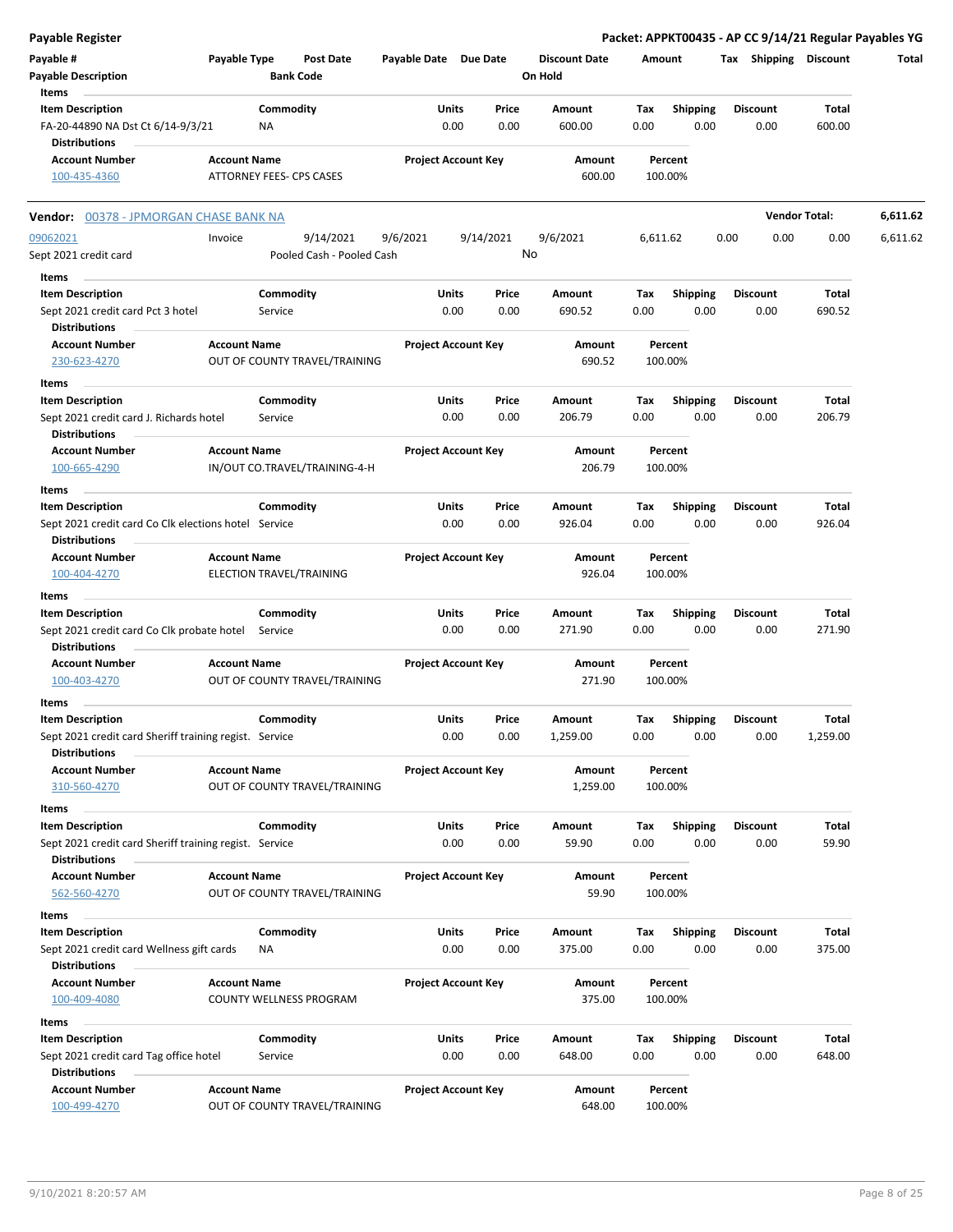**Payable Register** — **Packet: APPKT00435 - AP CC 9/14/21 Regular Payables YG**

| Payable # | Payable Type | Post Date | Payable Date | Due Date | Discount Date | Amount | Tax | Shipping | Discount | Total |
|---|---|---|---|---|---|---|---|---|---|---|
| Payable Description | | Bank Code | | | On Hold | | | | | |

**Items**

| Item Description | Commodity | Units | Price | Amount | Tax | Shipping | Discount | Total |
|---|---|---|---|---|---|---|---|---|
| FA-20-44890 NA Dst Ct 6/14-9/3/21 | NA | 0.00 | 0.00 | 600.00 | 0.00 | 0.00 | 0.00 | 600.00 |

**Distributions**

| Account Number | Account Name | Project Account Key | Amount | Percent |
|---|---|---|---|---|
| 100-435-4360 | ATTORNEY FEES- CPS CASES | | 600.00 | 100.00% |

---

**Vendor:** 00378 - JPMORGAN CHASE BANK NA — **Vendor Total:** 6,611.62

| Payable # | Payable Type | Post Date | Payable Date | Due Date | Discount Date | Amount | Tax | Shipping | Discount | Total |
|---|---|---|---|---|---|---|---|---|---|---|
| 09062021 | Invoice | 9/14/2021 | 9/6/2021 | 9/14/2021 | 9/6/2021 | 6,611.62 | 0.00 | 0.00 | 0.00 | 6,611.62 |
| Sept 2021 credit card | | Pooled Cash - Pooled Cash | | | No | | | | | |

**Items**

| Item Description | Commodity | Units | Price | Amount | Tax | Shipping | Discount | Total |
|---|---|---|---|---|---|---|---|---|
| Sept 2021 credit card Pct 3 hotel | Service | 0.00 | 0.00 | 690.52 | 0.00 | 0.00 | 0.00 | 690.52 |

**Distributions**

| Account Number | Account Name | Project Account Key | Amount | Percent |
|---|---|---|---|---|
| 230-623-4270 | OUT OF COUNTY TRAVEL/TRAINING | | 690.52 | 100.00% |

**Items**

| Item Description | Commodity | Units | Price | Amount | Tax | Shipping | Discount | Total |
|---|---|---|---|---|---|---|---|---|
| Sept 2021 credit card J. Richards hotel | Service | 0.00 | 0.00 | 206.79 | 0.00 | 0.00 | 0.00 | 206.79 |

**Distributions**

| Account Number | Account Name | Project Account Key | Amount | Percent |
|---|---|---|---|---|
| 100-665-4290 | IN/OUT CO.TRAVEL/TRAINING-4-H | | 206.79 | 100.00% |

**Items**

| Item Description | Commodity | Units | Price | Amount | Tax | Shipping | Discount | Total |
|---|---|---|---|---|---|---|---|---|
| Sept 2021 credit card Co Clk elections hotel | Service | 0.00 | 0.00 | 926.04 | 0.00 | 0.00 | 0.00 | 926.04 |

**Distributions**

| Account Number | Account Name | Project Account Key | Amount | Percent |
|---|---|---|---|---|
| 100-404-4270 | ELECTION TRAVEL/TRAINING | | 926.04 | 100.00% |

**Items**

| Item Description | Commodity | Units | Price | Amount | Tax | Shipping | Discount | Total |
|---|---|---|---|---|---|---|---|---|
| Sept 2021 credit card Co Clk probate hotel | Service | 0.00 | 0.00 | 271.90 | 0.00 | 0.00 | 0.00 | 271.90 |

**Distributions**

| Account Number | Account Name | Project Account Key | Amount | Percent |
|---|---|---|---|---|
| 100-403-4270 | OUT OF COUNTY TRAVEL/TRAINING | | 271.90 | 100.00% |

**Items**

| Item Description | Commodity | Units | Price | Amount | Tax | Shipping | Discount | Total |
|---|---|---|---|---|---|---|---|---|
| Sept 2021 credit card Sheriff training regist. | Service | 0.00 | 0.00 | 1,259.00 | 0.00 | 0.00 | 0.00 | 1,259.00 |

**Distributions**

| Account Number | Account Name | Project Account Key | Amount | Percent |
|---|---|---|---|---|
| 310-560-4270 | OUT OF COUNTY TRAVEL/TRAINING | | 1,259.00 | 100.00% |

**Items**

| Item Description | Commodity | Units | Price | Amount | Tax | Shipping | Discount | Total |
|---|---|---|---|---|---|---|---|---|
| Sept 2021 credit card Sheriff training regist. | Service | 0.00 | 0.00 | 59.90 | 0.00 | 0.00 | 0.00 | 59.90 |

**Distributions**

| Account Number | Account Name | Project Account Key | Amount | Percent |
|---|---|---|---|---|
| 562-560-4270 | OUT OF COUNTY TRAVEL/TRAINING | | 59.90 | 100.00% |

**Items**

| Item Description | Commodity | Units | Price | Amount | Tax | Shipping | Discount | Total |
|---|---|---|---|---|---|---|---|---|
| Sept 2021 credit card Wellness gift cards | NA | 0.00 | 0.00 | 375.00 | 0.00 | 0.00 | 0.00 | 375.00 |

**Distributions**

| Account Number | Account Name | Project Account Key | Amount | Percent |
|---|---|---|---|---|
| 100-409-4080 | COUNTY WELLNESS PROGRAM | | 375.00 | 100.00% |

**Items**

| Item Description | Commodity | Units | Price | Amount | Tax | Shipping | Discount | Total |
|---|---|---|---|---|---|---|---|---|
| Sept 2021 credit card Tag office hotel | Service | 0.00 | 0.00 | 648.00 | 0.00 | 0.00 | 0.00 | 648.00 |

**Distributions**

| Account Number | Account Name | Project Account Key | Amount | Percent |
|---|---|---|---|---|
| 100-499-4270 | OUT OF COUNTY TRAVEL/TRAINING | | 648.00 | 100.00% |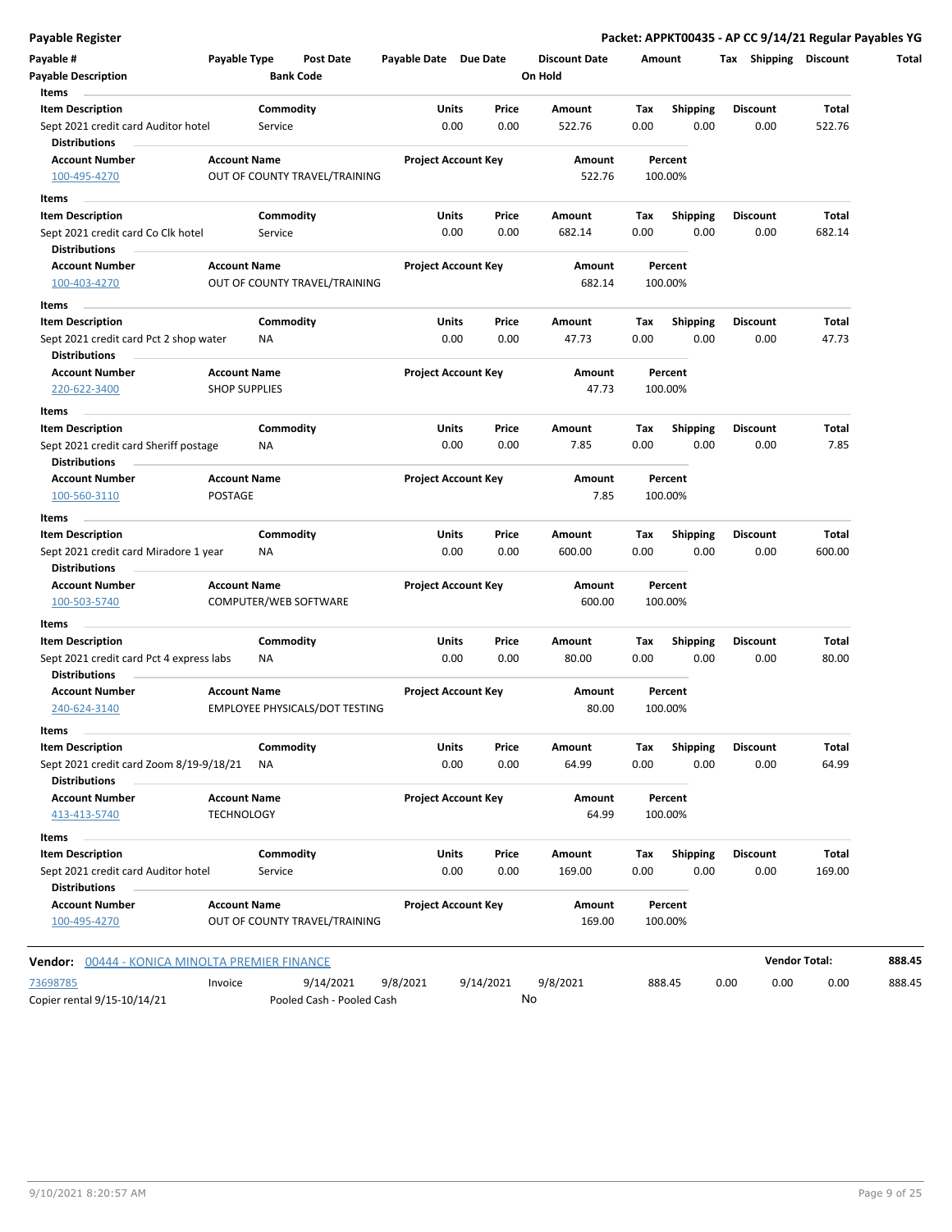**Payable Register** | **Packet: APPKT00435 - AP CC 9/14/21 Regular Payables YG**

| Payable # | Payable Type | Post Date | Payable Date | Due Date | Discount Date | Amount | Tax | Shipping | Discount | Total |
|---|---|---|---|---|---|---|---|---|---|---|
| Payable Description | | Bank Code | | | On Hold | | | | | |

**Items**

| Item Description | Commodity | Units | Price | Amount | Tax | Shipping | Discount | Total |
|---|---|---|---|---|---|---|---|---|
| Sept 2021 credit card Auditor hotel | Service | 0.00 | 0.00 | 522.76 | 0.00 | 0.00 | 0.00 | 522.76 |

**Distributions**

| Account Number | Account Name | Project Account Key | Amount | Percent |
|---|---|---|---|---|
| 100-495-4270 | OUT OF COUNTY TRAVEL/TRAINING | | 522.76 | 100.00% |

**Items**

| Item Description | Commodity | Units | Price | Amount | Tax | Shipping | Discount | Total |
|---|---|---|---|---|---|---|---|---|
| Sept 2021 credit card Co Clk hotel | Service | 0.00 | 0.00 | 682.14 | 0.00 | 0.00 | 0.00 | 682.14 |

**Distributions**

| Account Number | Account Name | Project Account Key | Amount | Percent |
|---|---|---|---|---|
| 100-403-4270 | OUT OF COUNTY TRAVEL/TRAINING | | 682.14 | 100.00% |

**Items**

| Item Description | Commodity | Units | Price | Amount | Tax | Shipping | Discount | Total |
|---|---|---|---|---|---|---|---|---|
| Sept 2021 credit card Pct 2 shop water | NA | 0.00 | 0.00 | 47.73 | 0.00 | 0.00 | 0.00 | 47.73 |

**Distributions**

| Account Number | Account Name | Project Account Key | Amount | Percent |
|---|---|---|---|---|
| 220-622-3400 | SHOP SUPPLIES | | 47.73 | 100.00% |

**Items**

| Item Description | Commodity | Units | Price | Amount | Tax | Shipping | Discount | Total |
|---|---|---|---|---|---|---|---|---|
| Sept 2021 credit card Sheriff postage | NA | 0.00 | 0.00 | 7.85 | 0.00 | 0.00 | 0.00 | 7.85 |

**Distributions**

| Account Number | Account Name | Project Account Key | Amount | Percent |
|---|---|---|---|---|
| 100-560-3110 | POSTAGE | | 7.85 | 100.00% |

**Items**

| Item Description | Commodity | Units | Price | Amount | Tax | Shipping | Discount | Total |
|---|---|---|---|---|---|---|---|---|
| Sept 2021 credit card Miradore 1 year | NA | 0.00 | 0.00 | 600.00 | 0.00 | 0.00 | 0.00 | 600.00 |

**Distributions**

| Account Number | Account Name | Project Account Key | Amount | Percent |
|---|---|---|---|---|
| 100-503-5740 | COMPUTER/WEB SOFTWARE | | 600.00 | 100.00% |

**Items**

| Item Description | Commodity | Units | Price | Amount | Tax | Shipping | Discount | Total |
|---|---|---|---|---|---|---|---|---|
| Sept 2021 credit card Pct 4 express labs | NA | 0.00 | 0.00 | 80.00 | 0.00 | 0.00 | 0.00 | 80.00 |

**Distributions**

| Account Number | Account Name | Project Account Key | Amount | Percent |
|---|---|---|---|---|
| 240-624-3140 | EMPLOYEE PHYSICALS/DOT TESTING | | 80.00 | 100.00% |

**Items**

| Item Description | Commodity | Units | Price | Amount | Tax | Shipping | Discount | Total |
|---|---|---|---|---|---|---|---|---|
| Sept 2021 credit card Zoom 8/19-9/18/21 | NA | 0.00 | 0.00 | 64.99 | 0.00 | 0.00 | 0.00 | 64.99 |

**Distributions**

| Account Number | Account Name | Project Account Key | Amount | Percent |
|---|---|---|---|---|
| 413-413-5740 | TECHNOLOGY | | 64.99 | 100.00% |

**Items**

| Item Description | Commodity | Units | Price | Amount | Tax | Shipping | Discount | Total |
|---|---|---|---|---|---|---|---|---|
| Sept 2021 credit card Auditor hotel | Service | 0.00 | 0.00 | 169.00 | 0.00 | 0.00 | 0.00 | 169.00 |

**Distributions**

| Account Number | Account Name | Project Account Key | Amount | Percent |
|---|---|---|---|---|
| 100-495-4270 | OUT OF COUNTY TRAVEL/TRAINING | | 169.00 | 100.00% |

**Vendor:** 00444 - KONICA MINOLTA PREMIER FINANCE — **Vendor Total: 888.45**

| Payable # | Payable Type | Post Date | Payable Date | Due Date | Discount Date | Amount | Tax | Shipping | Discount | Total |
|---|---|---|---|---|---|---|---|---|---|---|
| 73698785 | Invoice | 9/14/2021 | 9/8/2021 | 9/14/2021 | 9/8/2021 | 888.45 | 0.00 | 0.00 | 0.00 | 888.45 |
| Copier rental 9/15-10/14/21 | | Pooled Cash - Pooled Cash | | | No | | | | | |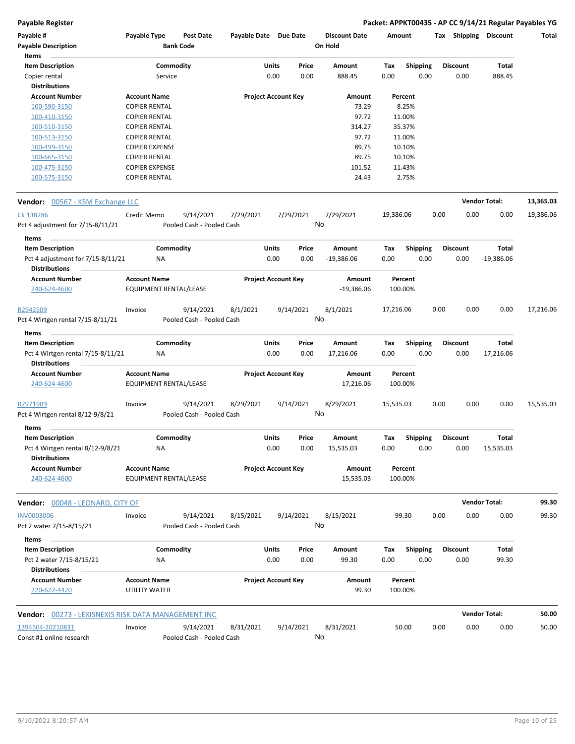**Payable Register** — Packet: APPKT00435 - AP CC 9/14/21 Regular Payables YG

| Payable # | Payable Type | Post Date | Payable Date | Due Date | Discount Date | Amount | Tax | Shipping | Discount | Total |
|---|---|---|---|---|---|---|---|---|---|---|
| Payable Description | | Bank Code | | | On Hold | | | | | |

**Items**

| Item Description | Commodity | Units | Price | Amount | Tax | Shipping | Discount | Total |
|---|---|---|---|---|---|---|---|---|
| Copier rental | Service | 0.00 | 0.00 | 888.45 | 0.00 | 0.00 | 0.00 | 888.45 |

**Distributions**

| Account Number | Account Name | Project Account Key | Amount | Percent |
|---|---|---|---|---|
| 100-590-3150 | COPIER RENTAL | | 73.29 | 8.25% |
| 100-410-3150 | COPIER RENTAL | | 97.72 | 11.00% |
| 100-510-3150 | COPIER RENTAL | | 314.27 | 35.37% |
| 100-513-3150 | COPIER RENTAL | | 97.72 | 11.00% |
| 100-499-3150 | COPIER EXPENSE | | 89.75 | 10.10% |
| 100-665-3150 | COPIER RENTAL | | 89.75 | 10.10% |
| 100-475-3150 | COPIER EXPENSE | | 101.52 | 11.43% |
| 100-575-3150 | COPIER RENTAL | | 24.43 | 2.75% |

**Vendor: 00567 - KSM Exchange LLC** — Vendor Total: **13,365.03**

| Payable # | Payable Type | Post Date | Payable Date | Due Date | Discount Date | Amount | Tax | Shipping | Discount | Total |
|---|---|---|---|---|---|---|---|---|---|---|
| Ck 138286 | Credit Memo | 9/14/2021 | 7/29/2021 | 7/29/2021 | 7/29/2021 | -19,386.06 | 0.00 | 0.00 | 0.00 | -19,386.06 |
| Pct 4 adjustment for 7/15-8/11/21 | | Pooled Cash - Pooled Cash | | | No | | | | | |

**Items**

| Item Description | Commodity | Units | Price | Amount | Tax | Shipping | Discount | Total |
|---|---|---|---|---|---|---|---|---|
| Pct 4 adjustment for 7/15-8/11/21 | NA | 0.00 | 0.00 | -19,386.06 | 0.00 | 0.00 | 0.00 | -19,386.06 |

**Distributions**

| Account Number | Account Name | Project Account Key | Amount | Percent |
|---|---|---|---|---|
| 240-624-4600 | EQUIPMENT RENTAL/LEASE | | -19,386.06 | 100.00% |

| Payable # | Payable Type | Post Date | Payable Date | Due Date | Discount Date | Amount | Tax | Shipping | Discount | Total |
|---|---|---|---|---|---|---|---|---|---|---|
| R2942509 | Invoice | 9/14/2021 | 8/1/2021 | 9/14/2021 | 8/1/2021 | 17,216.06 | 0.00 | 0.00 | 0.00 | 17,216.06 |
| Pct 4 Wirtgen rental 7/15-8/11/21 | | Pooled Cash - Pooled Cash | | | No | | | | | |

**Items**

| Item Description | Commodity | Units | Price | Amount | Tax | Shipping | Discount | Total |
|---|---|---|---|---|---|---|---|---|
| Pct 4 Wirtgen rental 7/15-8/11/21 | NA | 0.00 | 0.00 | 17,216.06 | 0.00 | 0.00 | 0.00 | 17,216.06 |

**Distributions**

| Account Number | Account Name | Project Account Key | Amount | Percent |
|---|---|---|---|---|
| 240-624-4600 | EQUIPMENT RENTAL/LEASE | | 17,216.06 | 100.00% |

| Payable # | Payable Type | Post Date | Payable Date | Due Date | Discount Date | Amount | Tax | Shipping | Discount | Total |
|---|---|---|---|---|---|---|---|---|---|---|
| R2971909 | Invoice | 9/14/2021 | 8/29/2021 | 9/14/2021 | 8/29/2021 | 15,535.03 | 0.00 | 0.00 | 0.00 | 15,535.03 |
| Pct 4 Wirtgen rental 8/12-9/8/21 | | Pooled Cash - Pooled Cash | | | No | | | | | |

**Items**

| Item Description | Commodity | Units | Price | Amount | Tax | Shipping | Discount | Total |
|---|---|---|---|---|---|---|---|---|
| Pct 4 Wirtgen rental 8/12-9/8/21 | NA | 0.00 | 0.00 | 15,535.03 | 0.00 | 0.00 | 0.00 | 15,535.03 |

**Distributions**

| Account Number | Account Name | Project Account Key | Amount | Percent |
|---|---|---|---|---|
| 240-624-4600 | EQUIPMENT RENTAL/LEASE | | 15,535.03 | 100.00% |

**Vendor: 00048 - LEONARD, CITY OF** — Vendor Total: **99.30**

| Payable # | Payable Type | Post Date | Payable Date | Due Date | Discount Date | Amount | Tax | Shipping | Discount | Total |
|---|---|---|---|---|---|---|---|---|---|---|
| INV0003006 | Invoice | 9/14/2021 | 8/15/2021 | 9/14/2021 | 8/15/2021 | 99.30 | 0.00 | 0.00 | 0.00 | 99.30 |
| Pct 2 water 7/15-8/15/21 | | Pooled Cash - Pooled Cash | | | No | | | | | |

**Items**

| Item Description | Commodity | Units | Price | Amount | Tax | Shipping | Discount | Total |
|---|---|---|---|---|---|---|---|---|
| Pct 2 water 7/15-8/15/21 | NA | 0.00 | 0.00 | 99.30 | 0.00 | 0.00 | 0.00 | 99.30 |

**Distributions**

| Account Number | Account Name | Project Account Key | Amount | Percent |
|---|---|---|---|---|
| 220-622-4420 | UTILITY WATER | | 99.30 | 100.00% |

**Vendor: 00273 - LEXISNEXIS RISK DATA MANAGEMENT INC** — Vendor Total: **50.00**

| Payable # | Payable Type | Post Date | Payable Date | Due Date | Discount Date | Amount | Tax | Shipping | Discount | Total |
|---|---|---|---|---|---|---|---|---|---|---|
| 1394504-20210831 | Invoice | 9/14/2021 | 8/31/2021 | 9/14/2021 | 8/31/2021 | 50.00 | 0.00 | 0.00 | 0.00 | 50.00 |
| Const #1 online research | | Pooled Cash - Pooled Cash | | | No | | | | | |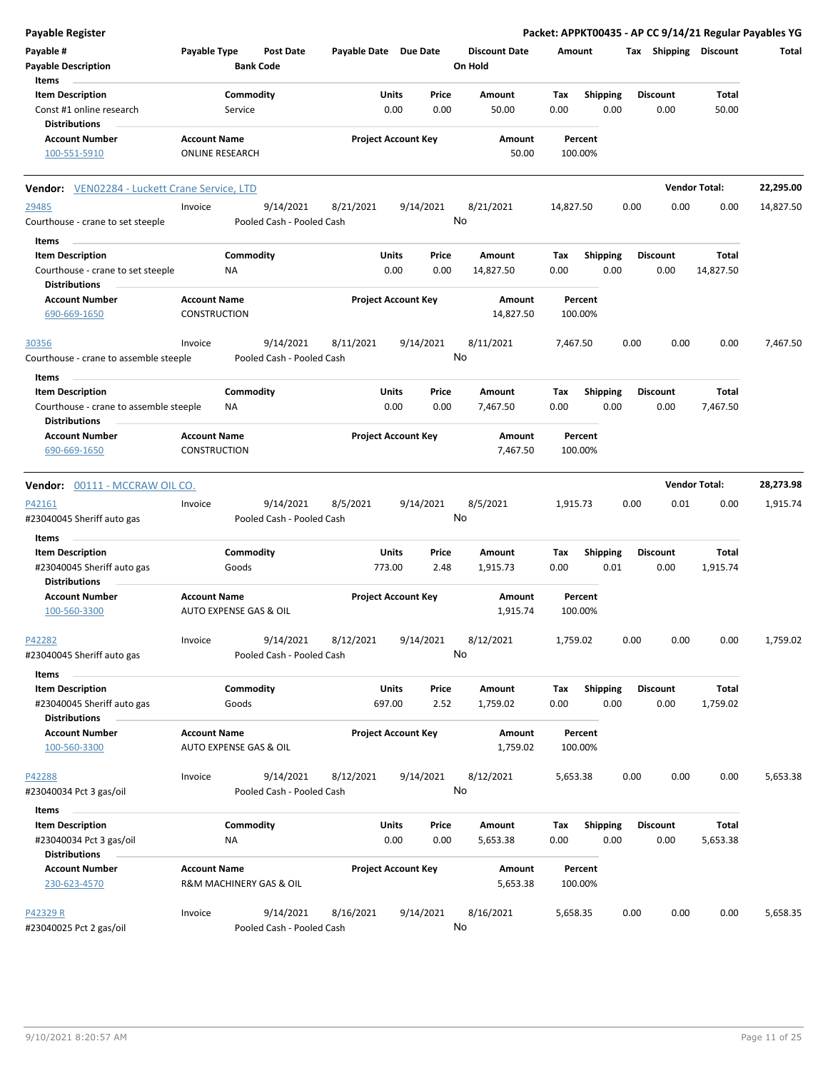# Payable Register

**Packet: APPKT00435 - AP CC 9/14/21 Regular Payables YG**

| Payable # | Payable Type | Post Date | Payable Date | Due Date | Discount Date | Amount | Tax | Shipping | Discount | Total |
|---|---|---|---|---|---|---|---|---|---|---|
| Payable Description | | Bank Code | | | On Hold | | | | | |

**Items**

| Item Description | Commodity | Units | Price | Amount | Tax | Shipping | Discount | Total |
|---|---|---|---|---|---|---|---|---|
| Const #1 online research | Service | 0.00 | 0.00 | 50.00 | 0.00 | 0.00 | 0.00 | 50.00 |

**Distributions**

| Account Number | Account Name | Project Account Key | Amount | Percent |
|---|---|---|---|---|
| 100-551-5910 | ONLINE RESEARCH | | 50.00 | 100.00% |

## Vendor: VEN02284 - Luckett Crane Service, LTD — Vendor Total: 22,295.00

| Payable # | Payable Type | Post Date | Payable Date | Due Date | Discount Date | Amount | Tax | Shipping | Discount | Total |
|---|---|---|---|---|---|---|---|---|---|---|
| 29485 | Invoice | 9/14/2021 | 8/21/2021 | 9/14/2021 | 8/21/2021 | 14,827.50 | 0.00 | 0.00 | 0.00 | 14,827.50 |
| Courthouse - crane to set steeple | | Pooled Cash - Pooled Cash | | | No | | | | | |

**Items**

| Item Description | Commodity | Units | Price | Amount | Tax | Shipping | Discount | Total |
|---|---|---|---|---|---|---|---|---|
| Courthouse - crane to set steeple | NA | 0.00 | 0.00 | 14,827.50 | 0.00 | 0.00 | 0.00 | 14,827.50 |

**Distributions**

| Account Number | Account Name | Project Account Key | Amount | Percent |
|---|---|---|---|---|
| 690-669-1650 | CONSTRUCTION | | 14,827.50 | 100.00% |

| Payable # | Payable Type | Post Date | Payable Date | Due Date | Discount Date | Amount | Tax | Shipping | Discount | Total |
|---|---|---|---|---|---|---|---|---|---|---|
| 30356 | Invoice | 9/14/2021 | 8/11/2021 | 9/14/2021 | 8/11/2021 | 7,467.50 | 0.00 | 0.00 | 0.00 | 7,467.50 |
| Courthouse - crane to assemble steeple | | Pooled Cash - Pooled Cash | | | No | | | | | |

**Items**

| Item Description | Commodity | Units | Price | Amount | Tax | Shipping | Discount | Total |
|---|---|---|---|---|---|---|---|---|
| Courthouse - crane to assemble steeple | NA | 0.00 | 0.00 | 7,467.50 | 0.00 | 0.00 | 0.00 | 7,467.50 |

**Distributions**

| Account Number | Account Name | Project Account Key | Amount | Percent |
|---|---|---|---|---|
| 690-669-1650 | CONSTRUCTION | | 7,467.50 | 100.00% |

## Vendor: 00111 - MCCRAW OIL CO. — Vendor Total: 28,273.98

| Payable # | Payable Type | Post Date | Payable Date | Due Date | Discount Date | Amount | Tax | Shipping | Discount | Total |
|---|---|---|---|---|---|---|---|---|---|---|
| P42161 | Invoice | 9/14/2021 | 8/5/2021 | 9/14/2021 | 8/5/2021 | 1,915.73 | 0.00 | 0.01 | 0.00 | 1,915.74 |
| #23040045 Sheriff auto gas | | Pooled Cash - Pooled Cash | | | No | | | | | |

**Items**

| Item Description | Commodity | Units | Price | Amount | Tax | Shipping | Discount | Total |
|---|---|---|---|---|---|---|---|---|
| #23040045 Sheriff auto gas | Goods | 773.00 | 2.48 | 1,915.73 | 0.00 | 0.01 | 0.00 | 1,915.74 |

**Distributions**

| Account Number | Account Name | Project Account Key | Amount | Percent |
|---|---|---|---|---|
| 100-560-3300 | AUTO EXPENSE GAS & OIL | | 1,915.74 | 100.00% |

| Payable # | Payable Type | Post Date | Payable Date | Due Date | Discount Date | Amount | Tax | Shipping | Discount | Total |
|---|---|---|---|---|---|---|---|---|---|---|
| P42282 | Invoice | 9/14/2021 | 8/12/2021 | 9/14/2021 | 8/12/2021 | 1,759.02 | 0.00 | 0.00 | 0.00 | 1,759.02 |
| #23040045 Sheriff auto gas | | Pooled Cash - Pooled Cash | | | No | | | | | |

**Items**

| Item Description | Commodity | Units | Price | Amount | Tax | Shipping | Discount | Total |
|---|---|---|---|---|---|---|---|---|
| #23040045 Sheriff auto gas | Goods | 697.00 | 2.52 | 1,759.02 | 0.00 | 0.00 | 0.00 | 1,759.02 |

**Distributions**

| Account Number | Account Name | Project Account Key | Amount | Percent |
|---|---|---|---|---|
| 100-560-3300 | AUTO EXPENSE GAS & OIL | | 1,759.02 | 100.00% |

| Payable # | Payable Type | Post Date | Payable Date | Due Date | Discount Date | Amount | Tax | Shipping | Discount | Total |
|---|---|---|---|---|---|---|---|---|---|---|
| P42288 | Invoice | 9/14/2021 | 8/12/2021 | 9/14/2021 | 8/12/2021 | 5,653.38 | 0.00 | 0.00 | 0.00 | 5,653.38 |
| #23040034 Pct 3 gas/oil | | Pooled Cash - Pooled Cash | | | No | | | | | |

**Items**

| Item Description | Commodity | Units | Price | Amount | Tax | Shipping | Discount | Total |
|---|---|---|---|---|---|---|---|---|
| #23040034 Pct 3 gas/oil | NA | 0.00 | 0.00 | 5,653.38 | 0.00 | 0.00 | 0.00 | 5,653.38 |

**Distributions**

| Account Number | Account Name | Project Account Key | Amount | Percent |
|---|---|---|---|---|
| 230-623-4570 | R&M MACHINERY GAS & OIL | | 5,653.38 | 100.00% |

| Payable # | Payable Type | Post Date | Payable Date | Due Date | Discount Date | Amount | Tax | Shipping | Discount | Total |
|---|---|---|---|---|---|---|---|---|---|---|
| P42329 R | Invoice | 9/14/2021 | 8/16/2021 | 9/14/2021 | 8/16/2021 | 5,658.35 | 0.00 | 0.00 | 0.00 | 5,658.35 |
| #23040025 Pct 2 gas/oil | | Pooled Cash - Pooled Cash | | | No | | | | | |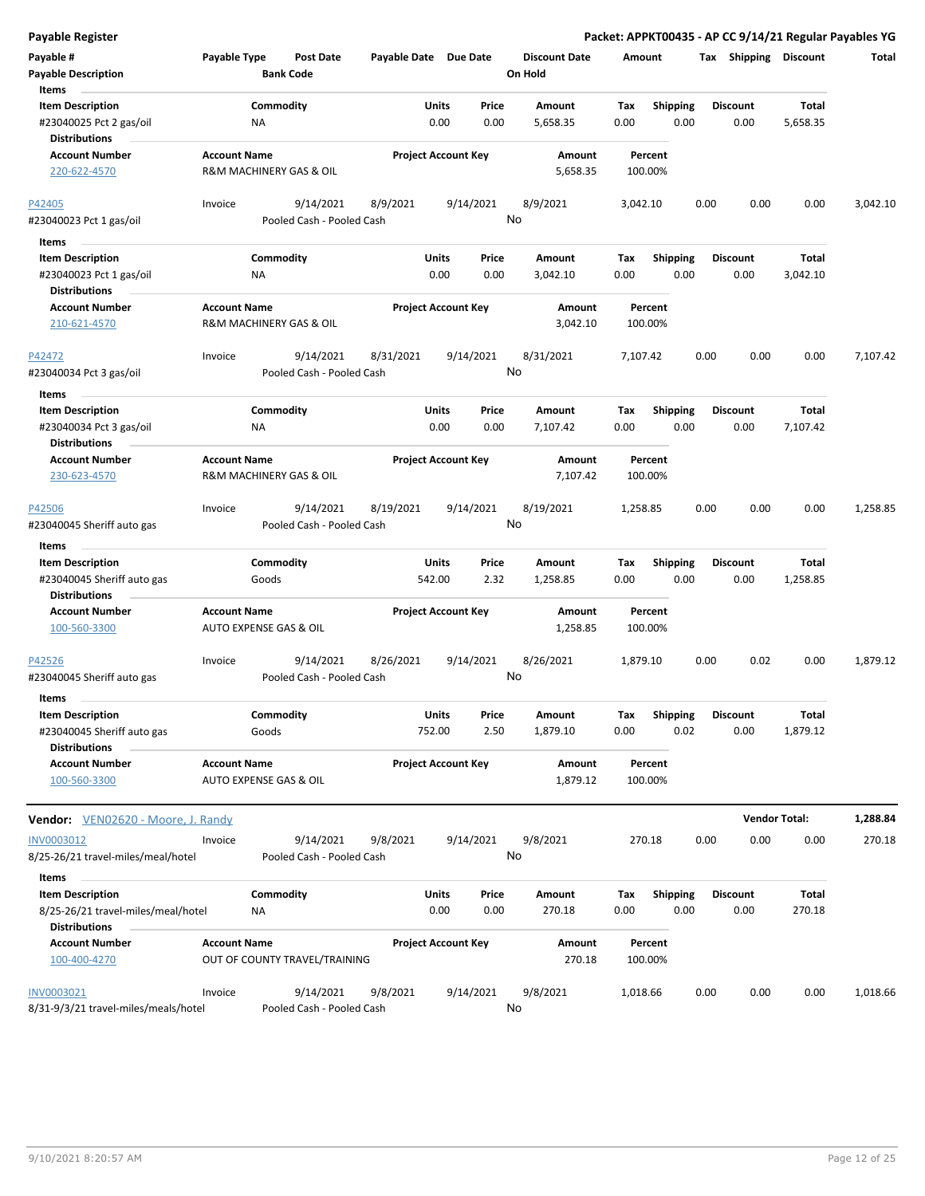**Packet: APPKT00435 - AP CC 9/14/21 Regular Payables YG**

**Payable Register**

| Payable # | Payable Type | Post Date | Payable Date | Due Date | Discount Date | Amount | Tax | Shipping | Discount | Total |
|---|---|---|---|---|---|---|---|---|---|---|
| **Payable Description** | | **Bank Code** | | | **On Hold** | | | | | |

**Items**

| Item Description | Commodity | Units | Price | Amount | Tax | Shipping | Discount | Total |
|---|---|---|---|---|---|---|---|---|
| #23040025 Pct 2 gas/oil | NA | 0.00 | 0.00 | 5,658.35 | 0.00 | 0.00 | 0.00 | 5,658.35 |

**Distributions**

| Account Number | Account Name | Project Account Key | Amount | Percent |
|---|---|---|---|---|
| 220-622-4570 | R&M MACHINERY GAS & OIL | | 5,658.35 | 100.00% |

| Payable # | Payable Type | Post Date | Payable Date | Due Date | Discount Date | Amount | Tax | Shipping | Discount | Total |
|---|---|---|---|---|---|---|---|---|---|---|
| P42405 | Invoice | 9/14/2021 | 8/9/2021 | 9/14/2021 | 8/9/2021 | 3,042.10 | 0.00 | 0.00 | 0.00 | 3,042.10 |
| #23040023 Pct 1 gas/oil | | Pooled Cash - Pooled Cash | | | No | | | | | |

**Items**

| Item Description | Commodity | Units | Price | Amount | Tax | Shipping | Discount | Total |
|---|---|---|---|---|---|---|---|---|
| #23040023 Pct 1 gas/oil | NA | 0.00 | 0.00 | 3,042.10 | 0.00 | 0.00 | 0.00 | 3,042.10 |

**Distributions**

| Account Number | Account Name | Project Account Key | Amount | Percent |
|---|---|---|---|---|
| 210-621-4570 | R&M MACHINERY GAS & OIL | | 3,042.10 | 100.00% |

| Payable # | Payable Type | Post Date | Payable Date | Due Date | Discount Date | Amount | Tax | Shipping | Discount | Total |
|---|---|---|---|---|---|---|---|---|---|---|
| P42472 | Invoice | 9/14/2021 | 8/31/2021 | 9/14/2021 | 8/31/2021 | 7,107.42 | 0.00 | 0.00 | 0.00 | 7,107.42 |
| #23040034 Pct 3 gas/oil | | Pooled Cash - Pooled Cash | | | No | | | | | |

**Items**

| Item Description | Commodity | Units | Price | Amount | Tax | Shipping | Discount | Total |
|---|---|---|---|---|---|---|---|---|
| #23040034 Pct 3 gas/oil | NA | 0.00 | 0.00 | 7,107.42 | 0.00 | 0.00 | 0.00 | 7,107.42 |

**Distributions**

| Account Number | Account Name | Project Account Key | Amount | Percent |
|---|---|---|---|---|
| 230-623-4570 | R&M MACHINERY GAS & OIL | | 7,107.42 | 100.00% |

| Payable # | Payable Type | Post Date | Payable Date | Due Date | Discount Date | Amount | Tax | Shipping | Discount | Total |
|---|---|---|---|---|---|---|---|---|---|---|
| P42506 | Invoice | 9/14/2021 | 8/19/2021 | 9/14/2021 | 8/19/2021 | 1,258.85 | 0.00 | 0.00 | 0.00 | 1,258.85 |
| #23040045 Sheriff auto gas | | Pooled Cash - Pooled Cash | | | No | | | | | |

**Items**

| Item Description | Commodity | Units | Price | Amount | Tax | Shipping | Discount | Total |
|---|---|---|---|---|---|---|---|---|
| #23040045 Sheriff auto gas | Goods | 542.00 | 2.32 | 1,258.85 | 0.00 | 0.00 | 0.00 | 1,258.85 |

**Distributions**

| Account Number | Account Name | Project Account Key | Amount | Percent |
|---|---|---|---|---|
| 100-560-3300 | AUTO EXPENSE GAS & OIL | | 1,258.85 | 100.00% |

| Payable # | Payable Type | Post Date | Payable Date | Due Date | Discount Date | Amount | Tax | Shipping | Discount | Total |
|---|---|---|---|---|---|---|---|---|---|---|
| P42526 | Invoice | 9/14/2021 | 8/26/2021 | 9/14/2021 | 8/26/2021 | 1,879.10 | 0.00 | 0.02 | 0.00 | 1,879.12 |
| #23040045 Sheriff auto gas | | Pooled Cash - Pooled Cash | | | No | | | | | |

**Items**

| Item Description | Commodity | Units | Price | Amount | Tax | Shipping | Discount | Total |
|---|---|---|---|---|---|---|---|---|
| #23040045 Sheriff auto gas | Goods | 752.00 | 2.50 | 1,879.10 | 0.00 | 0.02 | 0.00 | 1,879.12 |

**Distributions**

| Account Number | Account Name | Project Account Key | Amount | Percent |
|---|---|---|---|---|
| 100-560-3300 | AUTO EXPENSE GAS & OIL | | 1,879.12 | 100.00% |

**Vendor:** VEN02620 - Moore, J. Randy — **Vendor Total: 1,288.84**

| Payable # | Payable Type | Post Date | Payable Date | Due Date | Discount Date | Amount | Tax | Shipping | Discount | Total |
|---|---|---|---|---|---|---|---|---|---|---|
| INV0003012 | Invoice | 9/14/2021 | 9/8/2021 | 9/14/2021 | 9/8/2021 | 270.18 | 0.00 | 0.00 | 0.00 | 270.18 |
| 8/25-26/21 travel-miles/meal/hotel | | Pooled Cash - Pooled Cash | | | No | | | | | |

**Items**

| Item Description | Commodity | Units | Price | Amount | Tax | Shipping | Discount | Total |
|---|---|---|---|---|---|---|---|---|
| 8/25-26/21 travel-miles/meal/hotel | NA | 0.00 | 0.00 | 270.18 | 0.00 | 0.00 | 0.00 | 270.18 |

**Distributions**

| Account Number | Account Name | Project Account Key | Amount | Percent |
|---|---|---|---|---|
| 100-400-4270 | OUT OF COUNTY TRAVEL/TRAINING | | 270.18 | 100.00% |

| Payable # | Payable Type | Post Date | Payable Date | Due Date | Discount Date | Amount | Tax | Shipping | Discount | Total |
|---|---|---|---|---|---|---|---|---|---|---|
| INV0003021 | Invoice | 9/14/2021 | 9/8/2021 | 9/14/2021 | 9/8/2021 | 1,018.66 | 0.00 | 0.00 | 0.00 | 1,018.66 |
| 8/31-9/3/21 travel-miles/meals/hotel | | Pooled Cash - Pooled Cash | | | No | | | | | |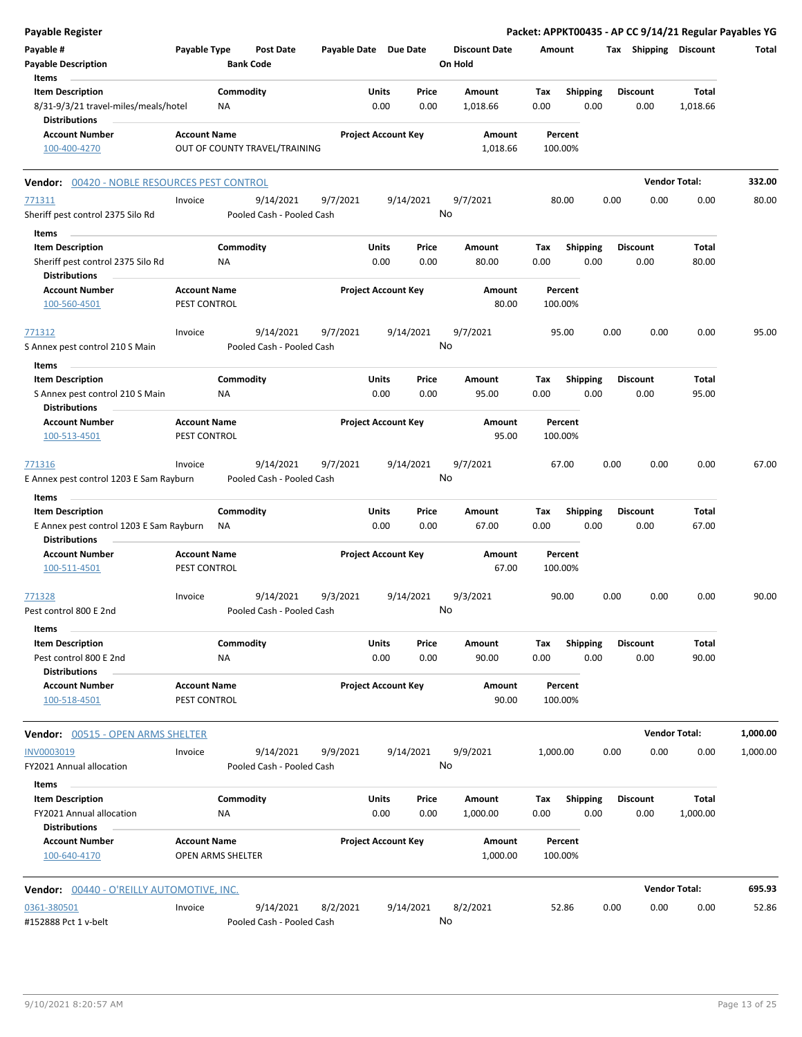# Payable Register

**Packet: APPKT00435 - AP CC 9/14/21 Regular Payables YG**

| Payable # | Payable Type | Post Date | Payable Date | Due Date | Discount Date | Amount | Tax | Shipping | Discount | Total |
|---|---|---|---|---|---|---|---|---|---|---|
| **Payable Description** | | **Bank Code** | | | **On Hold** | | | | | |

**Items**

| Item Description | Commodity | Units | Price | Amount | Tax | Shipping | Discount | Total |
|---|---|---|---|---|---|---|---|---|
| 8/31-9/3/21 travel-miles/meals/hotel | NA | 0.00 | 0.00 | 1,018.66 | 0.00 | 0.00 | 0.00 | 1,018.66 |

**Distributions**

| Account Number | Account Name | Project Account Key | Amount | Percent |
|---|---|---|---|---|
| 100-400-4270 | OUT OF COUNTY TRAVEL/TRAINING | | 1,018.66 | 100.00% |

## Vendor: 00420 - NOBLE RESOURCES PEST CONTROL — Vendor Total: 332.00

| Payable # | Payable Type | Post Date | Payable Date | Due Date | Discount Date | Amount | Tax | Shipping | Discount | Total |
|---|---|---|---|---|---|---|---|---|---|---|
| 771311 | Invoice | 9/14/2021 | 9/7/2021 | 9/14/2021 | 9/7/2021 | 80.00 | 0.00 | 0.00 | 0.00 | 80.00 |
| Sheriff pest control 2375 Silo Rd | | Pooled Cash - Pooled Cash | | | No | | | | | |

**Items**

| Item Description | Commodity | Units | Price | Amount | Tax | Shipping | Discount | Total |
|---|---|---|---|---|---|---|---|---|
| Sheriff pest control 2375 Silo Rd | NA | 0.00 | 0.00 | 80.00 | 0.00 | 0.00 | 0.00 | 80.00 |

**Distributions**

| Account Number | Account Name | Project Account Key | Amount | Percent |
|---|---|---|---|---|
| 100-560-4501 | PEST CONTROL | | 80.00 | 100.00% |

| Payable # | Payable Type | Post Date | Payable Date | Due Date | Discount Date | Amount | Tax | Shipping | Discount | Total |
|---|---|---|---|---|---|---|---|---|---|---|
| 771312 | Invoice | 9/14/2021 | 9/7/2021 | 9/14/2021 | 9/7/2021 | 95.00 | 0.00 | 0.00 | 0.00 | 95.00 |
| S Annex pest control 210 S Main | | Pooled Cash - Pooled Cash | | | No | | | | | |

**Items**

| Item Description | Commodity | Units | Price | Amount | Tax | Shipping | Discount | Total |
|---|---|---|---|---|---|---|---|---|
| S Annex pest control 210 S Main | NA | 0.00 | 0.00 | 95.00 | 0.00 | 0.00 | 0.00 | 95.00 |

**Distributions**

| Account Number | Account Name | Project Account Key | Amount | Percent |
|---|---|---|---|---|
| 100-513-4501 | PEST CONTROL | | 95.00 | 100.00% |

| Payable # | Payable Type | Post Date | Payable Date | Due Date | Discount Date | Amount | Tax | Shipping | Discount | Total |
|---|---|---|---|---|---|---|---|---|---|---|
| 771316 | Invoice | 9/14/2021 | 9/7/2021 | 9/14/2021 | 9/7/2021 | 67.00 | 0.00 | 0.00 | 0.00 | 67.00 |
| E Annex pest control 1203 E Sam Rayburn | | Pooled Cash - Pooled Cash | | | No | | | | | |

**Items**

| Item Description | Commodity | Units | Price | Amount | Tax | Shipping | Discount | Total |
|---|---|---|---|---|---|---|---|---|
| E Annex pest control 1203 E Sam Rayburn | NA | 0.00 | 0.00 | 67.00 | 0.00 | 0.00 | 0.00 | 67.00 |

**Distributions**

| Account Number | Account Name | Project Account Key | Amount | Percent |
|---|---|---|---|---|
| 100-511-4501 | PEST CONTROL | | 67.00 | 100.00% |

| Payable # | Payable Type | Post Date | Payable Date | Due Date | Discount Date | Amount | Tax | Shipping | Discount | Total |
|---|---|---|---|---|---|---|---|---|---|---|
| 771328 | Invoice | 9/14/2021 | 9/3/2021 | 9/14/2021 | 9/3/2021 | 90.00 | 0.00 | 0.00 | 0.00 | 90.00 |
| Pest control 800 E 2nd | | Pooled Cash - Pooled Cash | | | No | | | | | |

**Items**

| Item Description | Commodity | Units | Price | Amount | Tax | Shipping | Discount | Total |
|---|---|---|---|---|---|---|---|---|
| Pest control 800 E 2nd | NA | 0.00 | 0.00 | 90.00 | 0.00 | 0.00 | 0.00 | 90.00 |

**Distributions**

| Account Number | Account Name | Project Account Key | Amount | Percent |
|---|---|---|---|---|
| 100-518-4501 | PEST CONTROL | | 90.00 | 100.00% |

## Vendor: 00515 - OPEN ARMS SHELTER — Vendor Total: 1,000.00

| Payable # | Payable Type | Post Date | Payable Date | Due Date | Discount Date | Amount | Tax | Shipping | Discount | Total |
|---|---|---|---|---|---|---|---|---|---|---|
| INV0003019 | Invoice | 9/14/2021 | 9/9/2021 | 9/14/2021 | 9/9/2021 | 1,000.00 | 0.00 | 0.00 | 0.00 | 1,000.00 |
| FY2021 Annual allocation | | Pooled Cash - Pooled Cash | | | No | | | | | |

**Items**

| Item Description | Commodity | Units | Price | Amount | Tax | Shipping | Discount | Total |
|---|---|---|---|---|---|---|---|---|
| FY2021 Annual allocation | NA | 0.00 | 0.00 | 1,000.00 | 0.00 | 0.00 | 0.00 | 1,000.00 |

**Distributions**

| Account Number | Account Name | Project Account Key | Amount | Percent |
|---|---|---|---|---|
| 100-640-4170 | OPEN ARMS SHELTER | | 1,000.00 | 100.00% |

## Vendor: 00440 - O'REILLY AUTOMOTIVE, INC. — Vendor Total: 695.93

| Payable # | Payable Type | Post Date | Payable Date | Due Date | Discount Date | Amount | Tax | Shipping | Discount | Total |
|---|---|---|---|---|---|---|---|---|---|---|
| 0361-380501 | Invoice | 9/14/2021 | 8/2/2021 | 9/14/2021 | 8/2/2021 | 52.86 | 0.00 | 0.00 | 0.00 | 52.86 |
| #152888 Pct 1 v-belt | | Pooled Cash - Pooled Cash | | | No | | | | | |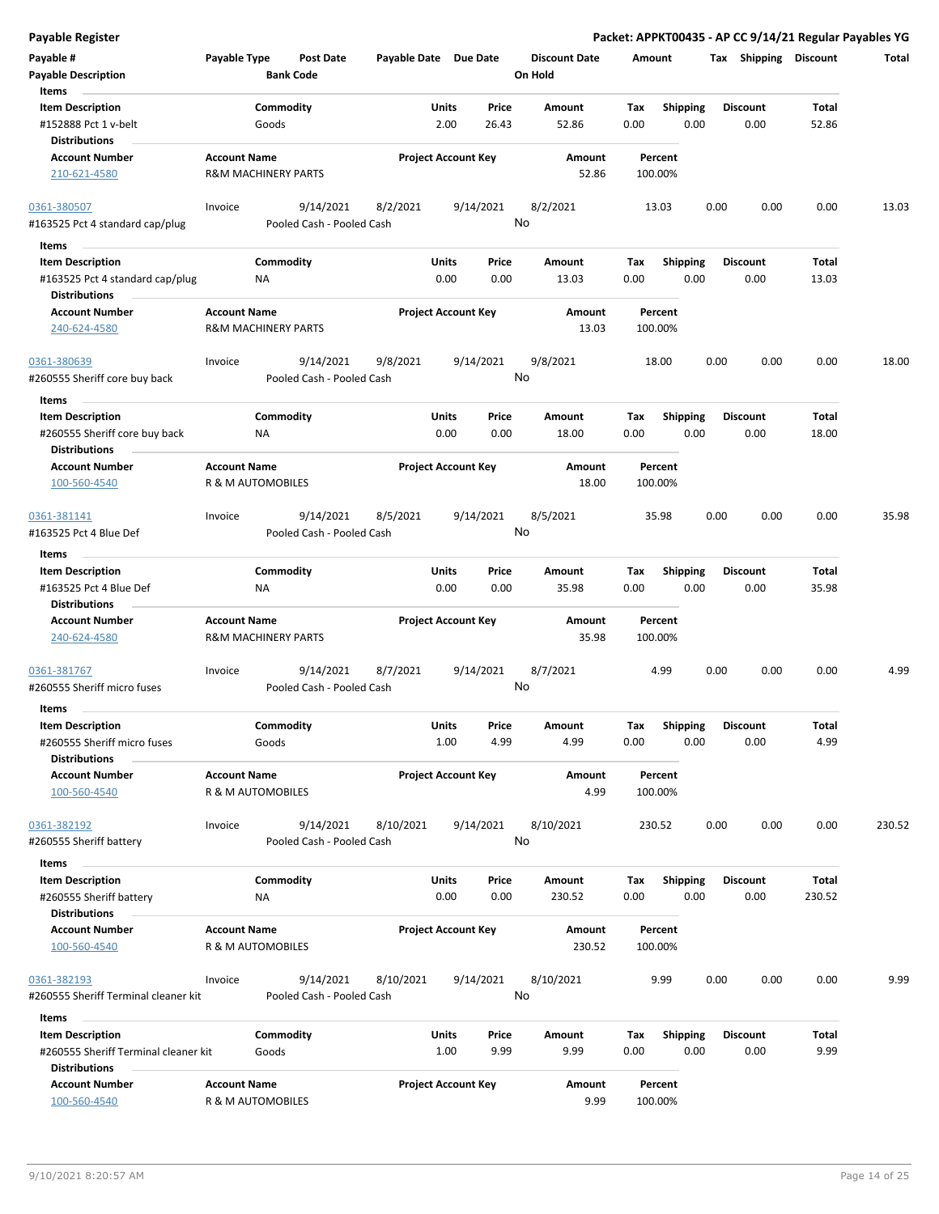**Payable Register** | **Packet: APPKT00435 - AP CC 9/14/21 Regular Payables YG**

| Payable # | Payable Type | Post Date | Payable Date | Due Date | Discount Date | Amount | Tax | Shipping | Discount | Total |
|---|---|---|---|---|---|---|---|---|---|---|
| **Payable Description** | | **Bank Code** | | | **On Hold** | | | | | |

**Items**

| Item Description | Commodity | Units | Price | Amount | Tax | Shipping | Discount | Total |
|---|---|---|---|---|---|---|---|---|
| #152888 Pct 1 v-belt | Goods | 2.00 | 26.43 | 52.86 | 0.00 | 0.00 | 0.00 | 52.86 |

**Distributions**

| Account Number | Account Name | Project Account Key | Amount | Percent |
|---|---|---|---|---|
| 210-621-4580 | R&M MACHINERY PARTS | | 52.86 | 100.00% |

---

| Payable # | Payable Type | Post Date | Payable Date | Due Date | Discount Date | Amount | Tax | Shipping | Discount | Total |
|---|---|---|---|---|---|---|---|---|---|---|
| 0361-380507 | Invoice | 9/14/2021 | 8/2/2021 | 9/14/2021 | 8/2/2021 | 13.03 | 0.00 | 0.00 | 0.00 | 13.03 |
| #163525 Pct 4 standard cap/plug | | Pooled Cash - Pooled Cash | | | No | | | | | |

**Items**

| Item Description | Commodity | Units | Price | Amount | Tax | Shipping | Discount | Total |
|---|---|---|---|---|---|---|---|---|
| #163525 Pct 4 standard cap/plug | NA | 0.00 | 0.00 | 13.03 | 0.00 | 0.00 | 0.00 | 13.03 |

**Distributions**

| Account Number | Account Name | Project Account Key | Amount | Percent |
|---|---|---|---|---|
| 240-624-4580 | R&M MACHINERY PARTS | | 13.03 | 100.00% |

---

| Payable # | Payable Type | Post Date | Payable Date | Due Date | Discount Date | Amount | Tax | Shipping | Discount | Total |
|---|---|---|---|---|---|---|---|---|---|---|
| 0361-380639 | Invoice | 9/14/2021 | 9/8/2021 | 9/14/2021 | 9/8/2021 | 18.00 | 0.00 | 0.00 | 0.00 | 18.00 |
| #260555 Sheriff core buy back | | Pooled Cash - Pooled Cash | | | No | | | | | |

**Items**

| Item Description | Commodity | Units | Price | Amount | Tax | Shipping | Discount | Total |
|---|---|---|---|---|---|---|---|---|
| #260555 Sheriff core buy back | NA | 0.00 | 0.00 | 18.00 | 0.00 | 0.00 | 0.00 | 18.00 |

**Distributions**

| Account Number | Account Name | Project Account Key | Amount | Percent |
|---|---|---|---|---|
| 100-560-4540 | R & M AUTOMOBILES | | 18.00 | 100.00% |

---

| Payable # | Payable Type | Post Date | Payable Date | Due Date | Discount Date | Amount | Tax | Shipping | Discount | Total |
|---|---|---|---|---|---|---|---|---|---|---|
| 0361-381141 | Invoice | 9/14/2021 | 8/5/2021 | 9/14/2021 | 8/5/2021 | 35.98 | 0.00 | 0.00 | 0.00 | 35.98 |
| #163525 Pct 4 Blue Def | | Pooled Cash - Pooled Cash | | | No | | | | | |

**Items**

| Item Description | Commodity | Units | Price | Amount | Tax | Shipping | Discount | Total |
|---|---|---|---|---|---|---|---|---|
| #163525 Pct 4 Blue Def | NA | 0.00 | 0.00 | 35.98 | 0.00 | 0.00 | 0.00 | 35.98 |

**Distributions**

| Account Number | Account Name | Project Account Key | Amount | Percent |
|---|---|---|---|---|
| 240-624-4580 | R&M MACHINERY PARTS | | 35.98 | 100.00% |

---

| Payable # | Payable Type | Post Date | Payable Date | Due Date | Discount Date | Amount | Tax | Shipping | Discount | Total |
|---|---|---|---|---|---|---|---|---|---|---|
| 0361-381767 | Invoice | 9/14/2021 | 8/7/2021 | 9/14/2021 | 8/7/2021 | 4.99 | 0.00 | 0.00 | 0.00 | 4.99 |
| #260555 Sheriff micro fuses | | Pooled Cash - Pooled Cash | | | No | | | | | |

**Items**

| Item Description | Commodity | Units | Price | Amount | Tax | Shipping | Discount | Total |
|---|---|---|---|---|---|---|---|---|
| #260555 Sheriff micro fuses | Goods | 1.00 | 4.99 | 4.99 | 0.00 | 0.00 | 0.00 | 4.99 |

**Distributions**

| Account Number | Account Name | Project Account Key | Amount | Percent |
|---|---|---|---|---|
| 100-560-4540 | R & M AUTOMOBILES | | 4.99 | 100.00% |

---

| Payable # | Payable Type | Post Date | Payable Date | Due Date | Discount Date | Amount | Tax | Shipping | Discount | Total |
|---|---|---|---|---|---|---|---|---|---|---|
| 0361-382192 | Invoice | 9/14/2021 | 8/10/2021 | 9/14/2021 | 8/10/2021 | 230.52 | 0.00 | 0.00 | 0.00 | 230.52 |
| #260555 Sheriff battery | | Pooled Cash - Pooled Cash | | | No | | | | | |

**Items**

| Item Description | Commodity | Units | Price | Amount | Tax | Shipping | Discount | Total |
|---|---|---|---|---|---|---|---|---|
| #260555 Sheriff battery | NA | 0.00 | 0.00 | 230.52 | 0.00 | 0.00 | 0.00 | 230.52 |

**Distributions**

| Account Number | Account Name | Project Account Key | Amount | Percent |
|---|---|---|---|---|
| 100-560-4540 | R & M AUTOMOBILES | | 230.52 | 100.00% |

---

| Payable # | Payable Type | Post Date | Payable Date | Due Date | Discount Date | Amount | Tax | Shipping | Discount | Total |
|---|---|---|---|---|---|---|---|---|---|---|
| 0361-382193 | Invoice | 9/14/2021 | 8/10/2021 | 9/14/2021 | 8/10/2021 | 9.99 | 0.00 | 0.00 | 0.00 | 9.99 |
| #260555 Sheriff Terminal cleaner kit | | Pooled Cash - Pooled Cash | | | No | | | | | |

**Items**

| Item Description | Commodity | Units | Price | Amount | Tax | Shipping | Discount | Total |
|---|---|---|---|---|---|---|---|---|
| #260555 Sheriff Terminal cleaner kit | Goods | 1.00 | 9.99 | 9.99 | 0.00 | 0.00 | 0.00 | 9.99 |

**Distributions**

| Account Number | Account Name | Project Account Key | Amount | Percent |
|---|---|---|---|---|
| 100-560-4540 | R & M AUTOMOBILES | | 9.99 | 100.00% |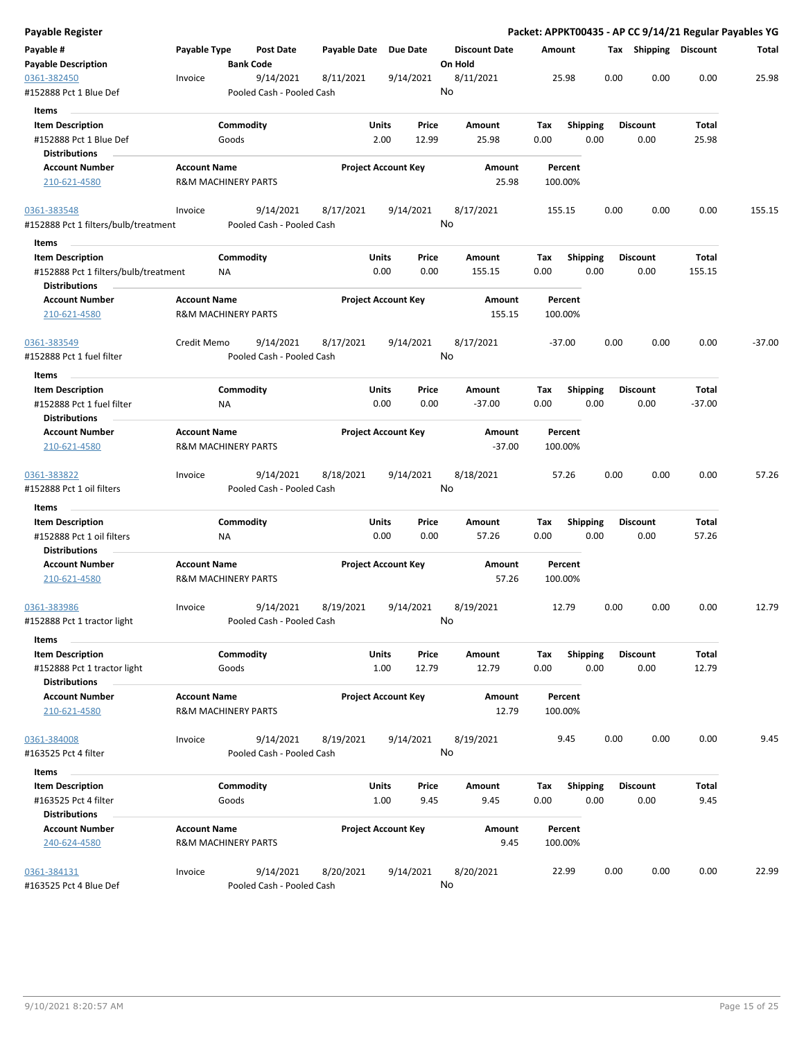**Payable Register**

**Packet: APPKT00435 - AP CC 9/14/21 Regular Payables YG**

| Payable # / Payable Description | Payable Type | Post Date / Bank Code | Payable Date | Due Date | Discount Date / On Hold | Amount | Tax | Shipping | Discount | Total |
|---|---|---|---|---|---|---|---|---|---|---|
| 0361-382450 | Invoice | 9/14/2021 | 8/11/2021 | 9/14/2021 | 8/11/2021 | 25.98 | 0.00 | 0.00 | 0.00 | 25.98 |
| #152888 Pct 1 Blue Def | | Pooled Cash - Pooled Cash | | | No | | | | | |

Items

| Item Description | Commodity | Units | Price | Amount | Tax | Shipping | Discount | Total |
|---|---|---|---|---|---|---|---|---|
| #152888 Pct 1 Blue Def | Goods | 2.00 | 12.99 | 25.98 | 0.00 | 0.00 | 0.00 | 25.98 |

Distributions

| Account Number | Account Name | Project Account Key | Amount | Percent |
|---|---|---|---|---|
| 210-621-4580 | R&M MACHINERY PARTS | | 25.98 | 100.00% |

| Payable # / Payable Description | Payable Type | Post Date / Bank Code | Payable Date | Due Date | Discount Date / On Hold | Amount | Tax | Shipping | Discount | Total |
|---|---|---|---|---|---|---|---|---|---|---|
| 0361-383548 | Invoice | 9/14/2021 | 8/17/2021 | 9/14/2021 | 8/17/2021 | 155.15 | 0.00 | 0.00 | 0.00 | 155.15 |
| #152888 Pct 1 filters/bulb/treatment | | Pooled Cash - Pooled Cash | | | No | | | | | |

Items

| Item Description | Commodity | Units | Price | Amount | Tax | Shipping | Discount | Total |
|---|---|---|---|---|---|---|---|---|
| #152888 Pct 1 filters/bulb/treatment | NA | 0.00 | 0.00 | 155.15 | 0.00 | 0.00 | 0.00 | 155.15 |

Distributions

| Account Number | Account Name | Project Account Key | Amount | Percent |
|---|---|---|---|---|
| 210-621-4580 | R&M MACHINERY PARTS | | 155.15 | 100.00% |

| Payable # / Payable Description | Payable Type | Post Date / Bank Code | Payable Date | Due Date | Discount Date / On Hold | Amount | Tax | Shipping | Discount | Total |
|---|---|---|---|---|---|---|---|---|---|---|
| 0361-383549 | Credit Memo | 9/14/2021 | 8/17/2021 | 9/14/2021 | 8/17/2021 | -37.00 | 0.00 | 0.00 | 0.00 | -37.00 |
| #152888 Pct 1 fuel filter | | Pooled Cash - Pooled Cash | | | No | | | | | |

Items

| Item Description | Commodity | Units | Price | Amount | Tax | Shipping | Discount | Total |
|---|---|---|---|---|---|---|---|---|
| #152888 Pct 1 fuel filter | NA | 0.00 | 0.00 | -37.00 | 0.00 | 0.00 | 0.00 | -37.00 |

Distributions

| Account Number | Account Name | Project Account Key | Amount | Percent |
|---|---|---|---|---|
| 210-621-4580 | R&M MACHINERY PARTS | | -37.00 | 100.00% |

| Payable # / Payable Description | Payable Type | Post Date / Bank Code | Payable Date | Due Date | Discount Date / On Hold | Amount | Tax | Shipping | Discount | Total |
|---|---|---|---|---|---|---|---|---|---|---|
| 0361-383822 | Invoice | 9/14/2021 | 8/18/2021 | 9/14/2021 | 8/18/2021 | 57.26 | 0.00 | 0.00 | 0.00 | 57.26 |
| #152888 Pct 1 oil filters | | Pooled Cash - Pooled Cash | | | No | | | | | |

Items

| Item Description | Commodity | Units | Price | Amount | Tax | Shipping | Discount | Total |
|---|---|---|---|---|---|---|---|---|
| #152888 Pct 1 oil filters | NA | 0.00 | 0.00 | 57.26 | 0.00 | 0.00 | 0.00 | 57.26 |

Distributions

| Account Number | Account Name | Project Account Key | Amount | Percent |
|---|---|---|---|---|
| 210-621-4580 | R&M MACHINERY PARTS | | 57.26 | 100.00% |

| Payable # / Payable Description | Payable Type | Post Date / Bank Code | Payable Date | Due Date | Discount Date / On Hold | Amount | Tax | Shipping | Discount | Total |
|---|---|---|---|---|---|---|---|---|---|---|
| 0361-383986 | Invoice | 9/14/2021 | 8/19/2021 | 9/14/2021 | 8/19/2021 | 12.79 | 0.00 | 0.00 | 0.00 | 12.79 |
| #152888 Pct 1 tractor light | | Pooled Cash - Pooled Cash | | | No | | | | | |

Items

| Item Description | Commodity | Units | Price | Amount | Tax | Shipping | Discount | Total |
|---|---|---|---|---|---|---|---|---|
| #152888 Pct 1 tractor light | Goods | 1.00 | 12.79 | 12.79 | 0.00 | 0.00 | 0.00 | 12.79 |

Distributions

| Account Number | Account Name | Project Account Key | Amount | Percent |
|---|---|---|---|---|
| 210-621-4580 | R&M MACHINERY PARTS | | 12.79 | 100.00% |

| Payable # / Payable Description | Payable Type | Post Date / Bank Code | Payable Date | Due Date | Discount Date / On Hold | Amount | Tax | Shipping | Discount | Total |
|---|---|---|---|---|---|---|---|---|---|---|
| 0361-384008 | Invoice | 9/14/2021 | 8/19/2021 | 9/14/2021 | 8/19/2021 | 9.45 | 0.00 | 0.00 | 0.00 | 9.45 |
| #163525 Pct 4 filter | | Pooled Cash - Pooled Cash | | | No | | | | | |

Items

| Item Description | Commodity | Units | Price | Amount | Tax | Shipping | Discount | Total |
|---|---|---|---|---|---|---|---|---|
| #163525 Pct 4 filter | Goods | 1.00 | 9.45 | 9.45 | 0.00 | 0.00 | 0.00 | 9.45 |

Distributions

| Account Number | Account Name | Project Account Key | Amount | Percent |
|---|---|---|---|---|
| 240-624-4580 | R&M MACHINERY PARTS | | 9.45 | 100.00% |

| Payable # / Payable Description | Payable Type | Post Date / Bank Code | Payable Date | Due Date | Discount Date / On Hold | Amount | Tax | Shipping | Discount | Total |
|---|---|---|---|---|---|---|---|---|---|---|
| 0361-384131 | Invoice | 9/14/2021 | 8/20/2021 | 9/14/2021 | 8/20/2021 | 22.99 | 0.00 | 0.00 | 0.00 | 22.99 |
| #163525 Pct 4 Blue Def | | Pooled Cash - Pooled Cash | | | No | | | | | |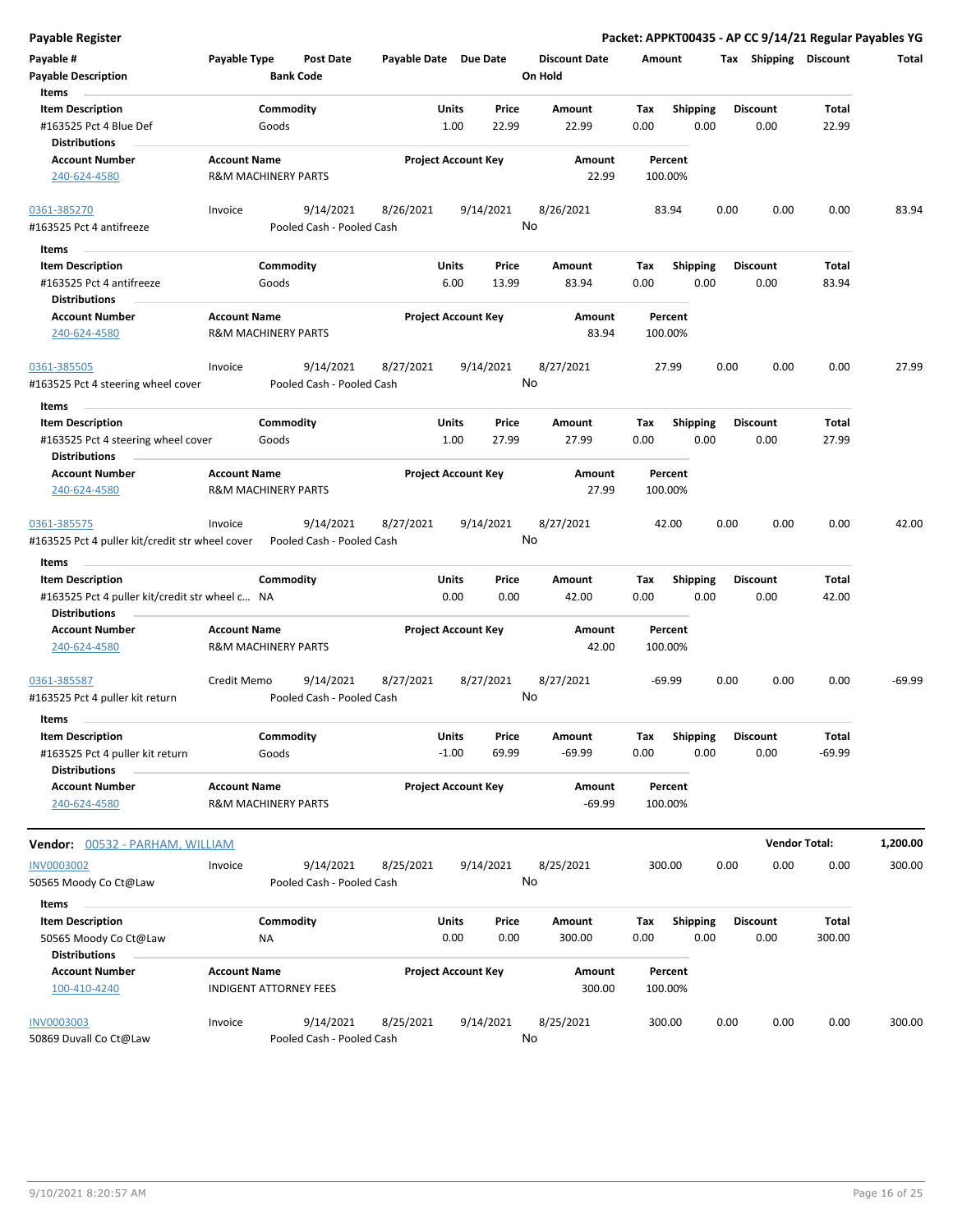## Payable Register

**Packet: APPKT00435 - AP CC 9/14/21 Regular Payables YG**

| Payable # | Payable Type | Post Date | Payable Date | Due Date | Discount Date | Amount | Tax | Shipping | Discount | Total |
|---|---|---|---|---|---|---|---|---|---|---|
| Payable Description | | Bank Code | | | On Hold | | | | | |

**Items**

| Item Description | Commodity | Units | Price | Amount | Tax | Shipping | Discount | Total |
|---|---|---|---|---|---|---|---|---|
| #163525 Pct 4 Blue Def | Goods | 1.00 | 22.99 | 22.99 | 0.00 | 0.00 | 0.00 | 22.99 |

**Distributions**

| Account Number | Account Name | Project Account Key | Amount | Percent |
|---|---|---|---|---|
| 240-624-4580 | R&M MACHINERY PARTS | | 22.99 | 100.00% |

| Payable # | Payable Type | Post Date | Payable Date | Due Date | Discount Date | Amount | Tax | Shipping | Discount | Total |
|---|---|---|---|---|---|---|---|---|---|---|
| 0361-385270 | Invoice | 9/14/2021 | 8/26/2021 | 9/14/2021 | 8/26/2021 | 83.94 | 0.00 | 0.00 | 0.00 | 83.94 |
| #163525 Pct 4 antifreeze | | Pooled Cash - Pooled Cash | | | No | | | | | |

**Items**

| Item Description | Commodity | Units | Price | Amount | Tax | Shipping | Discount | Total |
|---|---|---|---|---|---|---|---|---|
| #163525 Pct 4 antifreeze | Goods | 6.00 | 13.99 | 83.94 | 0.00 | 0.00 | 0.00 | 83.94 |

**Distributions**

| Account Number | Account Name | Project Account Key | Amount | Percent |
|---|---|---|---|---|
| 240-624-4580 | R&M MACHINERY PARTS | | 83.94 | 100.00% |

| Payable # | Payable Type | Post Date | Payable Date | Due Date | Discount Date | Amount | Tax | Shipping | Discount | Total |
|---|---|---|---|---|---|---|---|---|---|---|
| 0361-385505 | Invoice | 9/14/2021 | 8/27/2021 | 9/14/2021 | 8/27/2021 | 27.99 | 0.00 | 0.00 | 0.00 | 27.99 |
| #163525 Pct 4 steering wheel cover | | Pooled Cash - Pooled Cash | | | No | | | | | |

**Items**

| Item Description | Commodity | Units | Price | Amount | Tax | Shipping | Discount | Total |
|---|---|---|---|---|---|---|---|---|
| #163525 Pct 4 steering wheel cover | Goods | 1.00 | 27.99 | 27.99 | 0.00 | 0.00 | 0.00 | 27.99 |

**Distributions**

| Account Number | Account Name | Project Account Key | Amount | Percent |
|---|---|---|---|---|
| 240-624-4580 | R&M MACHINERY PARTS | | 27.99 | 100.00% |

| Payable # | Payable Type | Post Date | Payable Date | Due Date | Discount Date | Amount | Tax | Shipping | Discount | Total |
|---|---|---|---|---|---|---|---|---|---|---|
| 0361-385575 | Invoice | 9/14/2021 | 8/27/2021 | 9/14/2021 | 8/27/2021 | 42.00 | 0.00 | 0.00 | 0.00 | 42.00 |
| #163525 Pct 4 puller kit/credit str wheel cover | | Pooled Cash - Pooled Cash | | | No | | | | | |

**Items**

| Item Description | Commodity | Units | Price | Amount | Tax | Shipping | Discount | Total |
|---|---|---|---|---|---|---|---|---|
| #163525 Pct 4 puller kit/credit str wheel c... | NA | 0.00 | 0.00 | 42.00 | 0.00 | 0.00 | 0.00 | 42.00 |

**Distributions**

| Account Number | Account Name | Project Account Key | Amount | Percent |
|---|---|---|---|---|
| 240-624-4580 | R&M MACHINERY PARTS | | 42.00 | 100.00% |

| Payable # | Payable Type | Post Date | Payable Date | Due Date | Discount Date | Amount | Tax | Shipping | Discount | Total |
|---|---|---|---|---|---|---|---|---|---|---|
| 0361-385587 | Credit Memo | 9/14/2021 | 8/27/2021 | 8/27/2021 | 8/27/2021 | -69.99 | 0.00 | 0.00 | 0.00 | -69.99 |
| #163525 Pct 4 puller kit return | | Pooled Cash - Pooled Cash | | | No | | | | | |

**Items**

| Item Description | Commodity | Units | Price | Amount | Tax | Shipping | Discount | Total |
|---|---|---|---|---|---|---|---|---|
| #163525 Pct 4 puller kit return | Goods | -1.00 | 69.99 | -69.99 | 0.00 | 0.00 | 0.00 | -69.99 |

**Distributions**

| Account Number | Account Name | Project Account Key | Amount | Percent |
|---|---|---|---|---|
| 240-624-4580 | R&M MACHINERY PARTS | | -69.99 | 100.00% |

---

**Vendor:** 00532 - PARHAM, WILLIAM — **Vendor Total:** 1,200.00

| Payable # | Payable Type | Post Date | Payable Date | Due Date | Discount Date | Amount | Tax | Shipping | Discount | Total |
|---|---|---|---|---|---|---|---|---|---|---|
| INV0003002 | Invoice | 9/14/2021 | 8/25/2021 | 9/14/2021 | 8/25/2021 | 300.00 | 0.00 | 0.00 | 0.00 | 300.00 |
| 50565 Moody Co Ct@Law | | Pooled Cash - Pooled Cash | | | No | | | | | |

**Items**

| Item Description | Commodity | Units | Price | Amount | Tax | Shipping | Discount | Total |
|---|---|---|---|---|---|---|---|---|
| 50565 Moody Co Ct@Law | NA | 0.00 | 0.00 | 300.00 | 0.00 | 0.00 | 0.00 | 300.00 |

**Distributions**

| Account Number | Account Name | Project Account Key | Amount | Percent |
|---|---|---|---|---|
| 100-410-4240 | INDIGENT ATTORNEY FEES | | 300.00 | 100.00% |

| Payable # | Payable Type | Post Date | Payable Date | Due Date | Discount Date | Amount | Tax | Shipping | Discount | Total |
|---|---|---|---|---|---|---|---|---|---|---|
| INV0003003 | Invoice | 9/14/2021 | 8/25/2021 | 9/14/2021 | 8/25/2021 | 300.00 | 0.00 | 0.00 | 0.00 | 300.00 |
| 50869 Duvall Co Ct@Law | | Pooled Cash - Pooled Cash | | | No | | | | | |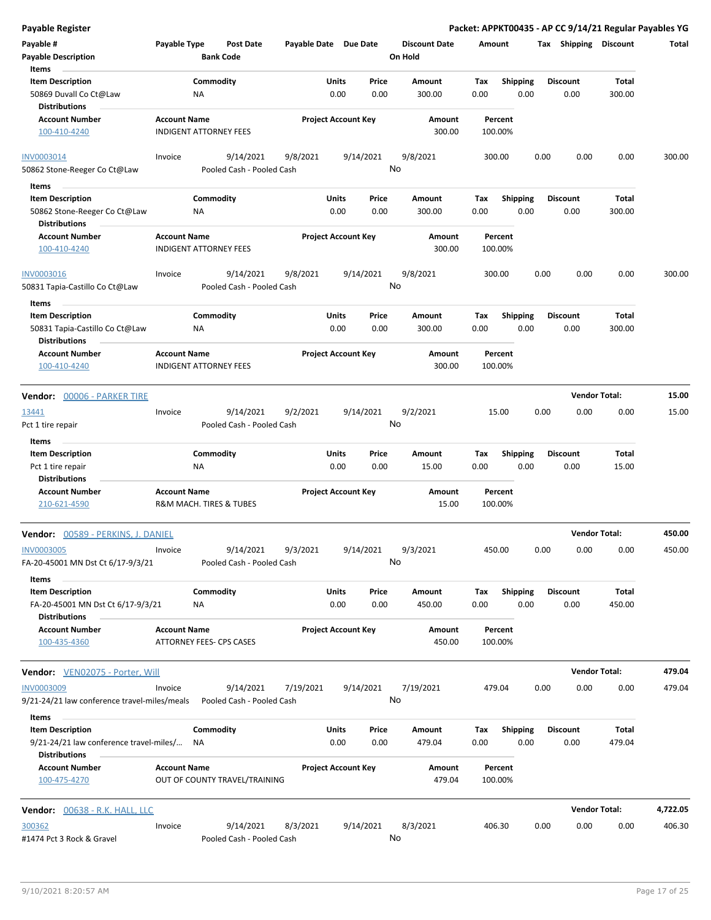**Payable Register** — Packet: APPKT00435 - AP CC 9/14/21 Regular Payables YG

| Payable # | Payable Type | Post Date | Payable Date | Due Date | Discount Date | Amount | Tax | Shipping | Discount | Total |
|---|---|---|---|---|---|---|---|---|---|---|
| Payable Description | | Bank Code | | | On Hold | | | | | |

Items

| Item Description | Commodity | Units | Price | Amount | Tax | Shipping | Discount | Total |
|---|---|---|---|---|---|---|---|---|
| 50869 Duvall Co Ct@Law | NA | 0.00 | 0.00 | 300.00 | 0.00 | 0.00 | 0.00 | 300.00 |

Distributions

| Account Number | Account Name | Project Account Key | Amount | Percent |
|---|---|---|---|---|
| 100-410-4240 | INDIGENT ATTORNEY FEES | | 300.00 | 100.00% |

| Payable # | Payable Type | Post Date | Payable Date | Due Date | Discount Date | Amount | Tax | Shipping | Discount | Total |
|---|---|---|---|---|---|---|---|---|---|---|
| INV0003014 | Invoice | 9/14/2021 | 9/8/2021 | 9/14/2021 | 9/8/2021 | 300.00 | 0.00 | 0.00 | 0.00 | 300.00 |
| 50862 Stone-Reeger Co Ct@Law | | Pooled Cash - Pooled Cash | | | No | | | | | |

Items

| Item Description | Commodity | Units | Price | Amount | Tax | Shipping | Discount | Total |
|---|---|---|---|---|---|---|---|---|
| 50862 Stone-Reeger Co Ct@Law | NA | 0.00 | 0.00 | 300.00 | 0.00 | 0.00 | 0.00 | 300.00 |

Distributions

| Account Number | Account Name | Project Account Key | Amount | Percent |
|---|---|---|---|---|
| 100-410-4240 | INDIGENT ATTORNEY FEES | | 300.00 | 100.00% |

| Payable # | Payable Type | Post Date | Payable Date | Due Date | Discount Date | Amount | Tax | Shipping | Discount | Total |
|---|---|---|---|---|---|---|---|---|---|---|
| INV0003016 | Invoice | 9/14/2021 | 9/8/2021 | 9/14/2021 | 9/8/2021 | 300.00 | 0.00 | 0.00 | 0.00 | 300.00 |
| 50831 Tapia-Castillo Co Ct@Law | | Pooled Cash - Pooled Cash | | | No | | | | | |

Items

| Item Description | Commodity | Units | Price | Amount | Tax | Shipping | Discount | Total |
|---|---|---|---|---|---|---|---|---|
| 50831 Tapia-Castillo Co Ct@Law | NA | 0.00 | 0.00 | 300.00 | 0.00 | 0.00 | 0.00 | 300.00 |

Distributions

| Account Number | Account Name | Project Account Key | Amount | Percent |
|---|---|---|---|---|
| 100-410-4240 | INDIGENT ATTORNEY FEES | | 300.00 | 100.00% |

**Vendor: 00006 - PARKER TIRE** — Vendor Total: **15.00**

| Payable # | Payable Type | Post Date | Payable Date | Due Date | Discount Date | Amount | Tax | Shipping | Discount | Total |
|---|---|---|---|---|---|---|---|---|---|---|
| 13441 | Invoice | 9/14/2021 | 9/2/2021 | 9/14/2021 | 9/2/2021 | 15.00 | 0.00 | 0.00 | 0.00 | 15.00 |
| Pct 1 tire repair | | Pooled Cash - Pooled Cash | | | No | | | | | |

Items

| Item Description | Commodity | Units | Price | Amount | Tax | Shipping | Discount | Total |
|---|---|---|---|---|---|---|---|---|
| Pct 1 tire repair | NA | 0.00 | 0.00 | 15.00 | 0.00 | 0.00 | 0.00 | 15.00 |

Distributions

| Account Number | Account Name | Project Account Key | Amount | Percent |
|---|---|---|---|---|
| 210-621-4590 | R&M MACH. TIRES & TUBES | | 15.00 | 100.00% |

**Vendor: 00589 - PERKINS, J. DANIEL** — Vendor Total: **450.00**

| Payable # | Payable Type | Post Date | Payable Date | Due Date | Discount Date | Amount | Tax | Shipping | Discount | Total |
|---|---|---|---|---|---|---|---|---|---|---|
| INV0003005 | Invoice | 9/14/2021 | 9/3/2021 | 9/14/2021 | 9/3/2021 | 450.00 | 0.00 | 0.00 | 0.00 | 450.00 |
| FA-20-45001 MN Dst Ct 6/17-9/3/21 | | Pooled Cash - Pooled Cash | | | No | | | | | |

Items

| Item Description | Commodity | Units | Price | Amount | Tax | Shipping | Discount | Total |
|---|---|---|---|---|---|---|---|---|
| FA-20-45001 MN Dst Ct 6/17-9/3/21 | NA | 0.00 | 0.00 | 450.00 | 0.00 | 0.00 | 0.00 | 450.00 |

Distributions

| Account Number | Account Name | Project Account Key | Amount | Percent |
|---|---|---|---|---|
| 100-435-4360 | ATTORNEY FEES- CPS CASES | | 450.00 | 100.00% |

**Vendor: VEN02075 - Porter, Will** — Vendor Total: **479.04**

| Payable # | Payable Type | Post Date | Payable Date | Due Date | Discount Date | Amount | Tax | Shipping | Discount | Total |
|---|---|---|---|---|---|---|---|---|---|---|
| INV0003009 | Invoice | 9/14/2021 | 7/19/2021 | 9/14/2021 | 7/19/2021 | 479.04 | 0.00 | 0.00 | 0.00 | 479.04 |
| 9/21-24/21 law conference travel-miles/meals | | Pooled Cash - Pooled Cash | | | No | | | | | |

Items

| Item Description | Commodity | Units | Price | Amount | Tax | Shipping | Discount | Total |
|---|---|---|---|---|---|---|---|---|
| 9/21-24/21 law conference travel-miles/... | NA | 0.00 | 0.00 | 479.04 | 0.00 | 0.00 | 0.00 | 479.04 |

Distributions

| Account Number | Account Name | Project Account Key | Amount | Percent |
|---|---|---|---|---|
| 100-475-4270 | OUT OF COUNTY TRAVEL/TRAINING | | 479.04 | 100.00% |

**Vendor: 00638 - R.K. HALL, LLC** — Vendor Total: **4,722.05**

| Payable # | Payable Type | Post Date | Payable Date | Due Date | Discount Date | Amount | Tax | Shipping | Discount | Total |
|---|---|---|---|---|---|---|---|---|---|---|
| 300362 | Invoice | 9/14/2021 | 8/3/2021 | 9/14/2021 | 8/3/2021 | 406.30 | 0.00 | 0.00 | 0.00 | 406.30 |
| #1474 Pct 3 Rock & Gravel | | Pooled Cash - Pooled Cash | | | No | | | | | |

9/10/2021 8:20:57 AM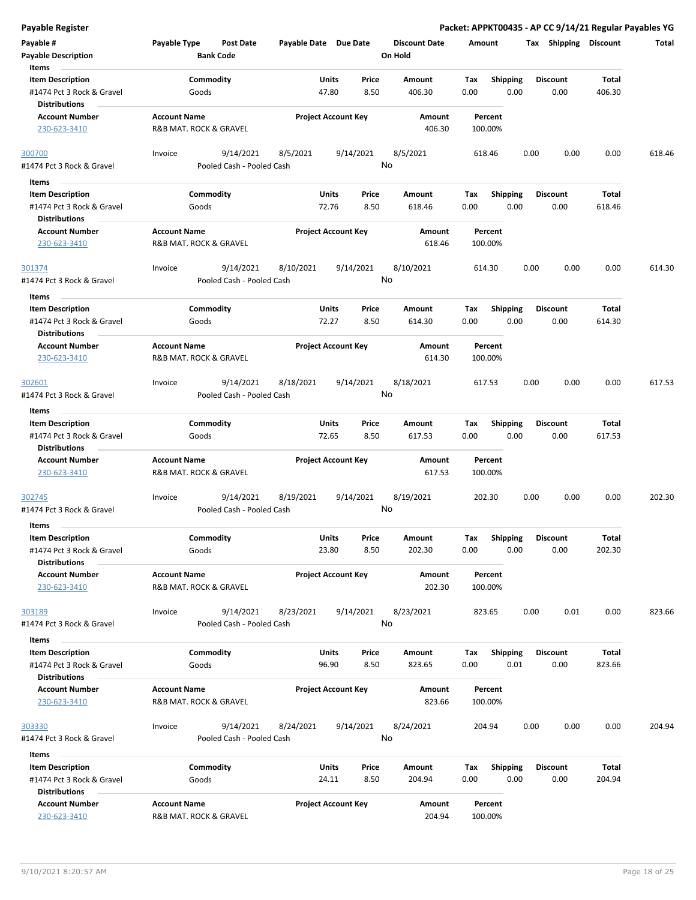**Payable Register**

**Packet: APPKT00435 - AP CC 9/14/21 Regular Payables YG**

| Payable # | Payable Type | Post Date | Payable Date | Due Date | Discount Date | Amount | Tax | Shipping | Discount | Total |
|---|---|---|---|---|---|---|---|---|---|---|
| **Payable Description** | | **Bank Code** | | | **On Hold** | | | | | |

**Items**

| Item Description | Commodity | Units | Price | Amount | Tax | Shipping | Discount | Total |
|---|---|---|---|---|---|---|---|---|
| #1474 Pct 3 Rock & Gravel | Goods | 47.80 | 8.50 | 406.30 | 0.00 | 0.00 | 0.00 | 406.30 |

**Distributions**

| Account Number | Account Name | Project Account Key | Amount | Percent |
|---|---|---|---|---|
| 230-623-3410 | R&B MAT. ROCK & GRAVEL | | 406.30 | 100.00% |

| Payable # | Payable Type | Post Date | Payable Date | Due Date | Discount Date | Amount | Tax | Shipping | Discount | Total |
|---|---|---|---|---|---|---|---|---|---|---|
| 300700 | Invoice | 9/14/2021 | 8/5/2021 | 9/14/2021 | 8/5/2021 | 618.46 | 0.00 | 0.00 | 0.00 | 618.46 |
| #1474 Pct 3 Rock & Gravel | | Pooled Cash - Pooled Cash | | | No | | | | | |

**Items**

| Item Description | Commodity | Units | Price | Amount | Tax | Shipping | Discount | Total |
|---|---|---|---|---|---|---|---|---|
| #1474 Pct 3 Rock & Gravel | Goods | 72.76 | 8.50 | 618.46 | 0.00 | 0.00 | 0.00 | 618.46 |

**Distributions**

| Account Number | Account Name | Project Account Key | Amount | Percent |
|---|---|---|---|---|
| 230-623-3410 | R&B MAT. ROCK & GRAVEL | | 618.46 | 100.00% |

| Payable # | Payable Type | Post Date | Payable Date | Due Date | Discount Date | Amount | Tax | Shipping | Discount | Total |
|---|---|---|---|---|---|---|---|---|---|---|
| 301374 | Invoice | 9/14/2021 | 8/10/2021 | 9/14/2021 | 8/10/2021 | 614.30 | 0.00 | 0.00 | 0.00 | 614.30 |
| #1474 Pct 3 Rock & Gravel | | Pooled Cash - Pooled Cash | | | No | | | | | |

**Items**

| Item Description | Commodity | Units | Price | Amount | Tax | Shipping | Discount | Total |
|---|---|---|---|---|---|---|---|---|
| #1474 Pct 3 Rock & Gravel | Goods | 72.27 | 8.50 | 614.30 | 0.00 | 0.00 | 0.00 | 614.30 |

**Distributions**

| Account Number | Account Name | Project Account Key | Amount | Percent |
|---|---|---|---|---|
| 230-623-3410 | R&B MAT. ROCK & GRAVEL | | 614.30 | 100.00% |

| Payable # | Payable Type | Post Date | Payable Date | Due Date | Discount Date | Amount | Tax | Shipping | Discount | Total |
|---|---|---|---|---|---|---|---|---|---|---|
| 302601 | Invoice | 9/14/2021 | 8/18/2021 | 9/14/2021 | 8/18/2021 | 617.53 | 0.00 | 0.00 | 0.00 | 617.53 |
| #1474 Pct 3 Rock & Gravel | | Pooled Cash - Pooled Cash | | | No | | | | | |

**Items**

| Item Description | Commodity | Units | Price | Amount | Tax | Shipping | Discount | Total |
|---|---|---|---|---|---|---|---|---|
| #1474 Pct 3 Rock & Gravel | Goods | 72.65 | 8.50 | 617.53 | 0.00 | 0.00 | 0.00 | 617.53 |

**Distributions**

| Account Number | Account Name | Project Account Key | Amount | Percent |
|---|---|---|---|---|
| 230-623-3410 | R&B MAT. ROCK & GRAVEL | | 617.53 | 100.00% |

| Payable # | Payable Type | Post Date | Payable Date | Due Date | Discount Date | Amount | Tax | Shipping | Discount | Total |
|---|---|---|---|---|---|---|---|---|---|---|
| 302745 | Invoice | 9/14/2021 | 8/19/2021 | 9/14/2021 | 8/19/2021 | 202.30 | 0.00 | 0.00 | 0.00 | 202.30 |
| #1474 Pct 3 Rock & Gravel | | Pooled Cash - Pooled Cash | | | No | | | | | |

**Items**

| Item Description | Commodity | Units | Price | Amount | Tax | Shipping | Discount | Total |
|---|---|---|---|---|---|---|---|---|
| #1474 Pct 3 Rock & Gravel | Goods | 23.80 | 8.50 | 202.30 | 0.00 | 0.00 | 0.00 | 202.30 |

**Distributions**

| Account Number | Account Name | Project Account Key | Amount | Percent |
|---|---|---|---|---|
| 230-623-3410 | R&B MAT. ROCK & GRAVEL | | 202.30 | 100.00% |

| Payable # | Payable Type | Post Date | Payable Date | Due Date | Discount Date | Amount | Tax | Shipping | Discount | Total |
|---|---|---|---|---|---|---|---|---|---|---|
| 303189 | Invoice | 9/14/2021 | 8/23/2021 | 9/14/2021 | 8/23/2021 | 823.65 | 0.00 | 0.01 | 0.00 | 823.66 |
| #1474 Pct 3 Rock & Gravel | | Pooled Cash - Pooled Cash | | | No | | | | | |

**Items**

| Item Description | Commodity | Units | Price | Amount | Tax | Shipping | Discount | Total |
|---|---|---|---|---|---|---|---|---|
| #1474 Pct 3 Rock & Gravel | Goods | 96.90 | 8.50 | 823.65 | 0.00 | 0.01 | 0.00 | 823.66 |

**Distributions**

| Account Number | Account Name | Project Account Key | Amount | Percent |
|---|---|---|---|---|
| 230-623-3410 | R&B MAT. ROCK & GRAVEL | | 823.66 | 100.00% |

| Payable # | Payable Type | Post Date | Payable Date | Due Date | Discount Date | Amount | Tax | Shipping | Discount | Total |
|---|---|---|---|---|---|---|---|---|---|---|
| 303330 | Invoice | 9/14/2021 | 8/24/2021 | 9/14/2021 | 8/24/2021 | 204.94 | 0.00 | 0.00 | 0.00 | 204.94 |
| #1474 Pct 3 Rock & Gravel | | Pooled Cash - Pooled Cash | | | No | | | | | |

**Items**

| Item Description | Commodity | Units | Price | Amount | Tax | Shipping | Discount | Total |
|---|---|---|---|---|---|---|---|---|
| #1474 Pct 3 Rock & Gravel | Goods | 24.11 | 8.50 | 204.94 | 0.00 | 0.00 | 0.00 | 204.94 |

**Distributions**

| Account Number | Account Name | Project Account Key | Amount | Percent |
|---|---|---|---|---|
| 230-623-3410 | R&B MAT. ROCK & GRAVEL | | 204.94 | 100.00% |

9/10/2021 8:20:57 AM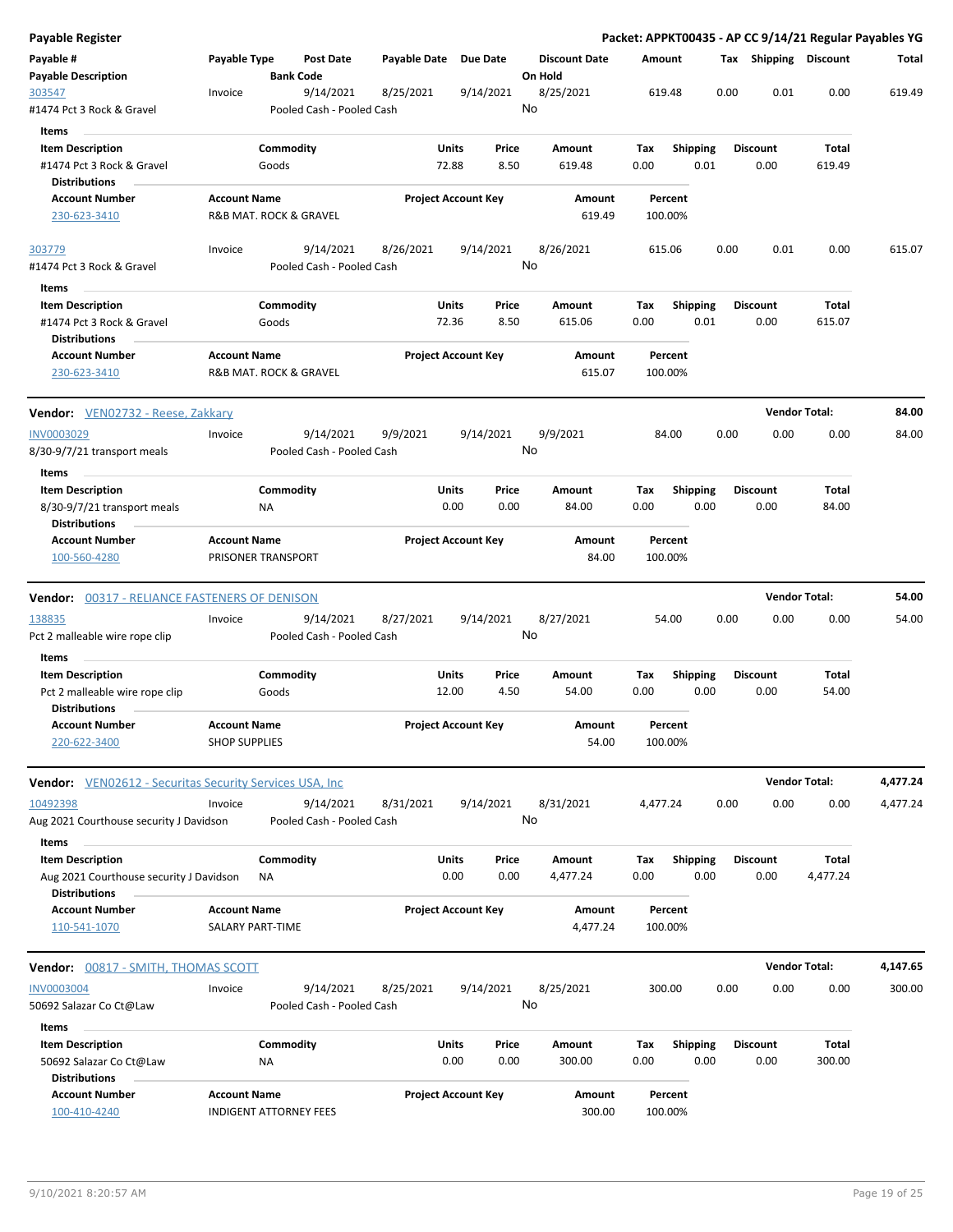**Payable Register** — **Packet: APPKT00435 - AP CC 9/14/21 Regular Payables YG**

| Payable # / Payable Description | Payable Type | Post Date / Bank Code | Payable Date | Due Date | Discount Date / On Hold | Amount | Tax | Shipping | Discount | Total |
|---|---|---|---|---|---|---|---|---|---|---|
| 303547 / #1474 Pct 3 Rock & Gravel | Invoice | 9/14/2021 / Pooled Cash - Pooled Cash | 8/25/2021 | 9/14/2021 | 8/25/2021 / No | 619.48 | 0.00 | 0.01 | 0.00 | 619.49 |

Items

| Item Description | Commodity | Units | Price | Amount | Tax | Shipping | Discount | Total |
|---|---|---|---|---|---|---|---|---|
| #1474 Pct 3 Rock & Gravel | Goods | 72.88 | 8.50 | 619.48 | 0.00 | 0.01 | 0.00 | 619.49 |

Distributions

| Account Number | Account Name | Project Account Key | Amount | Percent |
|---|---|---|---|---|
| 230-623-3410 | R&B MAT. ROCK & GRAVEL | | 619.49 | 100.00% |

| Payable # / Payable Description | Payable Type | Post Date / Bank Code | Payable Date | Due Date | Discount Date / On Hold | Amount | Tax | Shipping | Discount | Total |
|---|---|---|---|---|---|---|---|---|---|---|
| 303779 / #1474 Pct 3 Rock & Gravel | Invoice | 9/14/2021 / Pooled Cash - Pooled Cash | 8/26/2021 | 9/14/2021 | 8/26/2021 / No | 615.06 | 0.00 | 0.01 | 0.00 | 615.07 |

Items

| Item Description | Commodity | Units | Price | Amount | Tax | Shipping | Discount | Total |
|---|---|---|---|---|---|---|---|---|
| #1474 Pct 3 Rock & Gravel | Goods | 72.36 | 8.50 | 615.06 | 0.00 | 0.01 | 0.00 | 615.07 |

Distributions

| Account Number | Account Name | Project Account Key | Amount | Percent |
|---|---|---|---|---|
| 230-623-3410 | R&B MAT. ROCK & GRAVEL | | 615.07 | 100.00% |

**Vendor: VEN02732 - Reese, Zakkary** — **Vendor Total: 84.00**

| Payable # / Payable Description | Payable Type | Post Date / Bank Code | Payable Date | Due Date | Discount Date / On Hold | Amount | Tax | Shipping | Discount | Total |
|---|---|---|---|---|---|---|---|---|---|---|
| INV0003029 / 8/30-9/7/21 transport meals | Invoice | 9/14/2021 / Pooled Cash - Pooled Cash | 9/9/2021 | 9/14/2021 | 9/9/2021 / No | 84.00 | 0.00 | 0.00 | 0.00 | 84.00 |

Items

| Item Description | Commodity | Units | Price | Amount | Tax | Shipping | Discount | Total |
|---|---|---|---|---|---|---|---|---|
| 8/30-9/7/21 transport meals | NA | 0.00 | 0.00 | 84.00 | 0.00 | 0.00 | 0.00 | 84.00 |

Distributions

| Account Number | Account Name | Project Account Key | Amount | Percent |
|---|---|---|---|---|
| 100-560-4280 | PRISONER TRANSPORT | | 84.00 | 100.00% |

**Vendor: 00317 - RELIANCE FASTENERS OF DENISON** — **Vendor Total: 54.00**

| Payable # / Payable Description | Payable Type | Post Date / Bank Code | Payable Date | Due Date | Discount Date / On Hold | Amount | Tax | Shipping | Discount | Total |
|---|---|---|---|---|---|---|---|---|---|---|
| 138835 / Pct 2 malleable wire rope clip | Invoice | 9/14/2021 / Pooled Cash - Pooled Cash | 8/27/2021 | 9/14/2021 | 8/27/2021 / No | 54.00 | 0.00 | 0.00 | 0.00 | 54.00 |

Items

| Item Description | Commodity | Units | Price | Amount | Tax | Shipping | Discount | Total |
|---|---|---|---|---|---|---|---|---|
| Pct 2 malleable wire rope clip | Goods | 12.00 | 4.50 | 54.00 | 0.00 | 0.00 | 0.00 | 54.00 |

Distributions

| Account Number | Account Name | Project Account Key | Amount | Percent |
|---|---|---|---|---|
| 220-622-3400 | SHOP SUPPLIES | | 54.00 | 100.00% |

**Vendor: VEN02612 - Securitas Security Services USA, Inc** — **Vendor Total: 4,477.24**

| Payable # / Payable Description | Payable Type | Post Date / Bank Code | Payable Date | Due Date | Discount Date / On Hold | Amount | Tax | Shipping | Discount | Total |
|---|---|---|---|---|---|---|---|---|---|---|
| 10492398 / Aug 2021 Courthouse security J Davidson | Invoice | 9/14/2021 / Pooled Cash - Pooled Cash | 8/31/2021 | 9/14/2021 | 8/31/2021 / No | 4,477.24 | 0.00 | 0.00 | 0.00 | 4,477.24 |

Items

| Item Description | Commodity | Units | Price | Amount | Tax | Shipping | Discount | Total |
|---|---|---|---|---|---|---|---|---|
| Aug 2021 Courthouse security J Davidson | NA | 0.00 | 0.00 | 4,477.24 | 0.00 | 0.00 | 0.00 | 4,477.24 |

Distributions

| Account Number | Account Name | Project Account Key | Amount | Percent |
|---|---|---|---|---|
| 110-541-1070 | SALARY PART-TIME | | 4,477.24 | 100.00% |

**Vendor: 00817 - SMITH, THOMAS SCOTT** — **Vendor Total: 4,147.65**

| Payable # / Payable Description | Payable Type | Post Date / Bank Code | Payable Date | Due Date | Discount Date / On Hold | Amount | Tax | Shipping | Discount | Total |
|---|---|---|---|---|---|---|---|---|---|---|
| INV0003004 / 50692 Salazar Co Ct@Law | Invoice | 9/14/2021 / Pooled Cash - Pooled Cash | 8/25/2021 | 9/14/2021 | 8/25/2021 / No | 300.00 | 0.00 | 0.00 | 0.00 | 300.00 |

Items

| Item Description | Commodity | Units | Price | Amount | Tax | Shipping | Discount | Total |
|---|---|---|---|---|---|---|---|---|
| 50692 Salazar Co Ct@Law | NA | 0.00 | 0.00 | 300.00 | 0.00 | 0.00 | 0.00 | 300.00 |

Distributions

| Account Number | Account Name | Project Account Key | Amount | Percent |
|---|---|---|---|---|
| 100-410-4240 | INDIGENT ATTORNEY FEES | | 300.00 | 100.00% |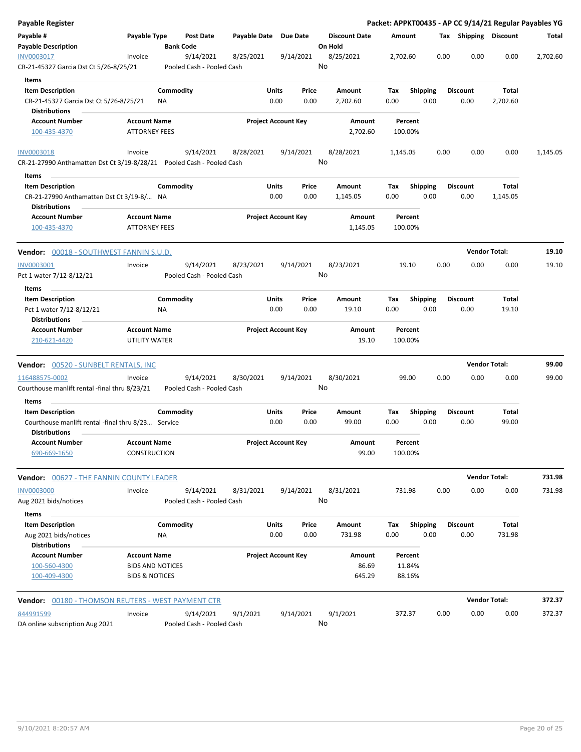**Payable Register** — **Packet: APPKT00435 - AP CC 9/14/21 Regular Payables YG**

| Payable # / Payable Description | Payable Type | Post Date / Bank Code | Payable Date | Due Date | Discount Date / On Hold | Amount | Tax | Shipping | Discount | Total |
|---|---|---|---|---|---|---|---|---|---|---|
| INV0003017 | Invoice | 9/14/2021 | 8/25/2021 | 9/14/2021 | 8/25/2021 | 2,702.60 | 0.00 | 0.00 | 0.00 | 2,702.60 |
| CR-21-45327 Garcia Dst Ct 5/26-8/25/21 | | Pooled Cash - Pooled Cash | | | No | | | | | |

Items

| Item Description | Commodity | Units | Price | Amount | Tax | Shipping | Discount | Total |
|---|---|---|---|---|---|---|---|---|
| CR-21-45327 Garcia Dst Ct 5/26-8/25/21 | NA | 0.00 | 0.00 | 2,702.60 | 0.00 | 0.00 | 0.00 | 2,702.60 |

Distributions

| Account Number | Account Name | Project Account Key | Amount | Percent |
|---|---|---|---|---|
| 100-435-4370 | ATTORNEY FEES | | 2,702.60 | 100.00% |

| Payable # / Payable Description | Payable Type | Post Date / Bank Code | Payable Date | Due Date | Discount Date / On Hold | Amount | Tax | Shipping | Discount | Total |
|---|---|---|---|---|---|---|---|---|---|---|
| INV0003018 | Invoice | 9/14/2021 | 8/28/2021 | 9/14/2021 | 8/28/2021 | 1,145.05 | 0.00 | 0.00 | 0.00 | 1,145.05 |
| CR-21-27990 Anthamatten Dst Ct 3/19-8/28/21 | | Pooled Cash - Pooled Cash | | | No | | | | | |

Items

| Item Description | Commodity | Units | Price | Amount | Tax | Shipping | Discount | Total |
|---|---|---|---|---|---|---|---|---|
| CR-21-27990 Anthamatten Dst Ct 3/19-8/... | NA | 0.00 | 0.00 | 1,145.05 | 0.00 | 0.00 | 0.00 | 1,145.05 |

Distributions

| Account Number | Account Name | Project Account Key | Amount | Percent |
|---|---|---|---|---|
| 100-435-4370 | ATTORNEY FEES | | 1,145.05 | 100.00% |

**Vendor: 00018 - SOUTHWEST FANNIN S.U.D.** — **Vendor Total: 19.10**

| Payable # / Payable Description | Payable Type | Post Date / Bank Code | Payable Date | Due Date | Discount Date / On Hold | Amount | Tax | Shipping | Discount | Total |
|---|---|---|---|---|---|---|---|---|---|---|
| INV0003001 | Invoice | 9/14/2021 | 8/23/2021 | 9/14/2021 | 8/23/2021 | 19.10 | 0.00 | 0.00 | 0.00 | 19.10 |
| Pct 1 water 7/12-8/12/21 | | Pooled Cash - Pooled Cash | | | No | | | | | |

Items

| Item Description | Commodity | Units | Price | Amount | Tax | Shipping | Discount | Total |
|---|---|---|---|---|---|---|---|---|
| Pct 1 water 7/12-8/12/21 | NA | 0.00 | 0.00 | 19.10 | 0.00 | 0.00 | 0.00 | 19.10 |

Distributions

| Account Number | Account Name | Project Account Key | Amount | Percent |
|---|---|---|---|---|
| 210-621-4420 | UTILITY WATER | | 19.10 | 100.00% |

**Vendor: 00520 - SUNBELT RENTALS, INC** — **Vendor Total: 99.00**

| Payable # / Payable Description | Payable Type | Post Date / Bank Code | Payable Date | Due Date | Discount Date / On Hold | Amount | Tax | Shipping | Discount | Total |
|---|---|---|---|---|---|---|---|---|---|---|
| 116488575-0002 | Invoice | 9/14/2021 | 8/30/2021 | 9/14/2021 | 8/30/2021 | 99.00 | 0.00 | 0.00 | 0.00 | 99.00 |
| Courthouse manlift rental -final thru 8/23/21 | | Pooled Cash - Pooled Cash | | | No | | | | | |

Items

| Item Description | Commodity | Units | Price | Amount | Tax | Shipping | Discount | Total |
|---|---|---|---|---|---|---|---|---|
| Courthouse manlift rental -final thru 8/23... | Service | 0.00 | 0.00 | 99.00 | 0.00 | 0.00 | 0.00 | 99.00 |

Distributions

| Account Number | Account Name | Project Account Key | Amount | Percent |
|---|---|---|---|---|
| 690-669-1650 | CONSTRUCTION | | 99.00 | 100.00% |

**Vendor: 00627 - THE FANNIN COUNTY LEADER** — **Vendor Total: 731.98**

| Payable # / Payable Description | Payable Type | Post Date / Bank Code | Payable Date | Due Date | Discount Date / On Hold | Amount | Tax | Shipping | Discount | Total |
|---|---|---|---|---|---|---|---|---|---|---|
| INV0003000 | Invoice | 9/14/2021 | 8/31/2021 | 9/14/2021 | 8/31/2021 | 731.98 | 0.00 | 0.00 | 0.00 | 731.98 |
| Aug 2021 bids/notices | | Pooled Cash - Pooled Cash | | | No | | | | | |

Items

| Item Description | Commodity | Units | Price | Amount | Tax | Shipping | Discount | Total |
|---|---|---|---|---|---|---|---|---|
| Aug 2021 bids/notices | NA | 0.00 | 0.00 | 731.98 | 0.00 | 0.00 | 0.00 | 731.98 |

Distributions

| Account Number | Account Name | Project Account Key | Amount | Percent |
|---|---|---|---|---|
| 100-560-4300 | BIDS AND NOTICES | | 86.69 | 11.84% |
| 100-409-4300 | BIDS & NOTICES | | 645.29 | 88.16% |

**Vendor: 00180 - THOMSON REUTERS - WEST PAYMENT CTR** — **Vendor Total: 372.37**

| Payable # / Payable Description | Payable Type | Post Date / Bank Code | Payable Date | Due Date | Discount Date / On Hold | Amount | Tax | Shipping | Discount | Total |
|---|---|---|---|---|---|---|---|---|---|---|
| 844991599 | Invoice | 9/14/2021 | 9/1/2021 | 9/14/2021 | 9/1/2021 | 372.37 | 0.00 | 0.00 | 0.00 | 372.37 |
| DA online subscription Aug 2021 | | Pooled Cash - Pooled Cash | | | No | | | | | |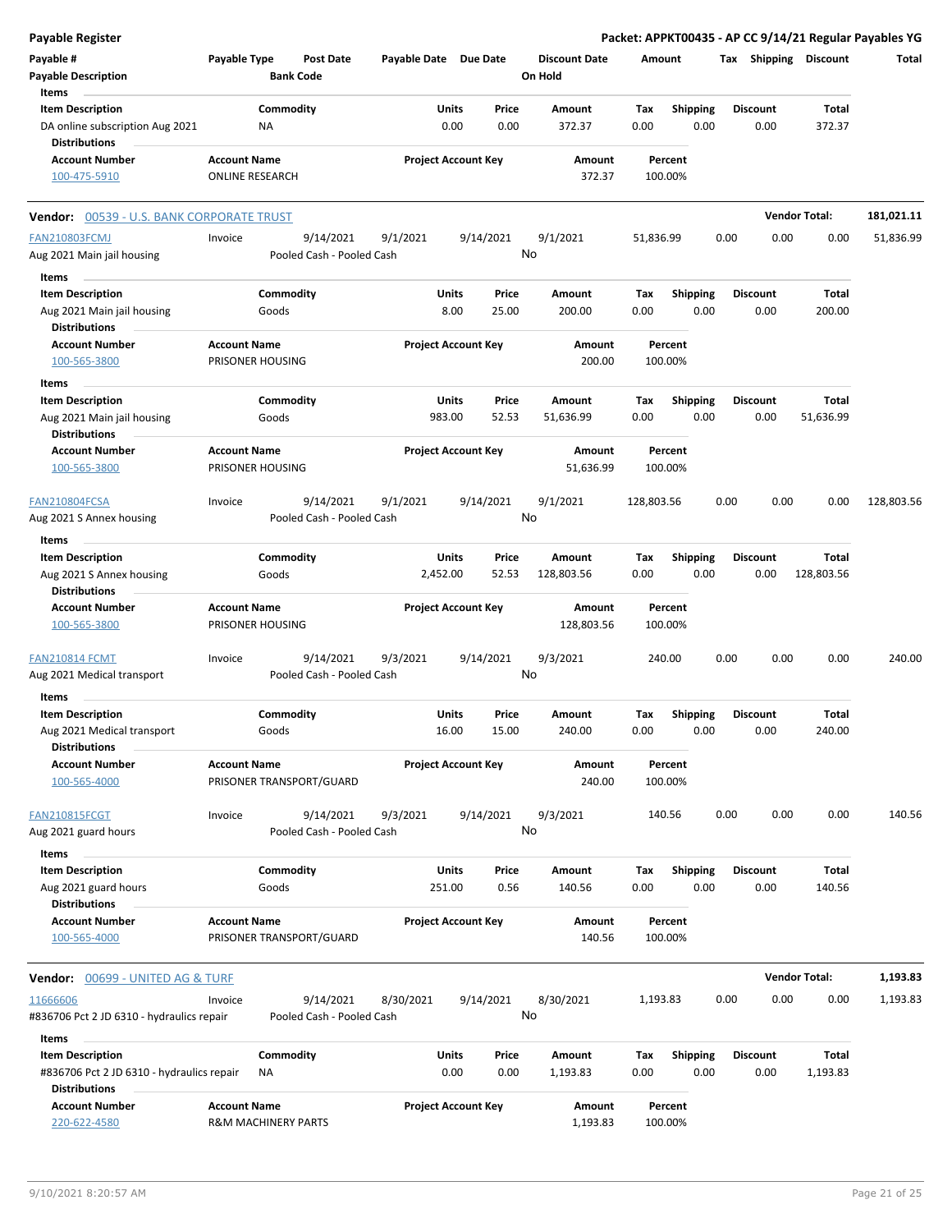**Payable Register** — **Packet: APPKT00435 - AP CC 9/14/21 Regular Payables YG**

| Payable # | Payable Type | Post Date | Payable Date | Due Date | Discount Date | Amount | Tax | Shipping | Discount | Total |
|---|---|---|---|---|---|---|---|---|---|---|
| Payable Description | | Bank Code | | | On Hold | | | | | |

**Items**

| Item Description | Commodity | Units | Price | Amount | Tax | Shipping | Discount | Total |
|---|---|---|---|---|---|---|---|---|
| DA online subscription Aug 2021 | NA | 0.00 | 0.00 | 372.37 | 0.00 | 0.00 | 0.00 | 372.37 |

**Distributions**

| Account Number | Account Name | Project Account Key | Amount | Percent |
|---|---|---|---|---|
| 100-475-5910 | ONLINE RESEARCH | | 372.37 | 100.00% |

---

**Vendor: 00539 - U.S. BANK CORPORATE TRUST** — **Vendor Total: 181,021.11**

| Payable # | Payable Type | Post Date | Payable Date | Due Date | Discount Date | Amount | Tax | Shipping | Discount | Total |
|---|---|---|---|---|---|---|---|---|---|---|
| FAN210803FCMJ | Invoice | 9/14/2021 | 9/1/2021 | 9/14/2021 | 9/1/2021 | 51,836.99 | 0.00 | 0.00 | 0.00 | 51,836.99 |
| Aug 2021 Main jail housing | | Pooled Cash - Pooled Cash | | | No | | | | | |

**Items**

| Item Description | Commodity | Units | Price | Amount | Tax | Shipping | Discount | Total |
|---|---|---|---|---|---|---|---|---|
| Aug 2021 Main jail housing | Goods | 8.00 | 25.00 | 200.00 | 0.00 | 0.00 | 0.00 | 200.00 |

**Distributions**

| Account Number | Account Name | Project Account Key | Amount | Percent |
|---|---|---|---|---|
| 100-565-3800 | PRISONER HOUSING | | 200.00 | 100.00% |

**Items**

| Item Description | Commodity | Units | Price | Amount | Tax | Shipping | Discount | Total |
|---|---|---|---|---|---|---|---|---|
| Aug 2021 Main jail housing | Goods | 983.00 | 52.53 | 51,636.99 | 0.00 | 0.00 | 0.00 | 51,636.99 |

**Distributions**

| Account Number | Account Name | Project Account Key | Amount | Percent |
|---|---|---|---|---|
| 100-565-3800 | PRISONER HOUSING | | 51,636.99 | 100.00% |

| Payable # | Payable Type | Post Date | Payable Date | Due Date | Discount Date | Amount | Tax | Shipping | Discount | Total |
|---|---|---|---|---|---|---|---|---|---|---|
| FAN210804FCSA | Invoice | 9/14/2021 | 9/1/2021 | 9/14/2021 | 9/1/2021 | 128,803.56 | 0.00 | 0.00 | 0.00 | 128,803.56 |
| Aug 2021 S Annex housing | | Pooled Cash - Pooled Cash | | | No | | | | | |

**Items**

| Item Description | Commodity | Units | Price | Amount | Tax | Shipping | Discount | Total |
|---|---|---|---|---|---|---|---|---|
| Aug 2021 S Annex housing | Goods | 2,452.00 | 52.53 | 128,803.56 | 0.00 | 0.00 | 0.00 | 128,803.56 |

**Distributions**

| Account Number | Account Name | Project Account Key | Amount | Percent |
|---|---|---|---|---|
| 100-565-3800 | PRISONER HOUSING | | 128,803.56 | 100.00% |

| Payable # | Payable Type | Post Date | Payable Date | Due Date | Discount Date | Amount | Tax | Shipping | Discount | Total |
|---|---|---|---|---|---|---|---|---|---|---|
| FAN210814 FCMT | Invoice | 9/14/2021 | 9/3/2021 | 9/14/2021 | 9/3/2021 | 240.00 | 0.00 | 0.00 | 0.00 | 240.00 |
| Aug 2021 Medical transport | | Pooled Cash - Pooled Cash | | | No | | | | | |

**Items**

| Item Description | Commodity | Units | Price | Amount | Tax | Shipping | Discount | Total |
|---|---|---|---|---|---|---|---|---|
| Aug 2021 Medical transport | Goods | 16.00 | 15.00 | 240.00 | 0.00 | 0.00 | 0.00 | 240.00 |

**Distributions**

| Account Number | Account Name | Project Account Key | Amount | Percent |
|---|---|---|---|---|
| 100-565-4000 | PRISONER TRANSPORT/GUARD | | 240.00 | 100.00% |

| Payable # | Payable Type | Post Date | Payable Date | Due Date | Discount Date | Amount | Tax | Shipping | Discount | Total |
|---|---|---|---|---|---|---|---|---|---|---|
| FAN210815FCGT | Invoice | 9/14/2021 | 9/3/2021 | 9/14/2021 | 9/3/2021 | 140.56 | 0.00 | 0.00 | 0.00 | 140.56 |
| Aug 2021 guard hours | | Pooled Cash - Pooled Cash | | | No | | | | | |

**Items**

| Item Description | Commodity | Units | Price | Amount | Tax | Shipping | Discount | Total |
|---|---|---|---|---|---|---|---|---|
| Aug 2021 guard hours | Goods | 251.00 | 0.56 | 140.56 | 0.00 | 0.00 | 0.00 | 140.56 |

**Distributions**

| Account Number | Account Name | Project Account Key | Amount | Percent |
|---|---|---|---|---|
| 100-565-4000 | PRISONER TRANSPORT/GUARD | | 140.56 | 100.00% |

---

**Vendor: 00699 - UNITED AG & TURF** — **Vendor Total: 1,193.83**

| Payable # | Payable Type | Post Date | Payable Date | Due Date | Discount Date | Amount | Tax | Shipping | Discount | Total |
|---|---|---|---|---|---|---|---|---|---|---|
| 11666606 | Invoice | 9/14/2021 | 8/30/2021 | 9/14/2021 | 8/30/2021 | 1,193.83 | 0.00 | 0.00 | 0.00 | 1,193.83 |
| #836706 Pct 2 JD 6310 - hydraulics repair | | Pooled Cash - Pooled Cash | | | No | | | | | |

**Items**

| Item Description | Commodity | Units | Price | Amount | Tax | Shipping | Discount | Total |
|---|---|---|---|---|---|---|---|---|
| #836706 Pct 2 JD 6310 - hydraulics repair | NA | 0.00 | 0.00 | 1,193.83 | 0.00 | 0.00 | 0.00 | 1,193.83 |

**Distributions**

| Account Number | Account Name | Project Account Key | Amount | Percent |
|---|---|---|---|---|
| 220-622-4580 | R&M MACHINERY PARTS | | 1,193.83 | 100.00% |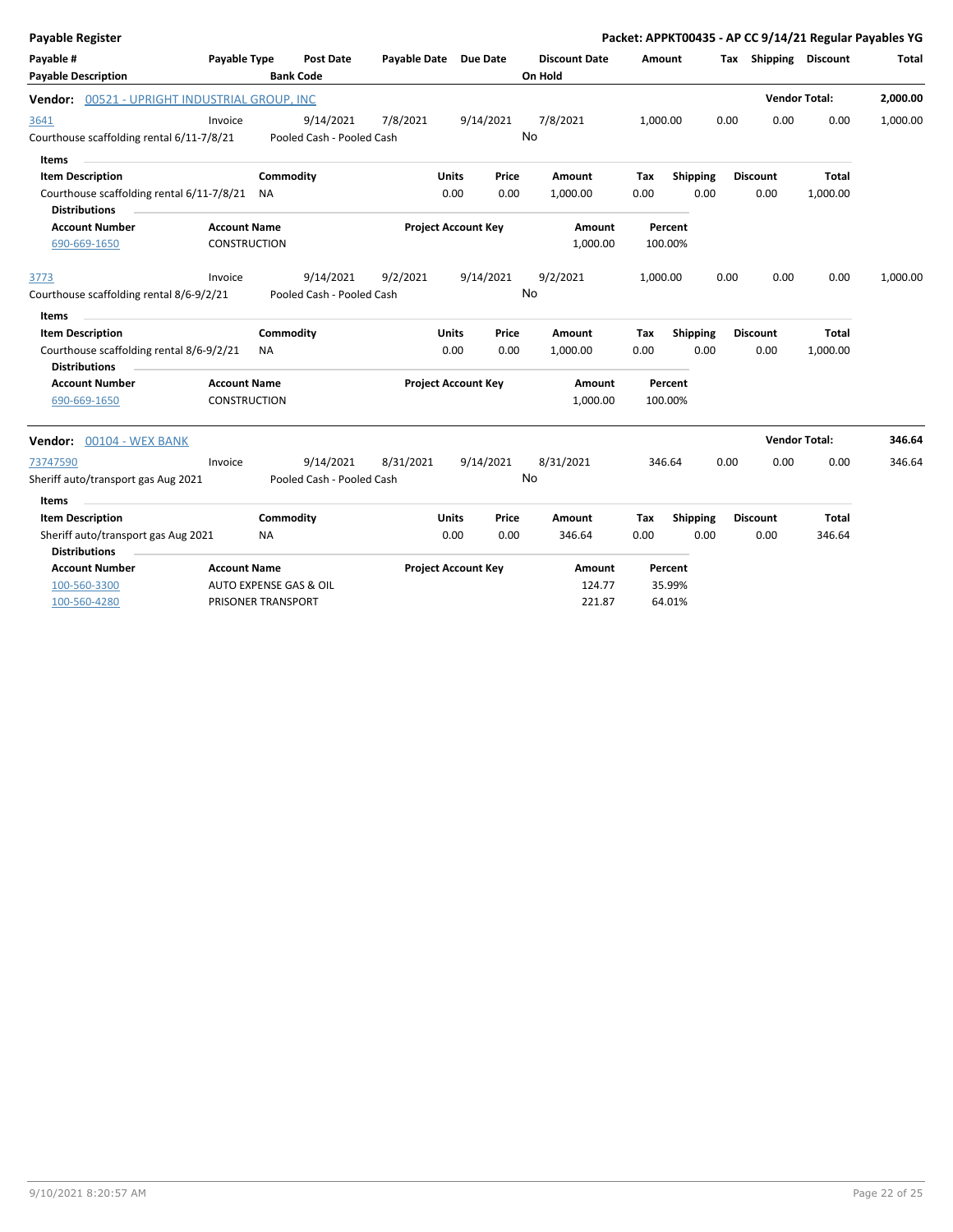**Payable Register** — **Packet: APPKT00435 - AP CC 9/14/21 Regular Payables YG**

| Payable # / Payable Description | Payable Type | Post Date / Bank Code | Payable Date | Due Date | Discount Date / On Hold | Amount | Tax | Shipping | Discount | Total |
|---|---|---|---|---|---|---|---|---|---|---|

## Vendor: 00521 - UPRIGHT INDUSTRIAL GROUP, INC

**Vendor Total: 2,000.00**

| Payable # | Payable Type | Post Date | Payable Date | Due Date | Discount Date | Amount | Tax | Shipping | Discount | Total |
|---|---|---|---|---|---|---|---|---|---|---|
| 3641 | Invoice | 9/14/2021 | 7/8/2021 | 9/14/2021 | 7/8/2021 | 1,000.00 | 0.00 | 0.00 | 0.00 | 1,000.00 |

Courthouse scaffolding rental 6/11-7/8/21 — Pooled Cash - Pooled Cash — On Hold: No

**Items**

| Item Description | Commodity | Units | Price | Amount | Tax | Shipping | Discount | Total |
|---|---|---|---|---|---|---|---|---|
| Courthouse scaffolding rental 6/11-7/8/21 | NA | 0.00 | 0.00 | 1,000.00 | 0.00 | 0.00 | 0.00 | 1,000.00 |

**Distributions**

| Account Number | Account Name | Project Account Key | Amount | Percent |
|---|---|---|---|---|
| 690-669-1650 | CONSTRUCTION | | 1,000.00 | 100.00% |

| Payable # | Payable Type | Post Date | Payable Date | Due Date | Discount Date | Amount | Tax | Shipping | Discount | Total |
|---|---|---|---|---|---|---|---|---|---|---|
| 3773 | Invoice | 9/14/2021 | 9/2/2021 | 9/14/2021 | 9/2/2021 | 1,000.00 | 0.00 | 0.00 | 0.00 | 1,000.00 |

Courthouse scaffolding rental 8/6-9/2/21 — Pooled Cash - Pooled Cash — On Hold: No

**Items**

| Item Description | Commodity | Units | Price | Amount | Tax | Shipping | Discount | Total |
|---|---|---|---|---|---|---|---|---|
| Courthouse scaffolding rental 8/6-9/2/21 | NA | 0.00 | 0.00 | 1,000.00 | 0.00 | 0.00 | 0.00 | 1,000.00 |

**Distributions**

| Account Number | Account Name | Project Account Key | Amount | Percent |
|---|---|---|---|---|
| 690-669-1650 | CONSTRUCTION | | 1,000.00 | 100.00% |

## Vendor: 00104 - WEX BANK

**Vendor Total: 346.64**

| Payable # | Payable Type | Post Date | Payable Date | Due Date | Discount Date | Amount | Tax | Shipping | Discount | Total |
|---|---|---|---|---|---|---|---|---|---|---|
| 73747590 | Invoice | 9/14/2021 | 8/31/2021 | 9/14/2021 | 8/31/2021 | 346.64 | 0.00 | 0.00 | 0.00 | 346.64 |

Sheriff auto/transport gas Aug 2021 — Pooled Cash - Pooled Cash — On Hold: No

**Items**

| Item Description | Commodity | Units | Price | Amount | Tax | Shipping | Discount | Total |
|---|---|---|---|---|---|---|---|---|
| Sheriff auto/transport gas Aug 2021 | NA | 0.00 | 0.00 | 346.64 | 0.00 | 0.00 | 0.00 | 346.64 |

**Distributions**

| Account Number | Account Name | Project Account Key | Amount | Percent |
|---|---|---|---|---|
| 100-560-3300 | AUTO EXPENSE GAS & OIL | | 124.77 | 35.99% |
| 100-560-4280 | PRISONER TRANSPORT | | 221.87 | 64.01% |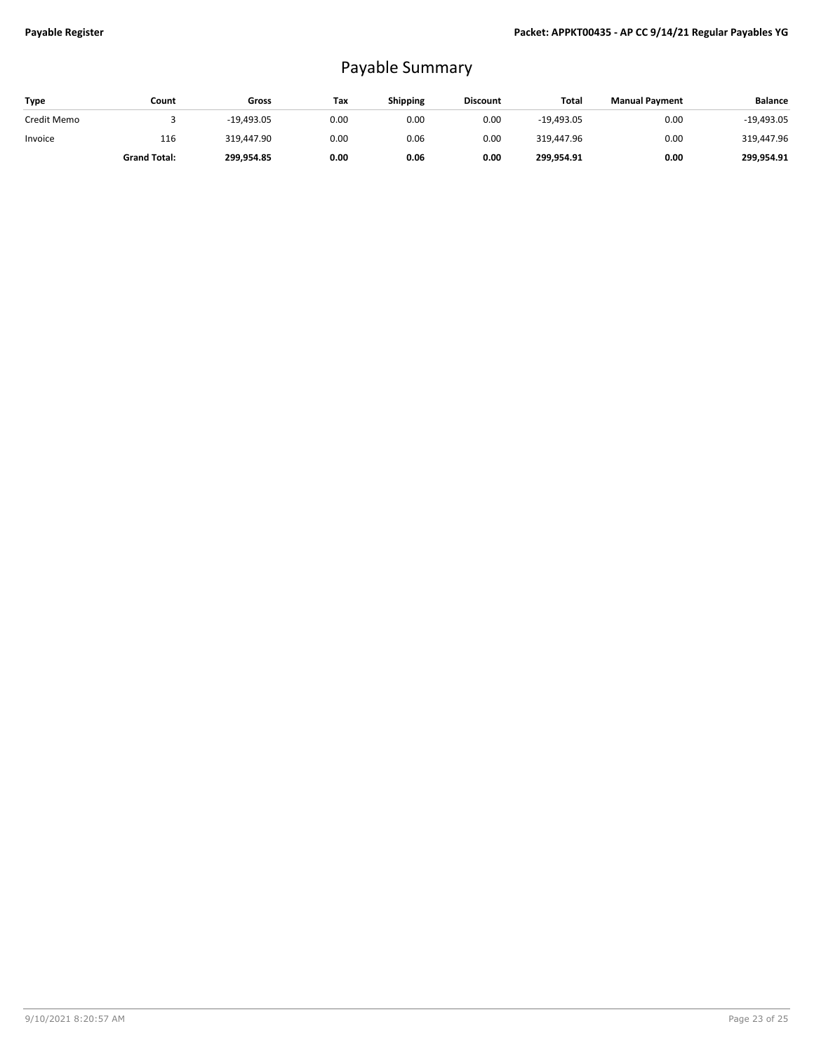# Payable Summary

| Type | Count | Gross | Tax | Shipping | Discount | Total | Manual Payment | Balance |
|---|---|---|---|---|---|---|---|---|
| Credit Memo | 3 | -19,493.05 | 0.00 | 0.00 | 0.00 | -19,493.05 | 0.00 | -19,493.05 |
| Invoice | 116 | 319,447.90 | 0.00 | 0.06 | 0.00 | 319,447.96 | 0.00 | 319,447.96 |
| | **Grand Total:** | **299,954.85** | **0.00** | **0.06** | **0.00** | **299,954.91** | **0.00** | **299,954.91** |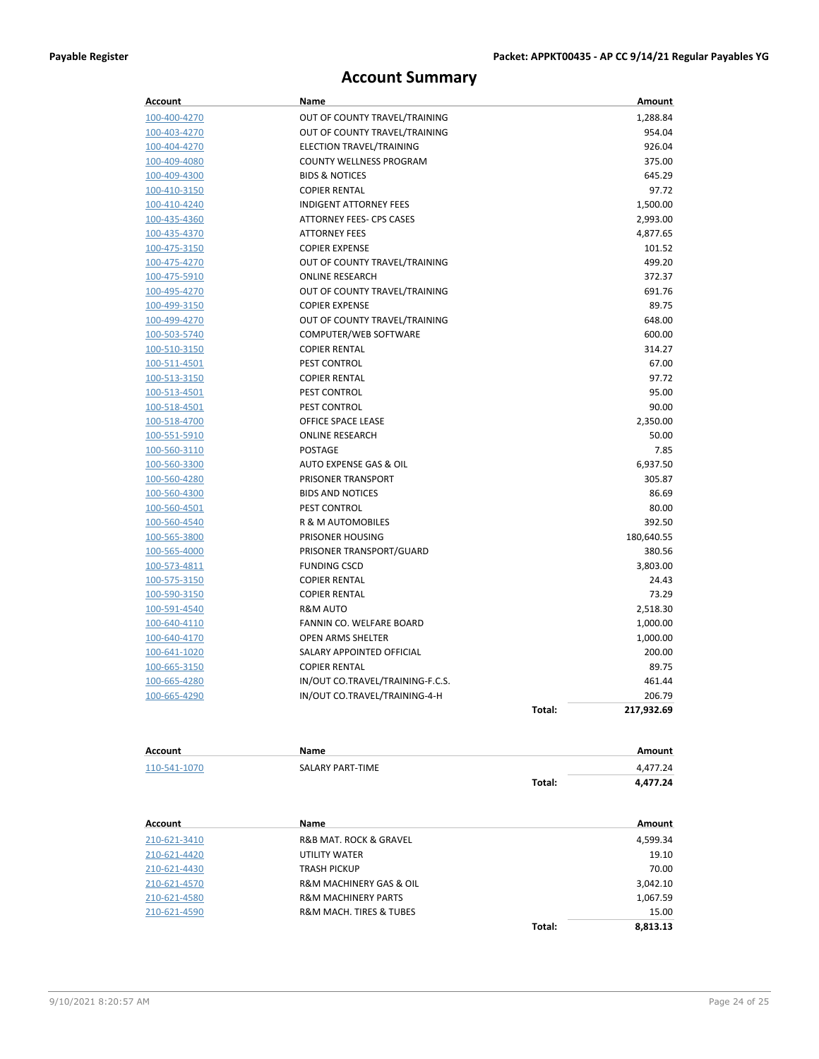# Account Summary

| Account | Name | | Amount |
|---|---|---|---|
| 100-400-4270 | OUT OF COUNTY TRAVEL/TRAINING | | 1,288.84 |
| 100-403-4270 | OUT OF COUNTY TRAVEL/TRAINING | | 954.04 |
| 100-404-4270 | ELECTION TRAVEL/TRAINING | | 926.04 |
| 100-409-4080 | COUNTY WELLNESS PROGRAM | | 375.00 |
| 100-409-4300 | BIDS & NOTICES | | 645.29 |
| 100-410-3150 | COPIER RENTAL | | 97.72 |
| 100-410-4240 | INDIGENT ATTORNEY FEES | | 1,500.00 |
| 100-435-4360 | ATTORNEY FEES- CPS CASES | | 2,993.00 |
| 100-435-4370 | ATTORNEY FEES | | 4,877.65 |
| 100-475-3150 | COPIER EXPENSE | | 101.52 |
| 100-475-4270 | OUT OF COUNTY TRAVEL/TRAINING | | 499.20 |
| 100-475-5910 | ONLINE RESEARCH | | 372.37 |
| 100-495-4270 | OUT OF COUNTY TRAVEL/TRAINING | | 691.76 |
| 100-499-3150 | COPIER EXPENSE | | 89.75 |
| 100-499-4270 | OUT OF COUNTY TRAVEL/TRAINING | | 648.00 |
| 100-503-5740 | COMPUTER/WEB SOFTWARE | | 600.00 |
| 100-510-3150 | COPIER RENTAL | | 314.27 |
| 100-511-4501 | PEST CONTROL | | 67.00 |
| 100-513-3150 | COPIER RENTAL | | 97.72 |
| 100-513-4501 | PEST CONTROL | | 95.00 |
| 100-518-4501 | PEST CONTROL | | 90.00 |
| 100-518-4700 | OFFICE SPACE LEASE | | 2,350.00 |
| 100-551-5910 | ONLINE RESEARCH | | 50.00 |
| 100-560-3110 | POSTAGE | | 7.85 |
| 100-560-3300 | AUTO EXPENSE GAS & OIL | | 6,937.50 |
| 100-560-4280 | PRISONER TRANSPORT | | 305.87 |
| 100-560-4300 | BIDS AND NOTICES | | 86.69 |
| 100-560-4501 | PEST CONTROL | | 80.00 |
| 100-560-4540 | R & M AUTOMOBILES | | 392.50 |
| 100-565-3800 | PRISONER HOUSING | | 180,640.55 |
| 100-565-4000 | PRISONER TRANSPORT/GUARD | | 380.56 |
| 100-573-4811 | FUNDING CSCD | | 3,803.00 |
| 100-575-3150 | COPIER RENTAL | | 24.43 |
| 100-590-3150 | COPIER RENTAL | | 73.29 |
| 100-591-4540 | R&M AUTO | | 2,518.30 |
| 100-640-4110 | FANNIN CO. WELFARE BOARD | | 1,000.00 |
| 100-640-4170 | OPEN ARMS SHELTER | | 1,000.00 |
| 100-641-1020 | SALARY APPOINTED OFFICIAL | | 200.00 |
| 100-665-3150 | COPIER RENTAL | | 89.75 |
| 100-665-4280 | IN/OUT CO.TRAVEL/TRAINING-F.C.S. | | 461.44 |
| 100-665-4290 | IN/OUT CO.TRAVEL/TRAINING-4-H | | 206.79 |
| | | **Total:** | **217,932.69** |

| Account | Name | | Amount |
|---|---|---|---|
| 110-541-1070 | SALARY PART-TIME | | 4,477.24 |
| | | **Total:** | **4,477.24** |

| Account | Name | | Amount |
|---|---|---|---|
| 210-621-3410 | R&B MAT. ROCK & GRAVEL | | 4,599.34 |
| 210-621-4420 | UTILITY WATER | | 19.10 |
| 210-621-4430 | TRASH PICKUP | | 70.00 |
| 210-621-4570 | R&M MACHINERY GAS & OIL | | 3,042.10 |
| 210-621-4580 | R&M MACHINERY PARTS | | 1,067.59 |
| 210-621-4590 | R&M MACH. TIRES & TUBES | | 15.00 |
| | | **Total:** | **8,813.13** |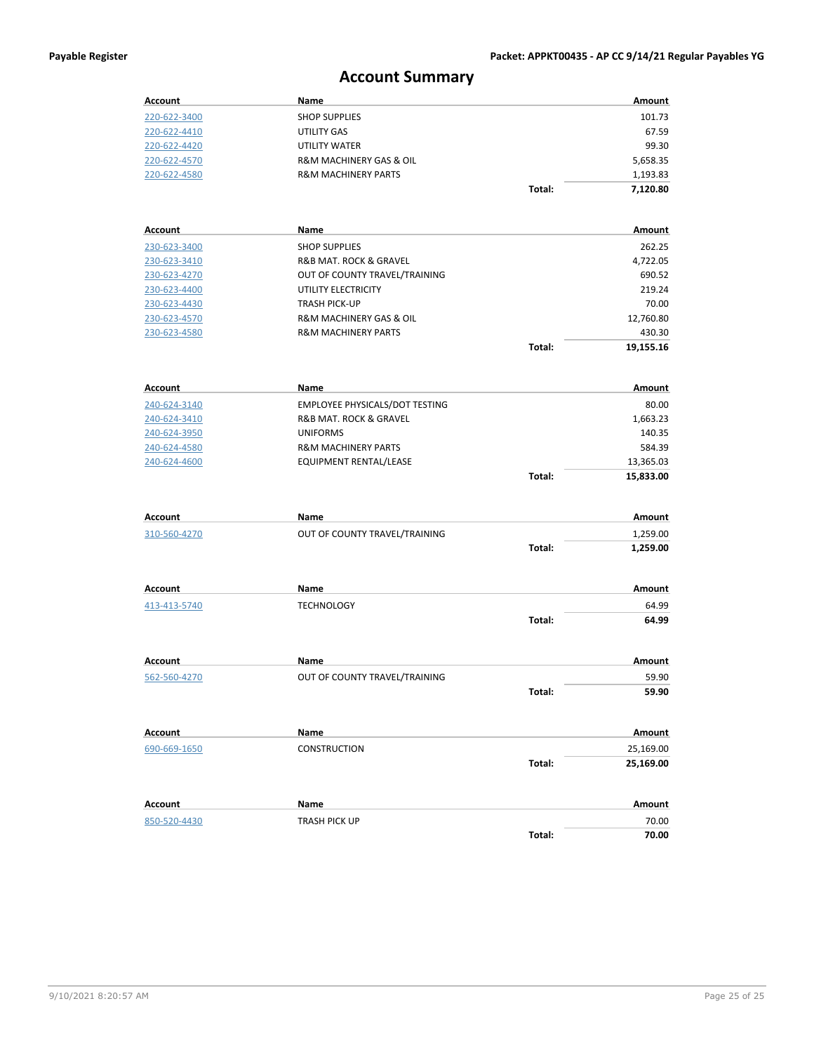## Account Summary

| Account | Name | | Amount |
|---|---|---|---|
| 220-622-3400 | SHOP SUPPLIES | | 101.73 |
| 220-622-4410 | UTILITY GAS | | 67.59 |
| 220-622-4420 | UTILITY WATER | | 99.30 |
| 220-622-4570 | R&M MACHINERY GAS & OIL | | 5,658.35 |
| 220-622-4580 | R&M MACHINERY PARTS | | 1,193.83 |
| | | **Total:** | **7,120.80** |

| Account | Name | | Amount |
|---|---|---|---|
| 230-623-3400 | SHOP SUPPLIES | | 262.25 |
| 230-623-3410 | R&B MAT. ROCK & GRAVEL | | 4,722.05 |
| 230-623-4270 | OUT OF COUNTY TRAVEL/TRAINING | | 690.52 |
| 230-623-4400 | UTILITY ELECTRICITY | | 219.24 |
| 230-623-4430 | TRASH PICK-UP | | 70.00 |
| 230-623-4570 | R&M MACHINERY GAS & OIL | | 12,760.80 |
| 230-623-4580 | R&M MACHINERY PARTS | | 430.30 |
| | | **Total:** | **19,155.16** |

| Account | Name | | Amount |
|---|---|---|---|
| 240-624-3140 | EMPLOYEE PHYSICALS/DOT TESTING | | 80.00 |
| 240-624-3410 | R&B MAT. ROCK & GRAVEL | | 1,663.23 |
| 240-624-3950 | UNIFORMS | | 140.35 |
| 240-624-4580 | R&M MACHINERY PARTS | | 584.39 |
| 240-624-4600 | EQUIPMENT RENTAL/LEASE | | 13,365.03 |
| | | **Total:** | **15,833.00** |

| Account | Name | | Amount |
|---|---|---|---|
| 310-560-4270 | OUT OF COUNTY TRAVEL/TRAINING | | 1,259.00 |
| | | **Total:** | **1,259.00** |

| Account | Name | | Amount |
|---|---|---|---|
| 413-413-5740 | TECHNOLOGY | | 64.99 |
| | | **Total:** | **64.99** |

| Account | Name | | Amount |
|---|---|---|---|
| 562-560-4270 | OUT OF COUNTY TRAVEL/TRAINING | | 59.90 |
| | | **Total:** | **59.90** |

| Account | Name | | Amount |
|---|---|---|---|
| 690-669-1650 | CONSTRUCTION | | 25,169.00 |
| | | **Total:** | **25,169.00** |

| Account | Name | | Amount |
|---|---|---|---|
| 850-520-4430 | TRASH PICK UP | | 70.00 |
| | | **Total:** | **70.00** |